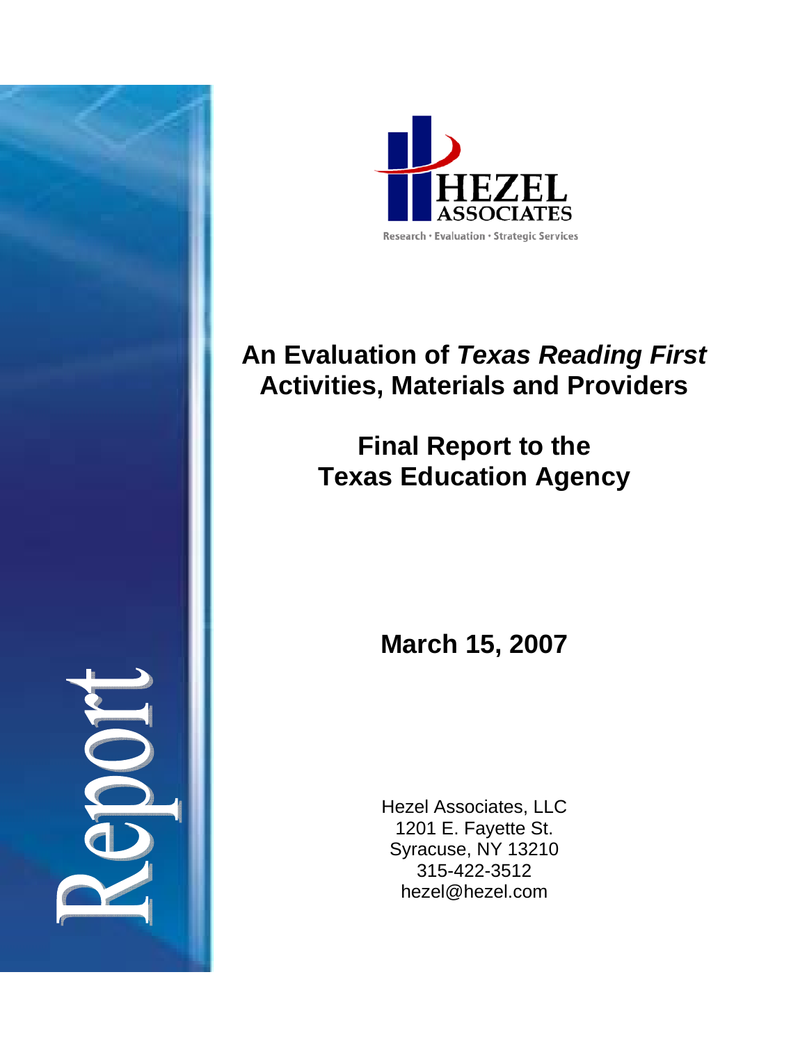HEZEL ASSOCIATES

Research · Evaluation · Strategic Services

# An Evaluation of *Texas Reading First* Activities, Materials and Providers

## Final Report to the Texas Education Agency

**March 15, 2007**

Hezel Associates, LLC  
1201 E. Fayette St.  
Syracuse, NY 13210  
315-422-3512  
hezel@hezel.com

Report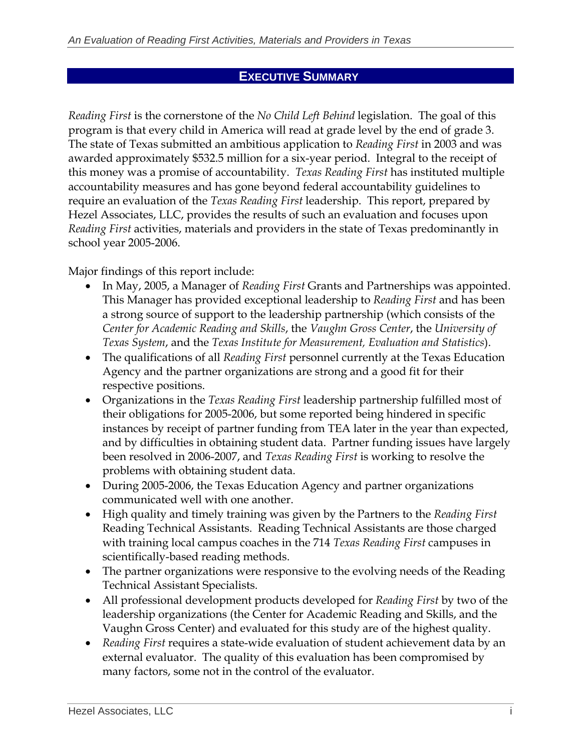## EXECUTIVE SUMMARY

*Reading First* is the cornerstone of the *No Child Left Behind* legislation. The goal of this program is that every child in America will read at grade level by the end of grade 3. The state of Texas submitted an ambitious application to *Reading First* in 2003 and was awarded approximately $532.5 million for a six-year period. Integral to the receipt of this money was a promise of accountability. *Texas Reading First* has instituted multiple accountability measures and has gone beyond federal accountability guidelines to require an evaluation of the *Texas Reading First* leadership. This report, prepared by Hezel Associates, LLC, provides the results of such an evaluation and focuses upon *Reading First* activities, materials and providers in the state of Texas predominantly in school year 2005-2006.

Major findings of this report include:

- In May, 2005, a Manager of *Reading First* Grants and Partnerships was appointed. This Manager has provided exceptional leadership to *Reading First* and has been a strong source of support to the leadership partnership (which consists of the *Center for Academic Reading and Skills*, the *Vaughn Gross Center*, the *University of Texas System*, and the *Texas Institute for Measurement, Evaluation and Statistics*).
- The qualifications of all *Reading First* personnel currently at the Texas Education Agency and the partner organizations are strong and a good fit for their respective positions.
- Organizations in the *Texas Reading First* leadership partnership fulfilled most of their obligations for 2005-2006, but some reported being hindered in specific instances by receipt of partner funding from TEA later in the year than expected, and by difficulties in obtaining student data. Partner funding issues have largely been resolved in 2006-2007, and *Texas Reading First* is working to resolve the problems with obtaining student data.
- During 2005-2006, the Texas Education Agency and partner organizations communicated well with one another.
- High quality and timely training was given by the Partners to the *Reading First* Reading Technical Assistants. Reading Technical Assistants are those charged with training local campus coaches in the 714 *Texas Reading First* campuses in scientifically-based reading methods.
- The partner organizations were responsive to the evolving needs of the Reading Technical Assistant Specialists.
- All professional development products developed for *Reading First* by two of the leadership organizations (the Center for Academic Reading and Skills, and the Vaughn Gross Center) and evaluated for this study are of the highest quality.
- *Reading First* requires a state-wide evaluation of student achievement data by an external evaluator. The quality of this evaluation has been compromised by many factors, some not in the control of the evaluator.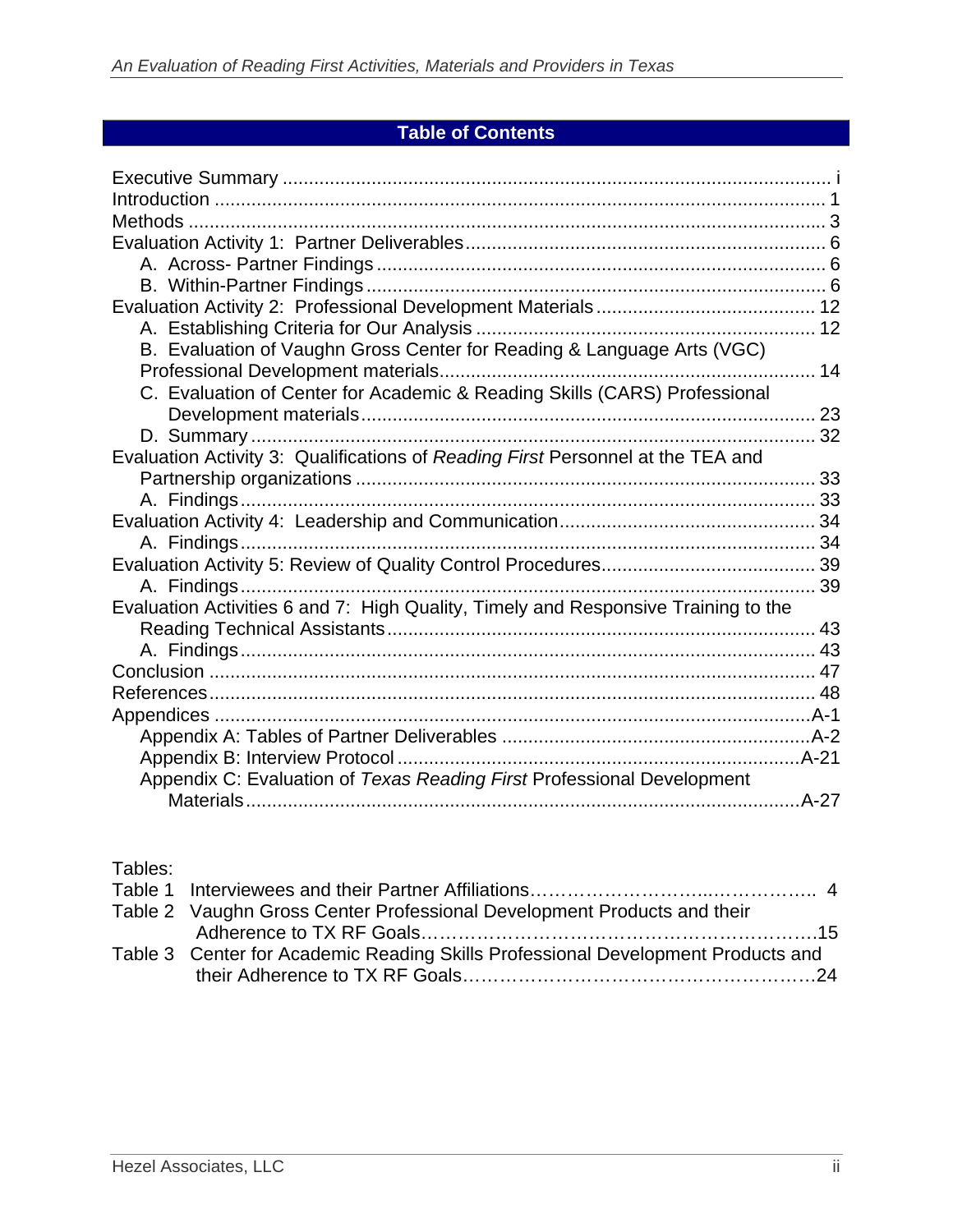# Table of Contents

Executive Summary ........................................................................................................ i
Introduction .................................................................................................................. 1
Methods ........................................................................................................................ 3
Evaluation Activity 1: Partner Deliverables .................................................................... 6
  A. Across- Partner Findings ......................................................................................... 6
  B. Within-Partner Findings ........................................................................................... 6
Evaluation Activity 2: Professional Development Materials .......................................... 12
  A. Establishing Criteria for Our Analysis ................................................................... 12
  B. Evaluation of Vaughn Gross Center for Reading & Language Arts (VGC) Professional Development materials .......................................................................... 14
  C. Evaluation of Center for Academic & Reading Skills (CARS) Professional Development materials ............................................................................................ 23
  D. Summary ............................................................................................................... 32
Evaluation Activity 3: Qualifications of *Reading First* Personnel at the TEA and Partnership organizations ............................................................................................ 33
  A. Findings ................................................................................................................. 33
Evaluation Activity 4: Leadership and Communication ................................................ 34
  A. Findings ................................................................................................................. 34
Evaluation Activity 5: Review of Quality Control Procedures ........................................ 39
  A. Findings ................................................................................................................. 39
Evaluation Activities 6 and 7: High Quality, Timely and Responsive Training to the Reading Technical Assistants ....................................................................................... 43
  A. Findings ................................................................................................................. 43
Conclusion .................................................................................................................... 47
References .................................................................................................................... 48
Appendices ................................................................................................................. A-1
  Appendix A: Tables of Partner Deliverables ............................................................ A-2
  Appendix B: Interview Protocol ............................................................................... A-21
  Appendix C: Evaluation of *Texas Reading First* Professional Development Materials ................................................................................................................. A-27

Tables:
Table 1 Interviewees and their Partner Affiliations ......................................................... 4
Table 2 Vaughn Gross Center Professional Development Products and their Adherence to TX RF Goals ............................................................................................ 15
Table 3 Center for Academic Reading Skills Professional Development Products and their Adherence to TX RF Goals ........................................................................ 24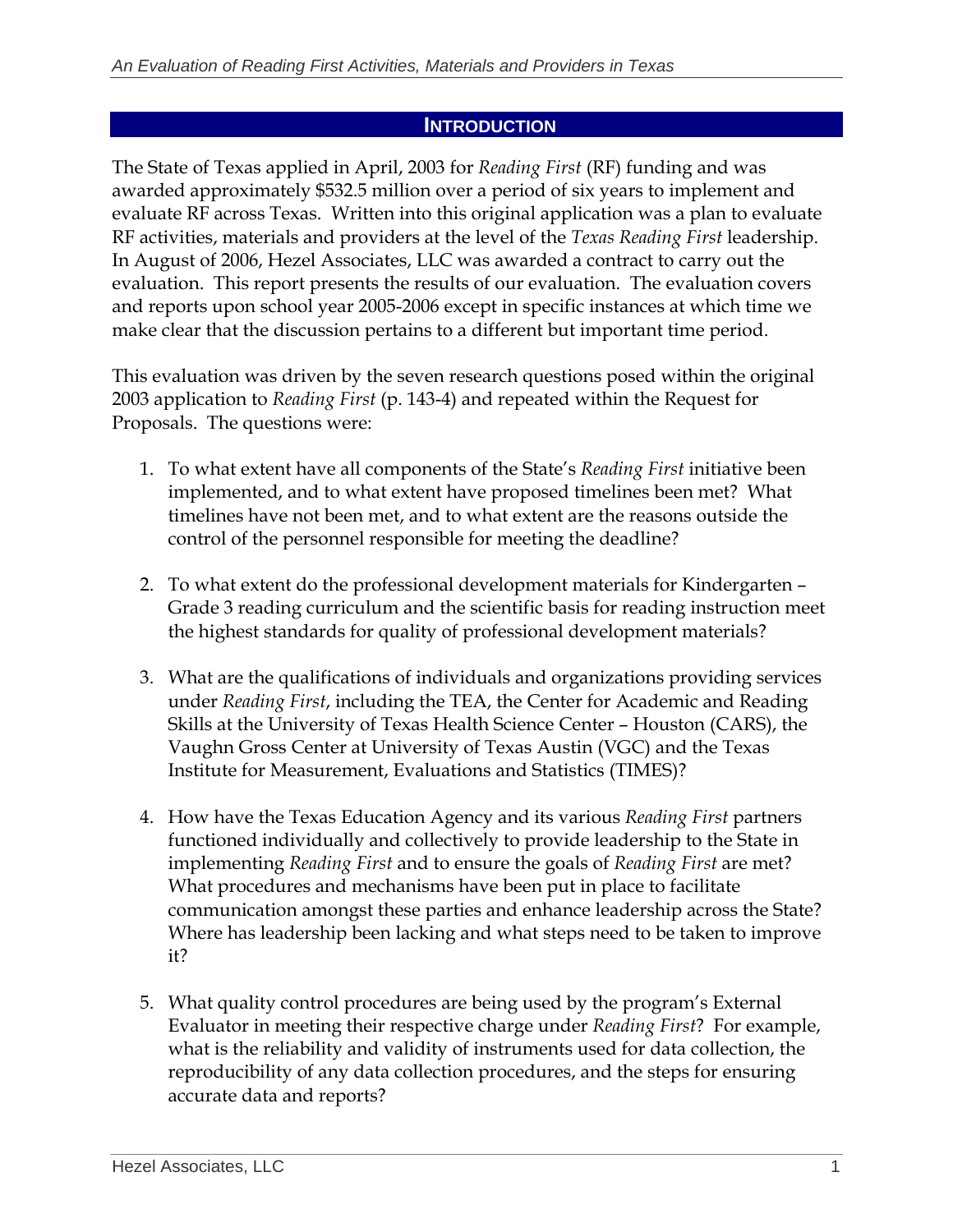## INTRODUCTION

The State of Texas applied in April, 2003 for *Reading First* (RF) funding and was awarded approximately $532.5 million over a period of six years to implement and evaluate RF across Texas. Written into this original application was a plan to evaluate RF activities, materials and providers at the level of the *Texas Reading First* leadership. In August of 2006, Hezel Associates, LLC was awarded a contract to carry out the evaluation. This report presents the results of our evaluation. The evaluation covers and reports upon school year 2005-2006 except in specific instances at which time we make clear that the discussion pertains to a different but important time period.

This evaluation was driven by the seven research questions posed within the original 2003 application to *Reading First* (p. 143-4) and repeated within the Request for Proposals. The questions were:

1. To what extent have all components of the State's *Reading First* initiative been implemented, and to what extent have proposed timelines been met? What timelines have not been met, and to what extent are the reasons outside the control of the personnel responsible for meeting the deadline?

2. To what extent do the professional development materials for Kindergarten – Grade 3 reading curriculum and the scientific basis for reading instruction meet the highest standards for quality of professional development materials?

3. What are the qualifications of individuals and organizations providing services under *Reading First*, including the TEA, the Center for Academic and Reading Skills at the University of Texas Health Science Center – Houston (CARS), the Vaughn Gross Center at University of Texas Austin (VGC) and the Texas Institute for Measurement, Evaluations and Statistics (TIMES)?

4. How have the Texas Education Agency and its various *Reading First* partners functioned individually and collectively to provide leadership to the State in implementing *Reading First* and to ensure the goals of *Reading First* are met? What procedures and mechanisms have been put in place to facilitate communication amongst these parties and enhance leadership across the State? Where has leadership been lacking and what steps need to be taken to improve it?

5. What quality control procedures are being used by the program's External Evaluator in meeting their respective charge under *Reading First*? For example, what is the reliability and validity of instruments used for data collection, the reproducibility of any data collection procedures, and the steps for ensuring accurate data and reports?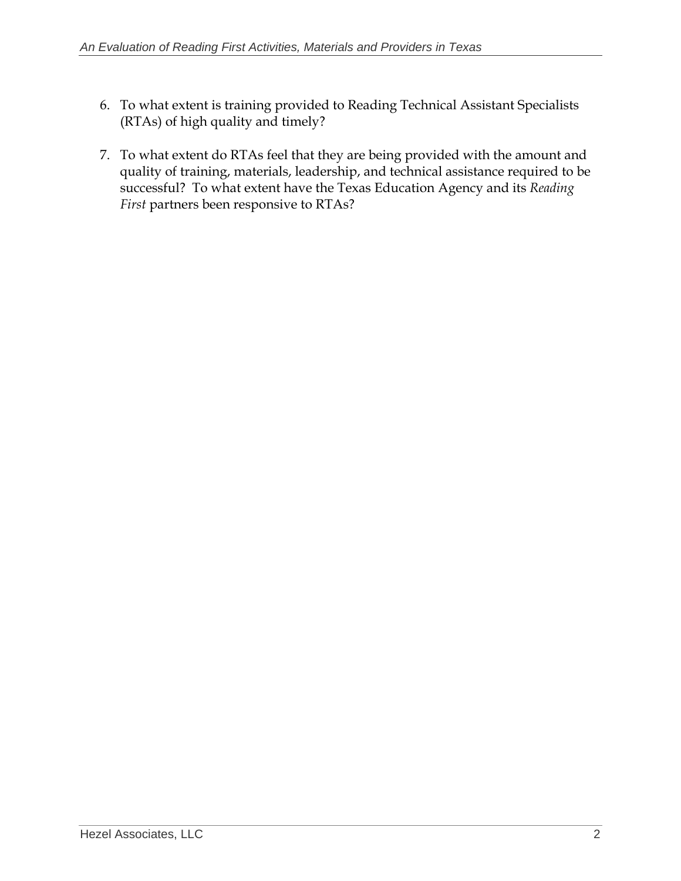6. To what extent is training provided to Reading Technical Assistant Specialists (RTAs) of high quality and timely?

7. To what extent do RTAs feel that they are being provided with the amount and quality of training, materials, leadership, and technical assistance required to be successful? To what extent have the Texas Education Agency and its *Reading First* partners been responsive to RTAs?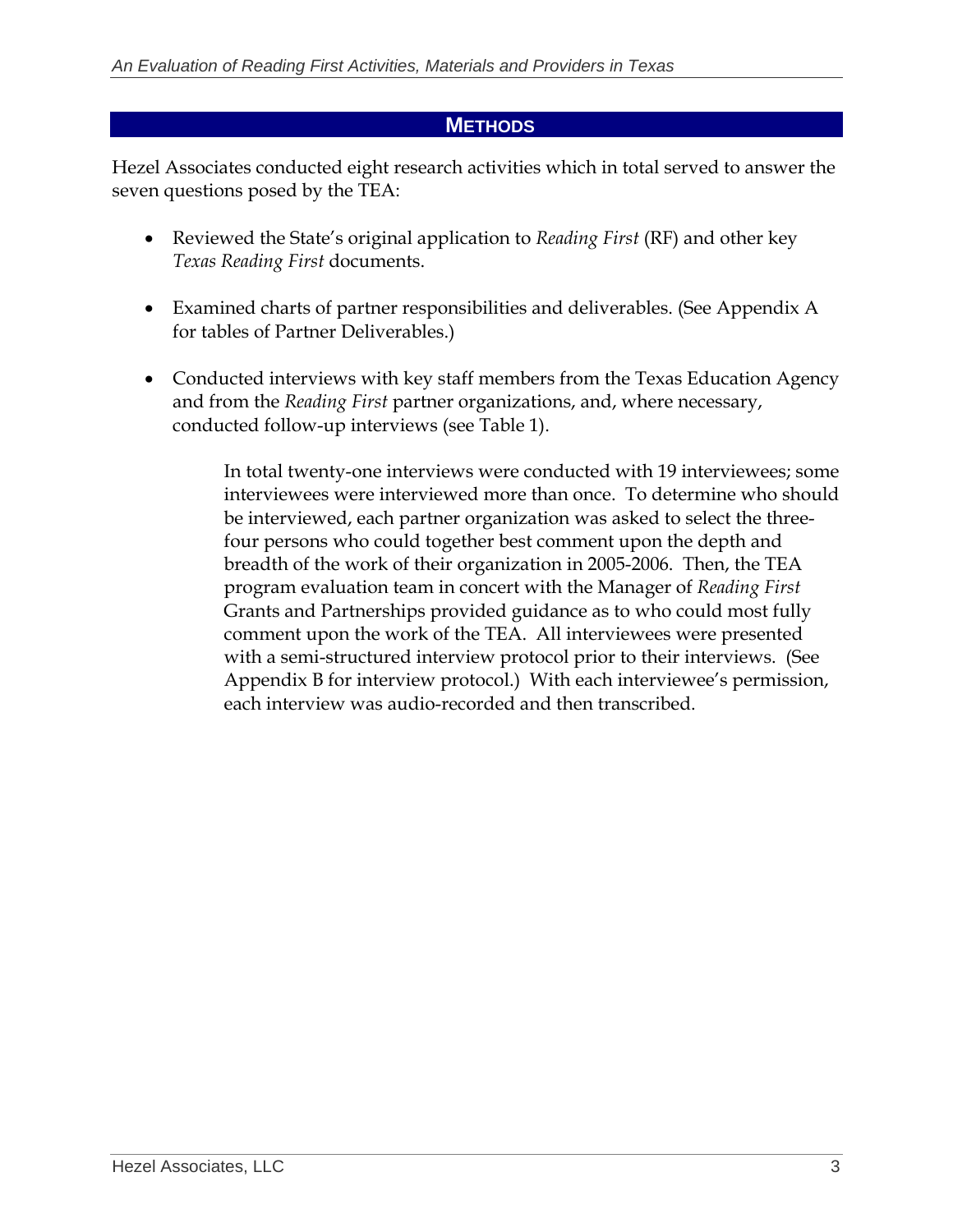## METHODS

Hezel Associates conducted eight research activities which in total served to answer the seven questions posed by the TEA:

- Reviewed the State's original application to *Reading First* (RF) and other key *Texas Reading First* documents.

- Examined charts of partner responsibilities and deliverables. (See Appendix A for tables of Partner Deliverables.)

- Conducted interviews with key staff members from the Texas Education Agency and from the *Reading First* partner organizations, and, where necessary, conducted follow-up interviews (see Table 1).

    In total twenty-one interviews were conducted with 19 interviewees; some interviewees were interviewed more than once. To determine who should be interviewed, each partner organization was asked to select the three-four persons who could together best comment upon the depth and breadth of the work of their organization in 2005-2006. Then, the TEA program evaluation team in concert with the Manager of *Reading First* Grants and Partnerships provided guidance as to who could most fully comment upon the work of the TEA. All interviewees were presented with a semi-structured interview protocol prior to their interviews. (See Appendix B for interview protocol.) With each interviewee's permission, each interview was audio-recorded and then transcribed.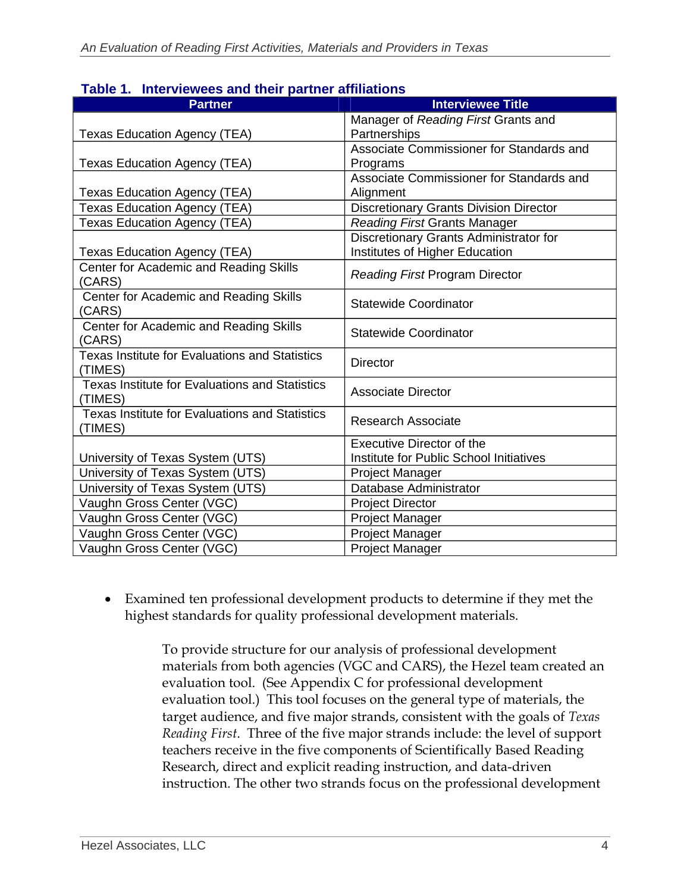**Table 1. Interviewees and their partner affiliations**

| Partner | Interviewee Title |
|---|---|
| Texas Education Agency (TEA) | Manager of *Reading First* Grants and Partnerships |
| Texas Education Agency (TEA) | Associate Commissioner for Standards and Programs |
| Texas Education Agency (TEA) | Associate Commissioner for Standards and Alignment |
| Texas Education Agency (TEA) | Discretionary Grants Division Director |
| Texas Education Agency (TEA) | *Reading First* Grants Manager |
| Texas Education Agency (TEA) | Discretionary Grants Administrator for Institutes of Higher Education |
| Center for Academic and Reading Skills (CARS) | *Reading First* Program Director |
| Center for Academic and Reading Skills (CARS) | Statewide Coordinator |
| Center for Academic and Reading Skills (CARS) | Statewide Coordinator |
| Texas Institute for Evaluations and Statistics (TIMES) | Director |
| Texas Institute for Evaluations and Statistics (TIMES) | Associate Director |
| Texas Institute for Evaluations and Statistics (TIMES) | Research Associate |
| University of Texas System (UTS) | Executive Director of the Institute for Public School Initiatives |
| University of Texas System (UTS) | Project Manager |
| University of Texas System (UTS) | Database Administrator |
| Vaughn Gross Center (VGC) | Project Director |
| Vaughn Gross Center (VGC) | Project Manager |
| Vaughn Gross Center (VGC) | Project Manager |
| Vaughn Gross Center (VGC) | Project Manager |

- Examined ten professional development products to determine if they met the highest standards for quality professional development materials.

To provide structure for our analysis of professional development materials from both agencies (VGC and CARS), the Hezel team created an evaluation tool. (See Appendix C for professional development evaluation tool.) This tool focuses on the general type of materials, the target audience, and five major strands, consistent with the goals of *Texas Reading First*. Three of the five major strands include: the level of support teachers receive in the five components of Scientifically Based Reading Research, direct and explicit reading instruction, and data-driven instruction. The other two strands focus on the professional development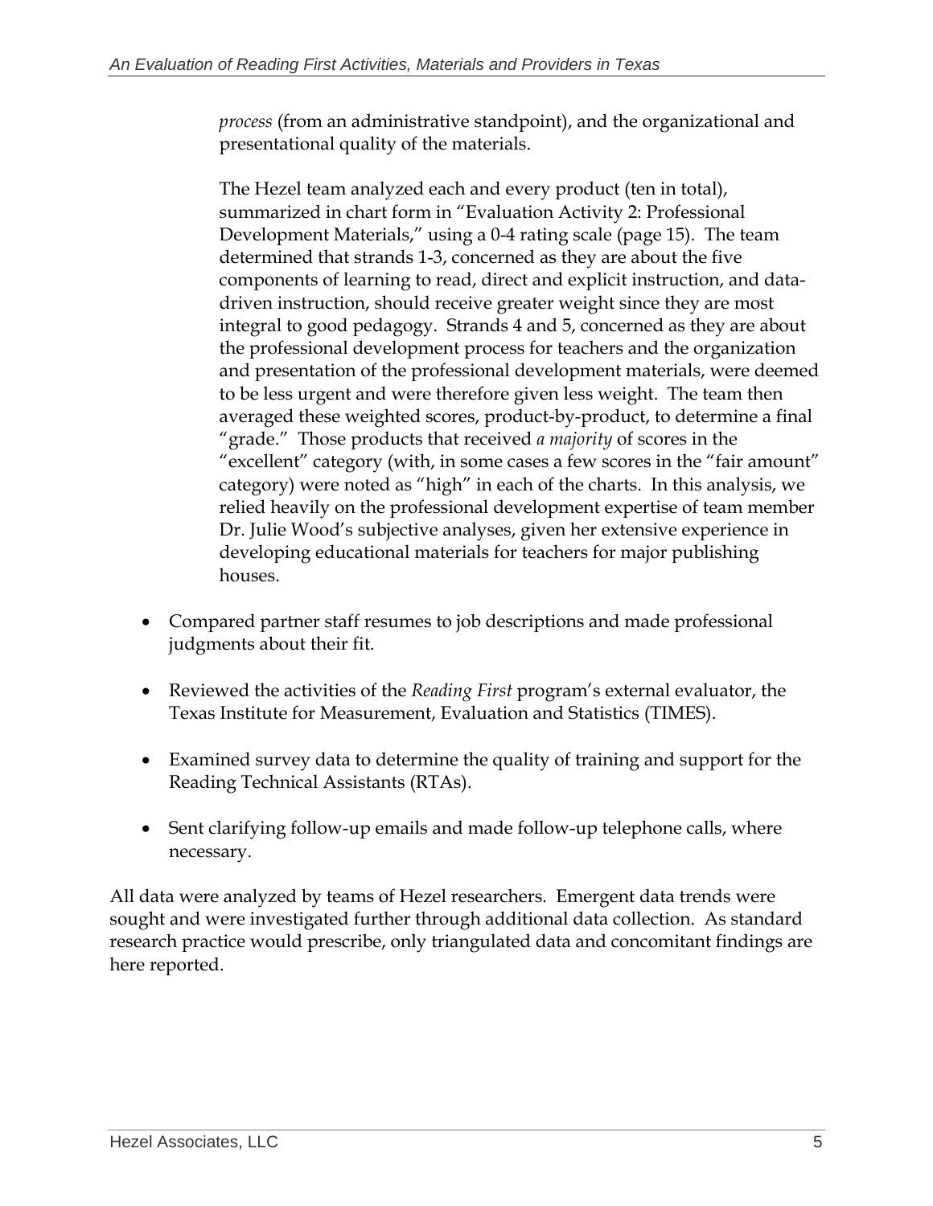*process* (from an administrative standpoint), and the organizational and presentational quality of the materials.

The Hezel team analyzed each and every product (ten in total), summarized in chart form in "Evaluation Activity 2: Professional Development Materials," using a 0-4 rating scale (page 15). The team determined that strands 1-3, concerned as they are about the five components of learning to read, direct and explicit instruction, and data-driven instruction, should receive greater weight since they are most integral to good pedagogy. Strands 4 and 5, concerned as they are about the professional development process for teachers and the organization and presentation of the professional development materials, were deemed to be less urgent and were therefore given less weight. The team then averaged these weighted scores, product-by-product, to determine a final "grade." Those products that received *a majority* of scores in the "excellent" category (with, in some cases a few scores in the "fair amount" category) were noted as "high" in each of the charts. In this analysis, we relied heavily on the professional development expertise of team member Dr. Julie Wood's subjective analyses, given her extensive experience in developing educational materials for teachers for major publishing houses.

- Compared partner staff resumes to job descriptions and made professional judgments about their fit.
- Reviewed the activities of the *Reading First* program's external evaluator, the Texas Institute for Measurement, Evaluation and Statistics (TIMES).
- Examined survey data to determine the quality of training and support for the Reading Technical Assistants (RTAs).
- Sent clarifying follow-up emails and made follow-up telephone calls, where necessary.

All data were analyzed by teams of Hezel researchers. Emergent data trends were sought and were investigated further through additional data collection. As standard research practice would prescribe, only triangulated data and concomitant findings are here reported.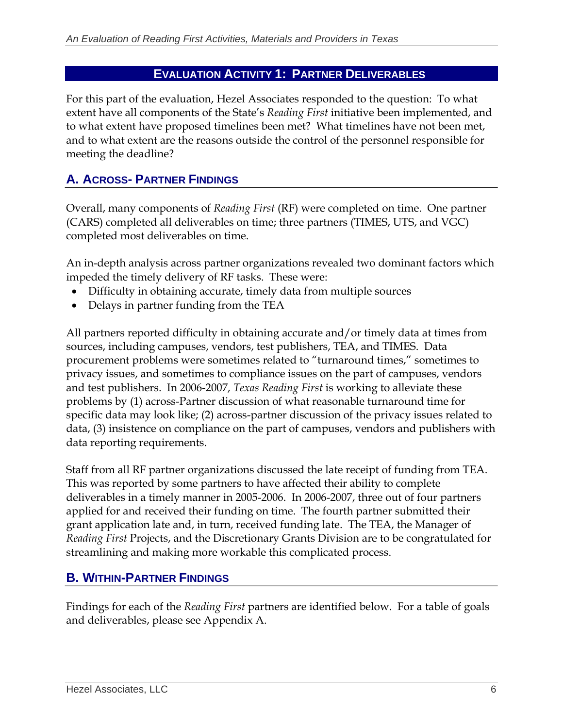## Evaluation Activity 1: Partner Deliverables

For this part of the evaluation, Hezel Associates responded to the question: To what extent have all components of the State's *Reading First* initiative been implemented, and to what extent have proposed timelines been met? What timelines have not been met, and to what extent are the reasons outside the control of the personnel responsible for meeting the deadline?

### A. Across- Partner Findings

Overall, many components of *Reading First* (RF) were completed on time. One partner (CARS) completed all deliverables on time; three partners (TIMES, UTS, and VGC) completed most deliverables on time.

An in-depth analysis across partner organizations revealed two dominant factors which impeded the timely delivery of RF tasks. These were:

- Difficulty in obtaining accurate, timely data from multiple sources
- Delays in partner funding from the TEA

All partners reported difficulty in obtaining accurate and/or timely data at times from sources, including campuses, vendors, test publishers, TEA, and TIMES. Data procurement problems were sometimes related to "turnaround times," sometimes to privacy issues, and sometimes to compliance issues on the part of campuses, vendors and test publishers. In 2006-2007, *Texas Reading First* is working to alleviate these problems by (1) across-Partner discussion of what reasonable turnaround time for specific data may look like; (2) across-partner discussion of the privacy issues related to data, (3) insistence on compliance on the part of campuses, vendors and publishers with data reporting requirements.

Staff from all RF partner organizations discussed the late receipt of funding from TEA. This was reported by some partners to have affected their ability to complete deliverables in a timely manner in 2005-2006. In 2006-2007, three out of four partners applied for and received their funding on time. The fourth partner submitted their grant application late and, in turn, received funding late. The TEA, the Manager of *Reading First* Projects, and the Discretionary Grants Division are to be congratulated for streamlining and making more workable this complicated process.

### B. Within-Partner Findings

Findings for each of the *Reading First* partners are identified below. For a table of goals and deliverables, please see Appendix A.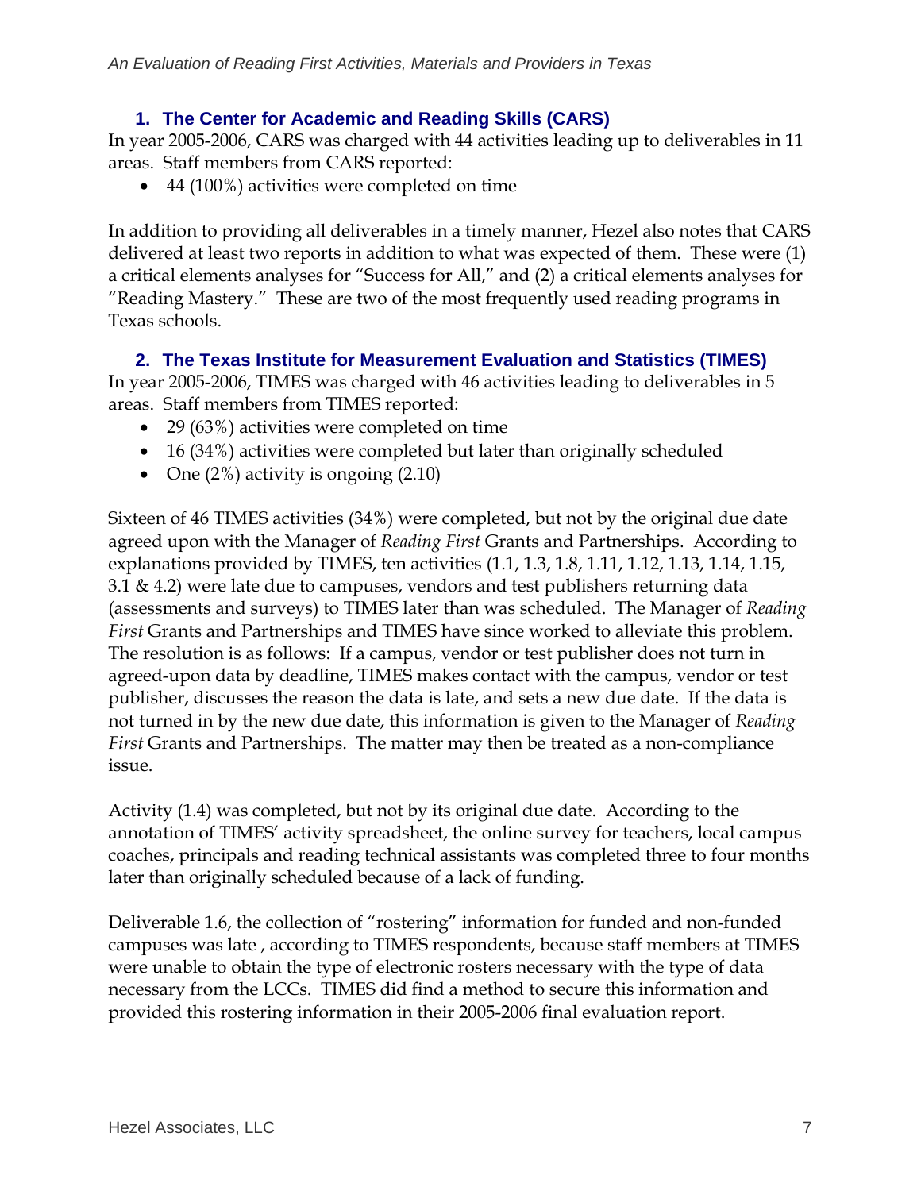### 1. The Center for Academic and Reading Skills (CARS)

In year 2005-2006, CARS was charged with 44 activities leading up to deliverables in 11 areas. Staff members from CARS reported:

- 44 (100%) activities were completed on time

In addition to providing all deliverables in a timely manner, Hezel also notes that CARS delivered at least two reports in addition to what was expected of them. These were (1) a critical elements analyses for "Success for All," and (2) a critical elements analyses for "Reading Mastery." These are two of the most frequently used reading programs in Texas schools.

### 2. The Texas Institute for Measurement Evaluation and Statistics (TIMES)

In year 2005-2006, TIMES was charged with 46 activities leading to deliverables in 5 areas. Staff members from TIMES reported:

- 29 (63%) activities were completed on time
- 16 (34%) activities were completed but later than originally scheduled
- One (2%) activity is ongoing (2.10)

Sixteen of 46 TIMES activities (34%) were completed, but not by the original due date agreed upon with the Manager of *Reading First* Grants and Partnerships. According to explanations provided by TIMES, ten activities (1.1, 1.3, 1.8, 1.11, 1.12, 1.13, 1.14, 1.15, 3.1 & 4.2) were late due to campuses, vendors and test publishers returning data (assessments and surveys) to TIMES later than was scheduled. The Manager of *Reading First* Grants and Partnerships and TIMES have since worked to alleviate this problem. The resolution is as follows: If a campus, vendor or test publisher does not turn in agreed-upon data by deadline, TIMES makes contact with the campus, vendor or test publisher, discusses the reason the data is late, and sets a new due date. If the data is not turned in by the new due date, this information is given to the Manager of *Reading First* Grants and Partnerships. The matter may then be treated as a non-compliance issue.

Activity (1.4) was completed, but not by its original due date. According to the annotation of TIMES' activity spreadsheet, the online survey for teachers, local campus coaches, principals and reading technical assistants was completed three to four months later than originally scheduled because of a lack of funding.

Deliverable 1.6, the collection of "rostering" information for funded and non-funded campuses was late , according to TIMES respondents, because staff members at TIMES were unable to obtain the type of electronic rosters necessary with the type of data necessary from the LCCs. TIMES did find a method to secure this information and provided this rostering information in their 2005-2006 final evaluation report.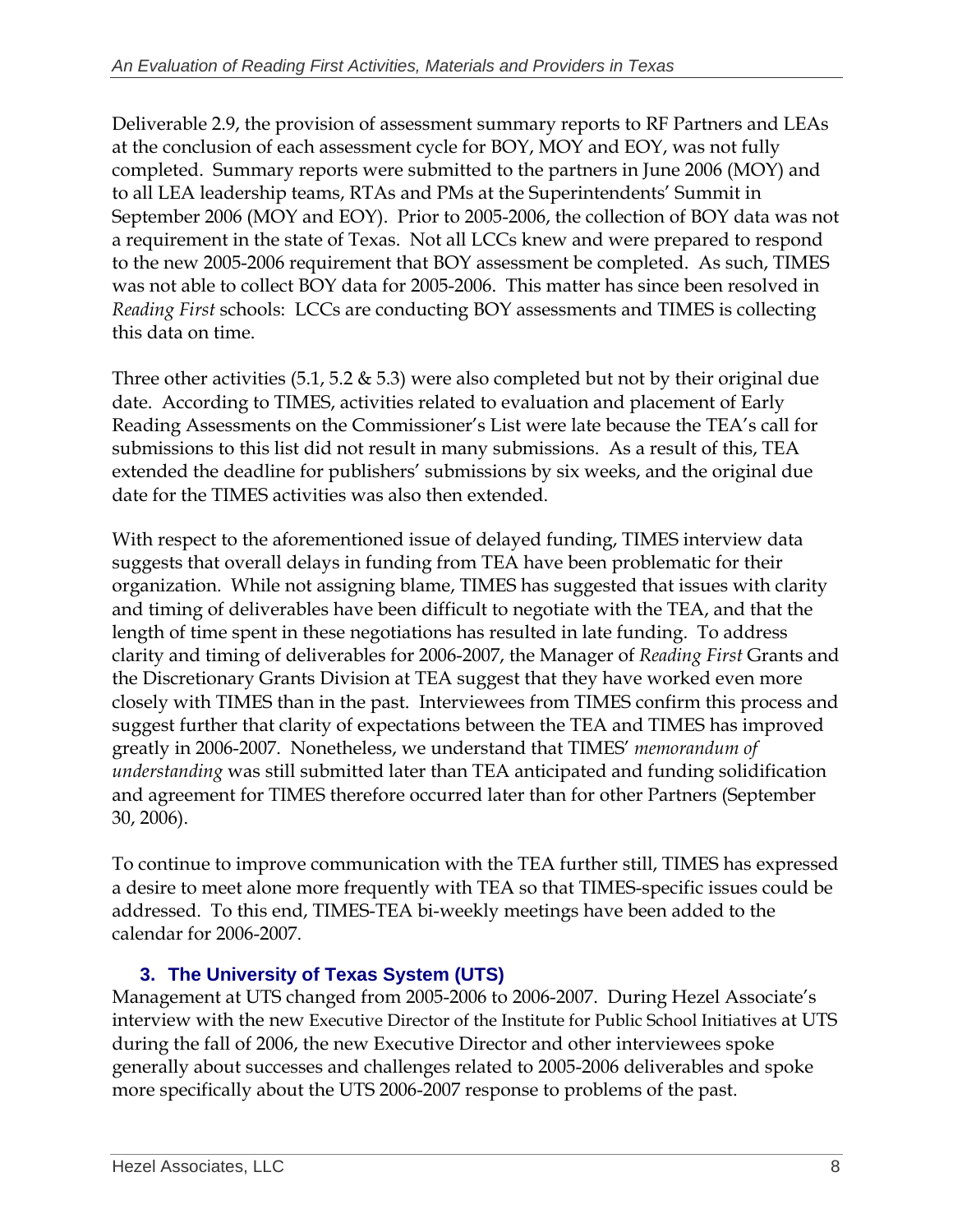Deliverable 2.9, the provision of assessment summary reports to RF Partners and LEAs at the conclusion of each assessment cycle for BOY, MOY and EOY, was not fully completed. Summary reports were submitted to the partners in June 2006 (MOY) and to all LEA leadership teams, RTAs and PMs at the Superintendents' Summit in September 2006 (MOY and EOY). Prior to 2005-2006, the collection of BOY data was not a requirement in the state of Texas. Not all LCCs knew and were prepared to respond to the new 2005-2006 requirement that BOY assessment be completed. As such, TIMES was not able to collect BOY data for 2005-2006. This matter has since been resolved in *Reading First* schools: LCCs are conducting BOY assessments and TIMES is collecting this data on time.

Three other activities (5.1, 5.2 & 5.3) were also completed but not by their original due date. According to TIMES, activities related to evaluation and placement of Early Reading Assessments on the Commissioner's List were late because the TEA's call for submissions to this list did not result in many submissions. As a result of this, TEA extended the deadline for publishers' submissions by six weeks, and the original due date for the TIMES activities was also then extended.

With respect to the aforementioned issue of delayed funding, TIMES interview data suggests that overall delays in funding from TEA have been problematic for their organization. While not assigning blame, TIMES has suggested that issues with clarity and timing of deliverables have been difficult to negotiate with the TEA, and that the length of time spent in these negotiations has resulted in late funding. To address clarity and timing of deliverables for 2006-2007, the Manager of *Reading First* Grants and the Discretionary Grants Division at TEA suggest that they have worked even more closely with TIMES than in the past. Interviewees from TIMES confirm this process and suggest further that clarity of expectations between the TEA and TIMES has improved greatly in 2006-2007. Nonetheless, we understand that TIMES' *memorandum of understanding* was still submitted later than TEA anticipated and funding solidification and agreement for TIMES therefore occurred later than for other Partners (September 30, 2006).

To continue to improve communication with the TEA further still, TIMES has expressed a desire to meet alone more frequently with TEA so that TIMES-specific issues could be addressed. To this end, TIMES-TEA bi-weekly meetings have been added to the calendar for 2006-2007.

### 3. The University of Texas System (UTS)

Management at UTS changed from 2005-2006 to 2006-2007. During Hezel Associate's interview with the new Executive Director of the Institute for Public School Initiatives at UTS during the fall of 2006, the new Executive Director and other interviewees spoke generally about successes and challenges related to 2005-2006 deliverables and spoke more specifically about the UTS 2006-2007 response to problems of the past.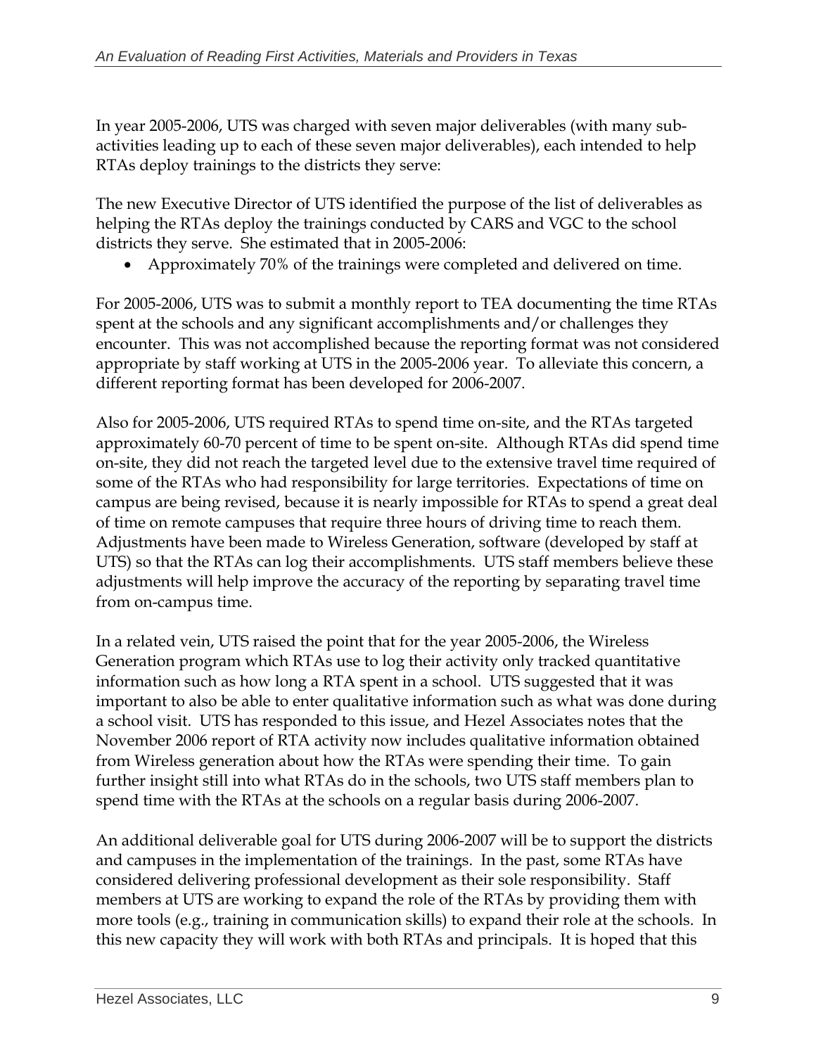In year 2005-2006, UTS was charged with seven major deliverables (with many sub-activities leading up to each of these seven major deliverables), each intended to help RTAs deploy trainings to the districts they serve:

The new Executive Director of UTS identified the purpose of the list of deliverables as helping the RTAs deploy the trainings conducted by CARS and VGC to the school districts they serve. She estimated that in 2005-2006:

- Approximately 70% of the trainings were completed and delivered on time.

For 2005-2006, UTS was to submit a monthly report to TEA documenting the time RTAs spent at the schools and any significant accomplishments and/or challenges they encounter. This was not accomplished because the reporting format was not considered appropriate by staff working at UTS in the 2005-2006 year. To alleviate this concern, a different reporting format has been developed for 2006-2007.

Also for 2005-2006, UTS required RTAs to spend time on-site, and the RTAs targeted approximately 60-70 percent of time to be spent on-site. Although RTAs did spend time on-site, they did not reach the targeted level due to the extensive travel time required of some of the RTAs who had responsibility for large territories. Expectations of time on campus are being revised, because it is nearly impossible for RTAs to spend a great deal of time on remote campuses that require three hours of driving time to reach them. Adjustments have been made to Wireless Generation, software (developed by staff at UTS) so that the RTAs can log their accomplishments. UTS staff members believe these adjustments will help improve the accuracy of the reporting by separating travel time from on-campus time.

In a related vein, UTS raised the point that for the year 2005-2006, the Wireless Generation program which RTAs use to log their activity only tracked quantitative information such as how long a RTA spent in a school. UTS suggested that it was important to also be able to enter qualitative information such as what was done during a school visit. UTS has responded to this issue, and Hezel Associates notes that the November 2006 report of RTA activity now includes qualitative information obtained from Wireless generation about how the RTAs were spending their time. To gain further insight still into what RTAs do in the schools, two UTS staff members plan to spend time with the RTAs at the schools on a regular basis during 2006-2007.

An additional deliverable goal for UTS during 2006-2007 will be to support the districts and campuses in the implementation of the trainings. In the past, some RTAs have considered delivering professional development as their sole responsibility. Staff members at UTS are working to expand the role of the RTAs by providing them with more tools (e.g., training in communication skills) to expand their role at the schools. In this new capacity they will work with both RTAs and principals. It is hoped that this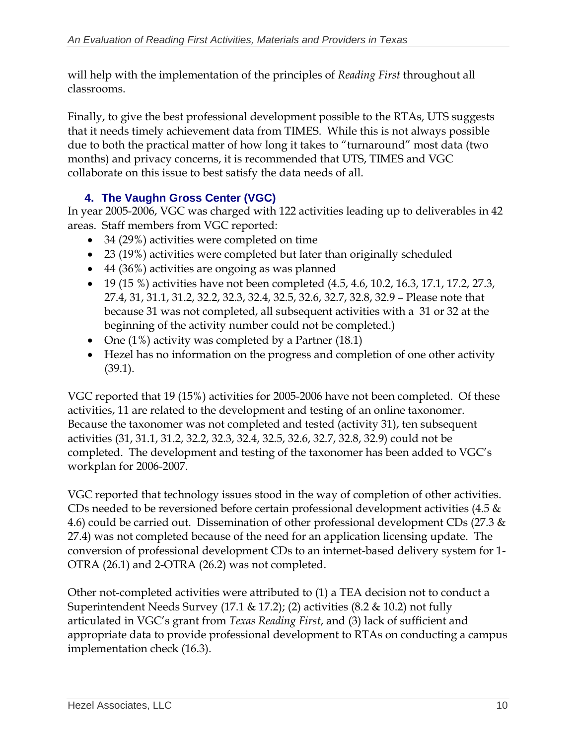will help with the implementation of the principles of *Reading First* throughout all classrooms.

Finally, to give the best professional development possible to the RTAs, UTS suggests that it needs timely achievement data from TIMES. While this is not always possible due to both the practical matter of how long it takes to "turnaround" most data (two months) and privacy concerns, it is recommended that UTS, TIMES and VGC collaborate on this issue to best satisfy the data needs of all.

### 4. The Vaughn Gross Center (VGC)

In year 2005-2006, VGC was charged with 122 activities leading up to deliverables in 42 areas. Staff members from VGC reported:

- 34 (29%) activities were completed on time
- 23 (19%) activities were completed but later than originally scheduled
- 44 (36%) activities are ongoing as was planned
- 19 (15 %) activities have not been completed (4.5, 4.6, 10.2, 16.3, 17.1, 17.2, 27.3, 27.4, 31, 31.1, 31.2, 32.2, 32.3, 32.4, 32.5, 32.6, 32.7, 32.8, 32.9 – Please note that because 31 was not completed, all subsequent activities with a 31 or 32 at the beginning of the activity number could not be completed.)
- One (1%) activity was completed by a Partner (18.1)
- Hezel has no information on the progress and completion of one other activity (39.1).

VGC reported that 19 (15%) activities for 2005-2006 have not been completed. Of these activities, 11 are related to the development and testing of an online taxonomer. Because the taxonomer was not completed and tested (activity 31), ten subsequent activities (31, 31.1, 31.2, 32.2, 32.3, 32.4, 32.5, 32.6, 32.7, 32.8, 32.9) could not be completed. The development and testing of the taxonomer has been added to VGC's workplan for 2006-2007.

VGC reported that technology issues stood in the way of completion of other activities. CDs needed to be reversioned before certain professional development activities (4.5 & 4.6) could be carried out. Dissemination of other professional development CDs (27.3 & 27.4) was not completed because of the need for an application licensing update. The conversion of professional development CDs to an internet-based delivery system for 1-OTRA (26.1) and 2-OTRA (26.2) was not completed.

Other not-completed activities were attributed to (1) a TEA decision not to conduct a Superintendent Needs Survey (17.1 & 17.2); (2) activities (8.2 & 10.2) not fully articulated in VGC's grant from *Texas Reading First*, and (3) lack of sufficient and appropriate data to provide professional development to RTAs on conducting a campus implementation check (16.3).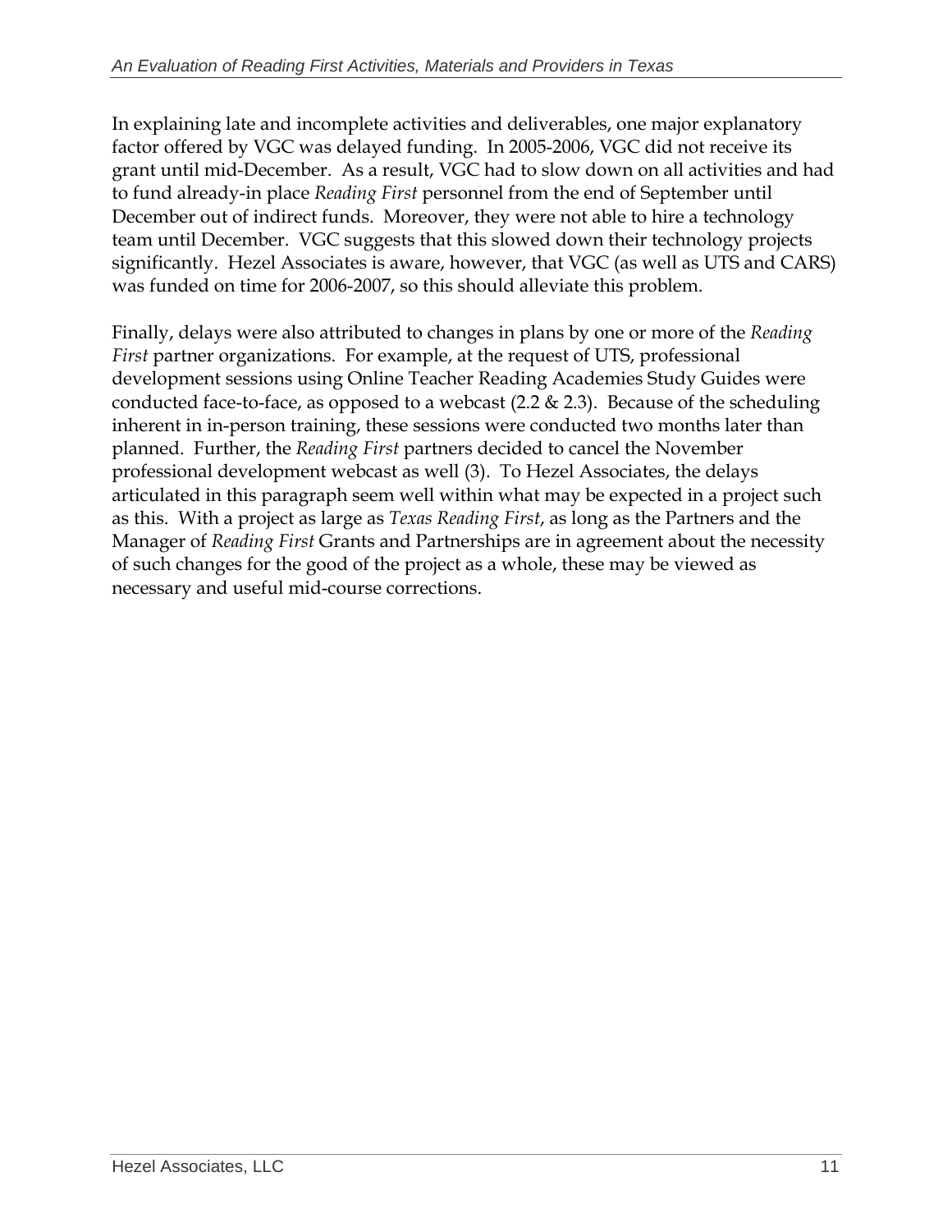In explaining late and incomplete activities and deliverables, one major explanatory factor offered by VGC was delayed funding. In 2005-2006, VGC did not receive its grant until mid-December. As a result, VGC had to slow down on all activities and had to fund already-in place *Reading First* personnel from the end of September until December out of indirect funds. Moreover, they were not able to hire a technology team until December. VGC suggests that this slowed down their technology projects significantly. Hezel Associates is aware, however, that VGC (as well as UTS and CARS) was funded on time for 2006-2007, so this should alleviate this problem.

Finally, delays were also attributed to changes in plans by one or more of the *Reading First* partner organizations. For example, at the request of UTS, professional development sessions using Online Teacher Reading Academies Study Guides were conducted face-to-face, as opposed to a webcast (2.2 & 2.3). Because of the scheduling inherent in in-person training, these sessions were conducted two months later than planned. Further, the *Reading First* partners decided to cancel the November professional development webcast as well (3). To Hezel Associates, the delays articulated in this paragraph seem well within what may be expected in a project such as this. With a project as large as *Texas Reading First*, as long as the Partners and the Manager of *Reading First* Grants and Partnerships are in agreement about the necessity of such changes for the good of the project as a whole, these may be viewed as necessary and useful mid-course corrections.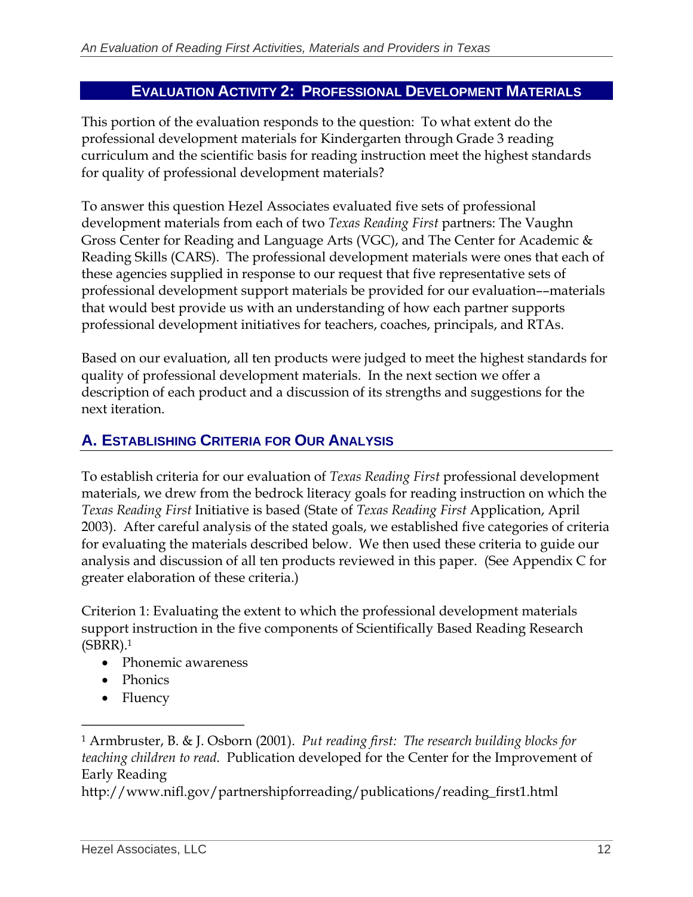## EVALUATION ACTIVITY 2: PROFESSIONAL DEVELOPMENT MATERIALS

This portion of the evaluation responds to the question: To what extent do the professional development materials for Kindergarten through Grade 3 reading curriculum and the scientific basis for reading instruction meet the highest standards for quality of professional development materials?

To answer this question Hezel Associates evaluated five sets of professional development materials from each of two *Texas Reading First* partners: The Vaughn Gross Center for Reading and Language Arts (VGC), and The Center for Academic & Reading Skills (CARS). The professional development materials were ones that each of these agencies supplied in response to our request that five representative sets of professional development support materials be provided for our evaluation––materials that would best provide us with an understanding of how each partner supports professional development initiatives for teachers, coaches, principals, and RTAs.

Based on our evaluation, all ten products were judged to meet the highest standards for quality of professional development materials. In the next section we offer a description of each product and a discussion of its strengths and suggestions for the next iteration.

### A. ESTABLISHING CRITERIA FOR OUR ANALYSIS

To establish criteria for our evaluation of *Texas Reading First* professional development materials, we drew from the bedrock literacy goals for reading instruction on which the *Texas Reading First* Initiative is based (State of *Texas Reading First* Application, April 2003). After careful analysis of the stated goals, we established five categories of criteria for evaluating the materials described below. We then used these criteria to guide our analysis and discussion of all ten products reviewed in this paper. (See Appendix C for greater elaboration of these criteria.)

Criterion 1: Evaluating the extent to which the professional development materials support instruction in the five components of Scientifically Based Reading Research (SBRR).[1]

- Phonemic awareness
- Phonics
- Fluency

---

[1] Armbruster, B. & J. Osborn (2001). *Put reading first: The research building blocks for teaching children to read*. Publication developed for the Center for the Improvement of Early Reading
http://www.nifl.gov/partnershipforreading/publications/reading_first1.html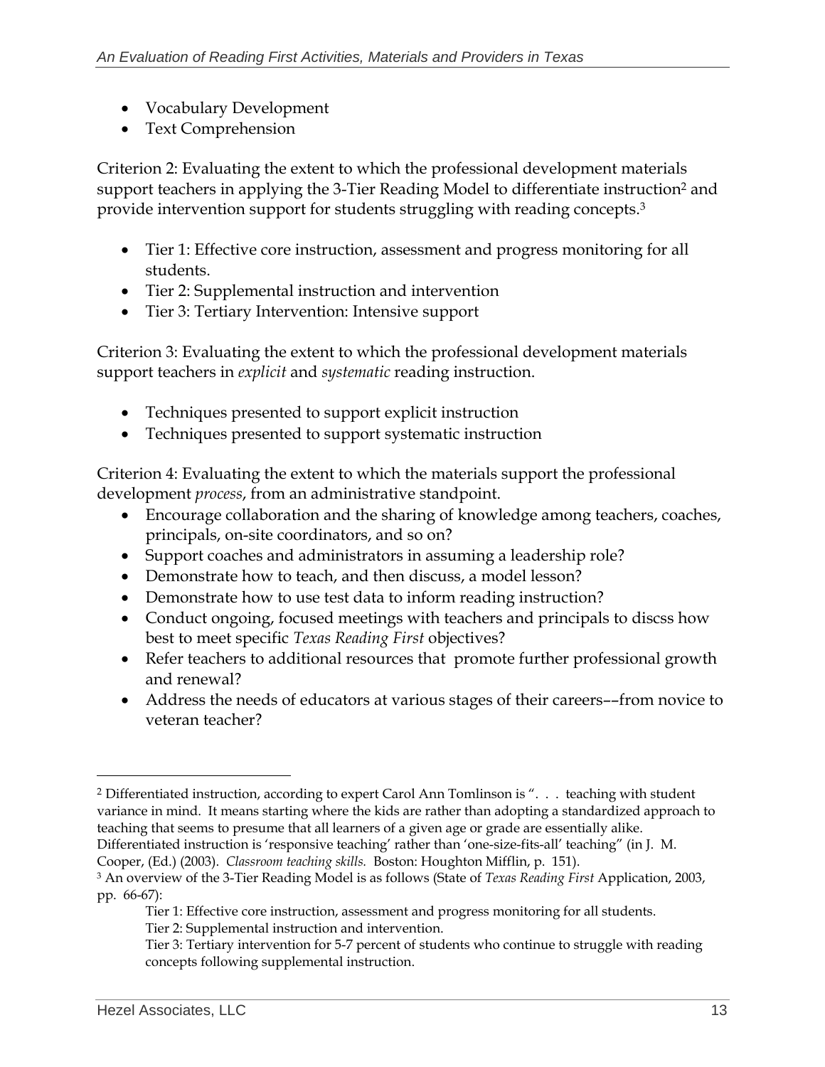- Vocabulary Development
- Text Comprehension

Criterion 2: Evaluating the extent to which the professional development materials support teachers in applying the 3-Tier Reading Model to differentiate instruction[2] and provide intervention support for students struggling with reading concepts.[3]

- Tier 1: Effective core instruction, assessment and progress monitoring for all students.
- Tier 2: Supplemental instruction and intervention
- Tier 3: Tertiary Intervention: Intensive support

Criterion 3: Evaluating the extent to which the professional development materials support teachers in *explicit* and *systematic* reading instruction.

- Techniques presented to support explicit instruction
- Techniques presented to support systematic instruction

Criterion 4: Evaluating the extent to which the materials support the professional development *process*, from an administrative standpoint.

- Encourage collaboration and the sharing of knowledge among teachers, coaches, principals, on-site coordinators, and so on?
- Support coaches and administrators in assuming a leadership role?
- Demonstrate how to teach, and then discuss, a model lesson?
- Demonstrate how to use test data to inform reading instruction?
- Conduct ongoing, focused meetings with teachers and principals to discss how best to meet specific *Texas Reading First* objectives?
- Refer teachers to additional resources that promote further professional growth and renewal?
- Address the needs of educators at various stages of their careers––from novice to veteran teacher?

---

[2] Differentiated instruction, according to expert Carol Ann Tomlinson is ". . . teaching with student variance in mind. It means starting where the kids are rather than adopting a standardized approach to teaching that seems to presume that all learners of a given age or grade are essentially alike. Differentiated instruction is 'responsive teaching' rather than 'one-size-fits-all' teaching" (in J. M. Cooper, (Ed.) (2003). *Classroom teaching skills.* Boston: Houghton Mifflin, p. 151).

[3] An overview of the 3-Tier Reading Model is as follows (State of *Texas Reading First* Application, 2003, pp. 66-67):

Tier 1: Effective core instruction, assessment and progress monitoring for all students.
Tier 2: Supplemental instruction and intervention.
Tier 3: Tertiary intervention for 5-7 percent of students who continue to struggle with reading concepts following supplemental instruction.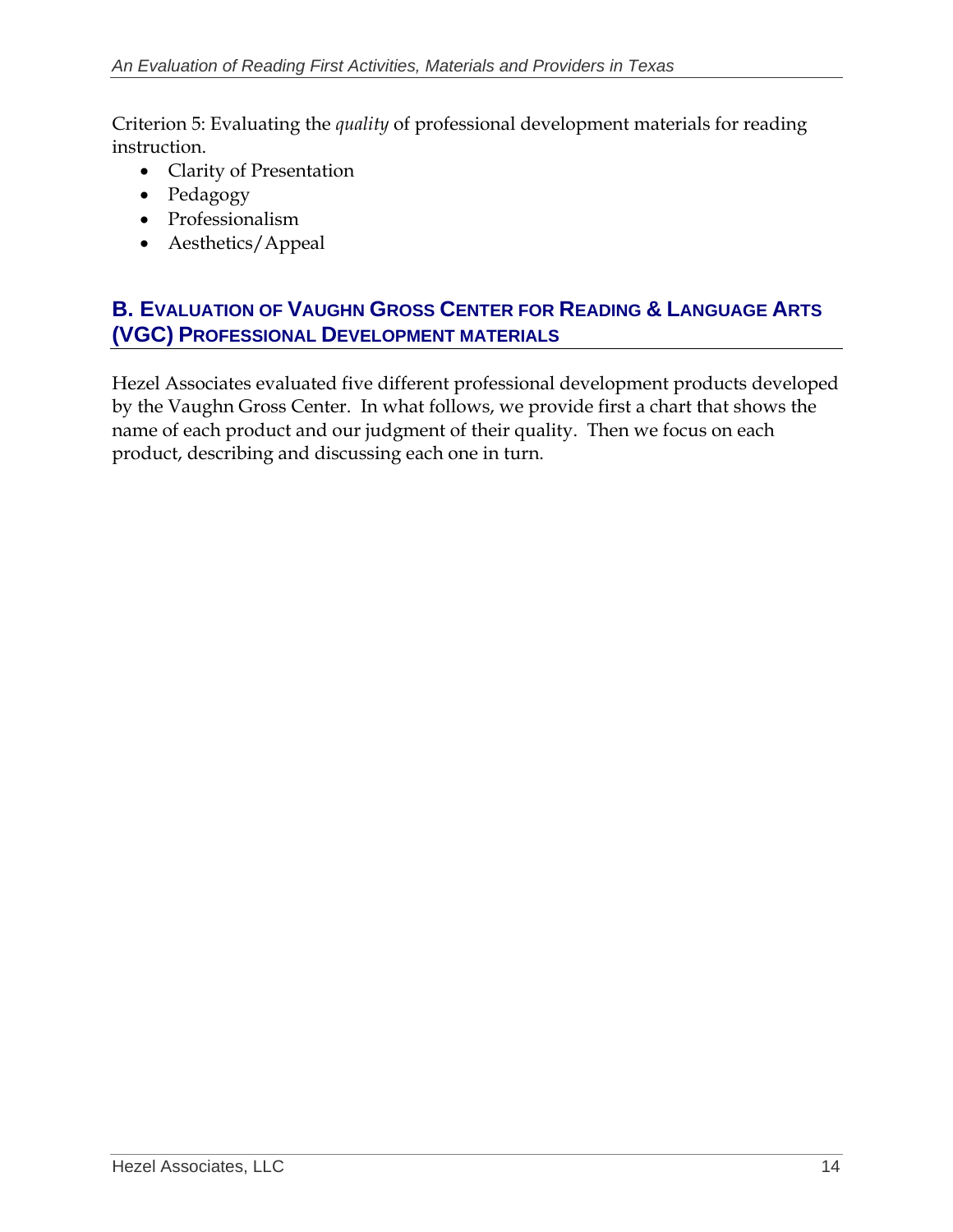Criterion 5: Evaluating the *quality* of professional development materials for reading instruction.

- Clarity of Presentation
- Pedagogy
- Professionalism
- Aesthetics/Appeal

## B. Evaluation of Vaughn Gross Center for Reading & Language Arts (VGC) Professional Development materials

Hezel Associates evaluated five different professional development products developed by the Vaughn Gross Center. In what follows, we provide first a chart that shows the name of each product and our judgment of their quality. Then we focus on each product, describing and discussing each one in turn.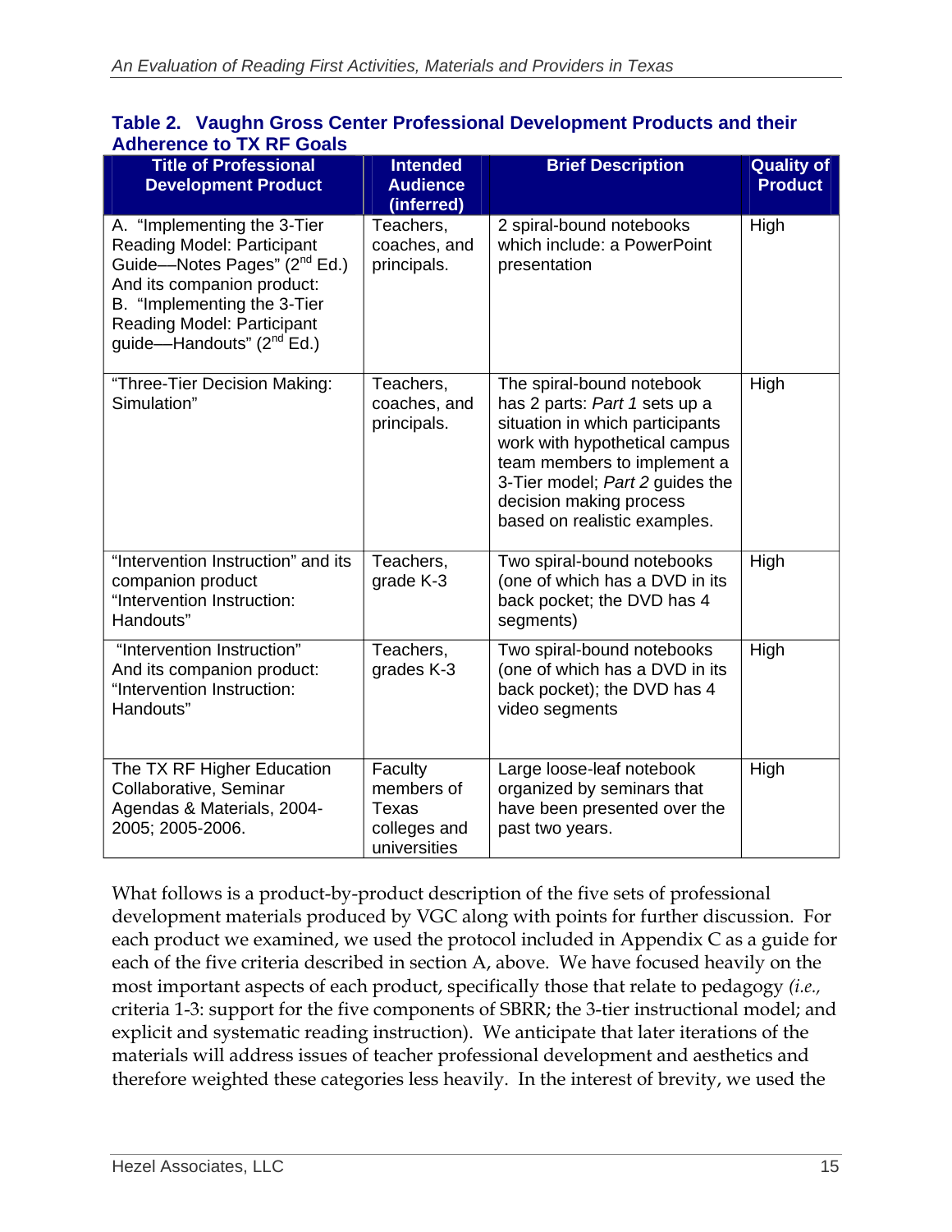**Table 2. Vaughn Gross Center Professional Development Products and their Adherence to TX RF Goals**

| Title of Professional Development Product | Intended Audience (inferred) | Brief Description | Quality of Product |
|---|---|---|---|
| A. "Implementing the 3-Tier Reading Model: Participant Guide—Notes Pages" (2nd Ed.) And its companion product: B. "Implementing the 3-Tier Reading Model: Participant guide—Handouts" (2nd Ed.) | Teachers, coaches, and principals. | 2 spiral-bound notebooks which include: a PowerPoint presentation | High |
| "Three-Tier Decision Making: Simulation" | Teachers, coaches, and principals. | The spiral-bound notebook has 2 parts: *Part 1* sets up a situation in which participants work with hypothetical campus team members to implement a 3-Tier model; *Part 2* guides the decision making process based on realistic examples. | High |
| "Intervention Instruction" and its companion product "Intervention Instruction: Handouts" | Teachers, grade K-3 | Two spiral-bound notebooks (one of which has a DVD in its back pocket; the DVD has 4 segments) | High |
| "Intervention Instruction" And its companion product: "Intervention Instruction: Handouts" | Teachers, grades K-3 | Two spiral-bound notebooks (one of which has a DVD in its back pocket); the DVD has 4 video segments | High |
| The TX RF Higher Education Collaborative, Seminar Agendas & Materials, 2004-2005; 2005-2006. | Faculty members of Texas colleges and universities | Large loose-leaf notebook organized by seminars that have been presented over the past two years. | High |

What follows is a product-by-product description of the five sets of professional development materials produced by VGC along with points for further discussion. For each product we examined, we used the protocol included in Appendix C as a guide for each of the five criteria described in section A, above. We have focused heavily on the most important aspects of each product, specifically those that relate to pedagogy *(i.e.,* criteria 1-3: support for the five components of SBRR; the 3-tier instructional model; and explicit and systematic reading instruction). We anticipate that later iterations of the materials will address issues of teacher professional development and aesthetics and therefore weighted these categories less heavily. In the interest of brevity, we used the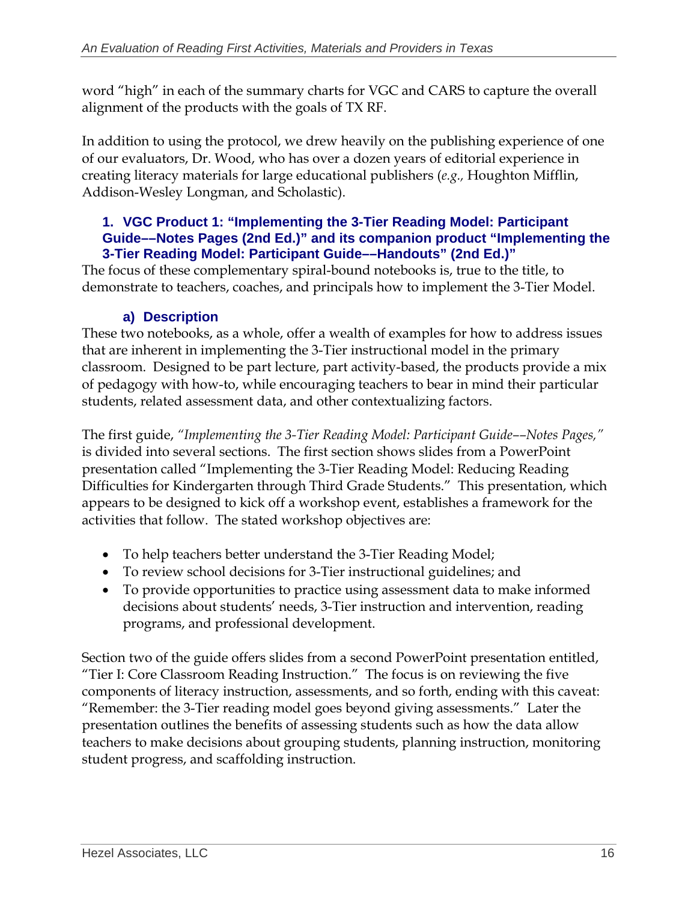word "high" in each of the summary charts for VGC and CARS to capture the overall alignment of the products with the goals of TX RF.

In addition to using the protocol, we drew heavily on the publishing experience of one of our evaluators, Dr. Wood, who has over a dozen years of editorial experience in creating literacy materials for large educational publishers (*e.g.*, Houghton Mifflin, Addison-Wesley Longman, and Scholastic).

### 1. VGC Product 1: "Implementing the 3-Tier Reading Model: Participant Guide––Notes Pages (2nd Ed.)" and its companion product "Implementing the 3-Tier Reading Model: Participant Guide––Handouts" (2nd Ed.)"

The focus of these complementary spiral-bound notebooks is, true to the title, to demonstrate to teachers, coaches, and principals how to implement the 3-Tier Model.

#### a) Description

These two notebooks, as a whole, offer a wealth of examples for how to address issues that are inherent in implementing the 3-Tier instructional model in the primary classroom. Designed to be part lecture, part activity-based, the products provide a mix of pedagogy with how-to, while encouraging teachers to bear in mind their particular students, related assessment data, and other contextualizing factors.

The first guide, *"Implementing the 3-Tier Reading Model: Participant Guide––Notes Pages,"* is divided into several sections. The first section shows slides from a PowerPoint presentation called "Implementing the 3-Tier Reading Model: Reducing Reading Difficulties for Kindergarten through Third Grade Students." This presentation, which appears to be designed to kick off a workshop event, establishes a framework for the activities that follow. The stated workshop objectives are:

- To help teachers better understand the 3-Tier Reading Model;
- To review school decisions for 3-Tier instructional guidelines; and
- To provide opportunities to practice using assessment data to make informed decisions about students' needs, 3-Tier instruction and intervention, reading programs, and professional development.

Section two of the guide offers slides from a second PowerPoint presentation entitled, "Tier I: Core Classroom Reading Instruction." The focus is on reviewing the five components of literacy instruction, assessments, and so forth, ending with this caveat: "Remember: the 3-Tier reading model goes beyond giving assessments." Later the presentation outlines the benefits of assessing students such as how the data allow teachers to make decisions about grouping students, planning instruction, monitoring student progress, and scaffolding instruction.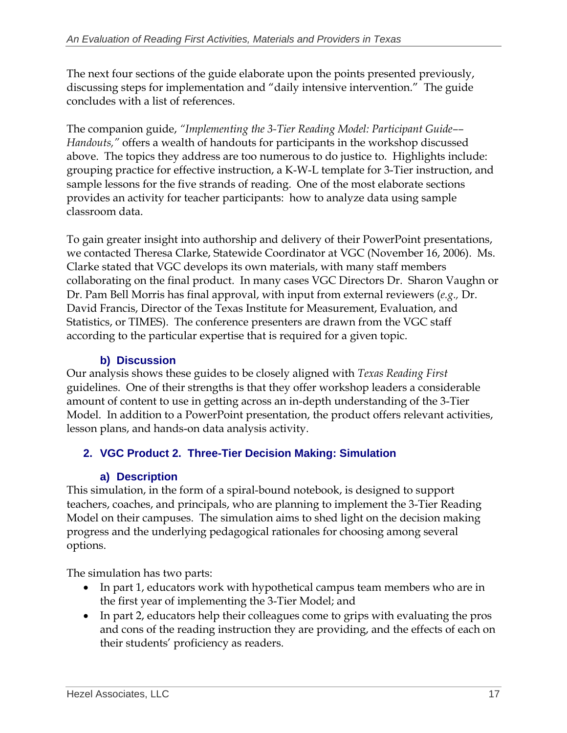The next four sections of the guide elaborate upon the points presented previously, discussing steps for implementation and "daily intensive intervention." The guide concludes with a list of references.

The companion guide, *"Implementing the 3-Tier Reading Model: Participant Guide–– Handouts,"* offers a wealth of handouts for participants in the workshop discussed above. The topics they address are too numerous to do justice to. Highlights include: grouping practice for effective instruction, a K-W-L template for 3-Tier instruction, and sample lessons for the five strands of reading. One of the most elaborate sections provides an activity for teacher participants: how to analyze data using sample classroom data.

To gain greater insight into authorship and delivery of their PowerPoint presentations, we contacted Theresa Clarke, Statewide Coordinator at VGC (November 16, 2006). Ms. Clarke stated that VGC develops its own materials, with many staff members collaborating on the final product. In many cases VGC Directors Dr. Sharon Vaughn or Dr. Pam Bell Morris has final approval, with input from external reviewers (*e.g.,* Dr. David Francis, Director of the Texas Institute for Measurement, Evaluation, and Statistics, or TIMES). The conference presenters are drawn from the VGC staff according to the particular expertise that is required for a given topic.

#### b) Discussion

Our analysis shows these guides to be closely aligned with *Texas Reading First* guidelines. One of their strengths is that they offer workshop leaders a considerable amount of content to use in getting across an in-depth understanding of the 3-Tier Model. In addition to a PowerPoint presentation, the product offers relevant activities, lesson plans, and hands-on data analysis activity.

### 2. VGC Product 2. Three-Tier Decision Making: Simulation

#### a) Description

This simulation, in the form of a spiral-bound notebook, is designed to support teachers, coaches, and principals, who are planning to implement the 3-Tier Reading Model on their campuses. The simulation aims to shed light on the decision making progress and the underlying pedagogical rationales for choosing among several options.

The simulation has two parts:

- In part 1, educators work with hypothetical campus team members who are in the first year of implementing the 3-Tier Model; and
- In part 2, educators help their colleagues come to grips with evaluating the pros and cons of the reading instruction they are providing, and the effects of each on their students' proficiency as readers.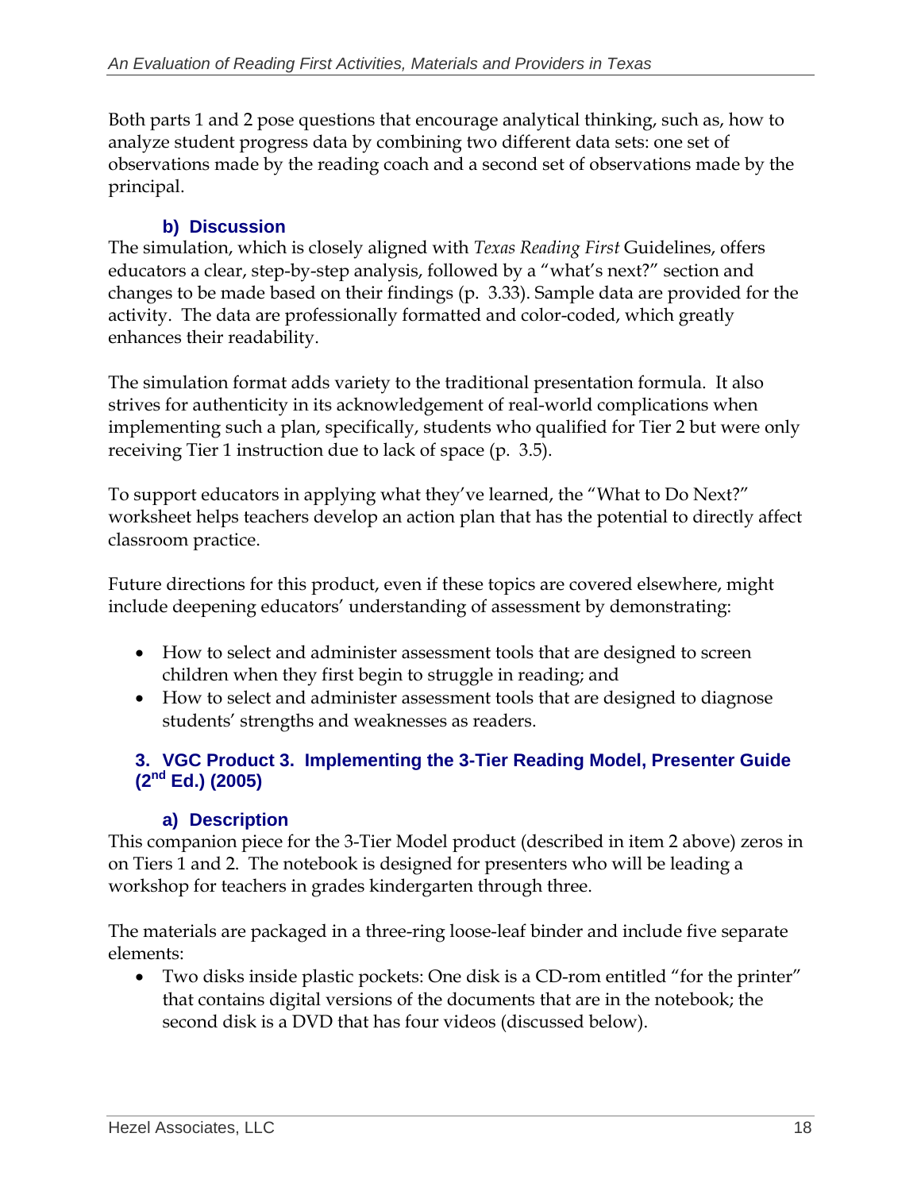Both parts 1 and 2 pose questions that encourage analytical thinking, such as, how to analyze student progress data by combining two different data sets: one set of observations made by the reading coach and a second set of observations made by the principal.

#### b) Discussion

The simulation, which is closely aligned with *Texas Reading First* Guidelines, offers educators a clear, step-by-step analysis, followed by a "what's next?" section and changes to be made based on their findings (p. 3.33). Sample data are provided for the activity. The data are professionally formatted and color-coded, which greatly enhances their readability.

The simulation format adds variety to the traditional presentation formula. It also strives for authenticity in its acknowledgement of real-world complications when implementing such a plan, specifically, students who qualified for Tier 2 but were only receiving Tier 1 instruction due to lack of space (p. 3.5).

To support educators in applying what they've learned, the "What to Do Next?" worksheet helps teachers develop an action plan that has the potential to directly affect classroom practice.

Future directions for this product, even if these topics are covered elsewhere, might include deepening educators' understanding of assessment by demonstrating:

- How to select and administer assessment tools that are designed to screen children when they first begin to struggle in reading; and
- How to select and administer assessment tools that are designed to diagnose students' strengths and weaknesses as readers.

### 3. VGC Product 3. Implementing the 3-Tier Reading Model, Presenter Guide (2nd Ed.) (2005)

#### a) Description

This companion piece for the 3-Tier Model product (described in item 2 above) zeros in on Tiers 1 and 2. The notebook is designed for presenters who will be leading a workshop for teachers in grades kindergarten through three.

The materials are packaged in a three-ring loose-leaf binder and include five separate elements:

- Two disks inside plastic pockets: One disk is a CD-rom entitled "for the printer" that contains digital versions of the documents that are in the notebook; the second disk is a DVD that has four videos (discussed below).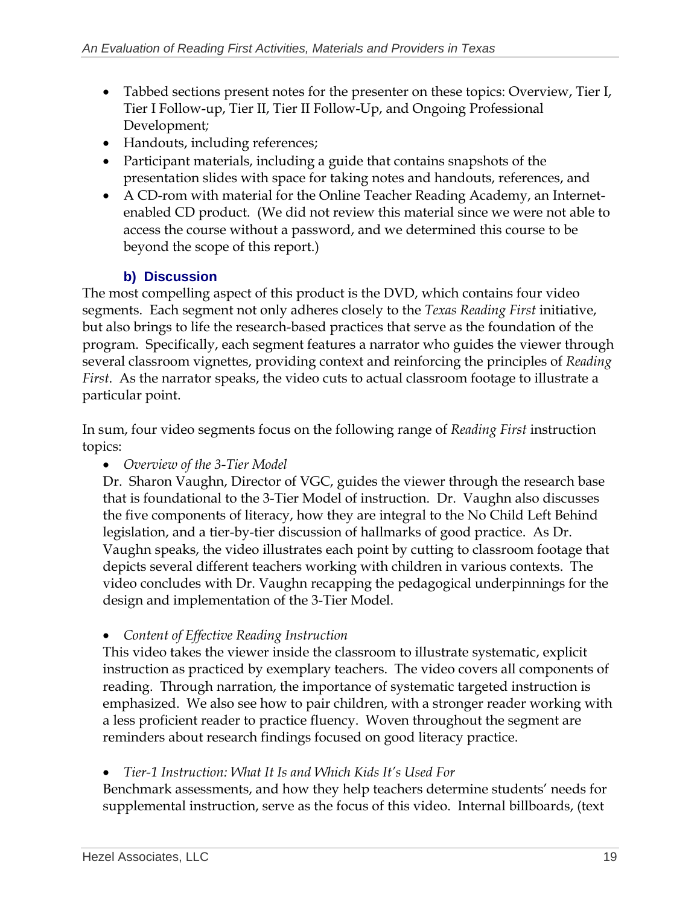- Tabbed sections present notes for the presenter on these topics: Overview, Tier I, Tier I Follow-up, Tier II, Tier II Follow-Up, and Ongoing Professional Development;
- Handouts, including references;
- Participant materials, including a guide that contains snapshots of the presentation slides with space for taking notes and handouts, references, and
- A CD-rom with material for the Online Teacher Reading Academy, an Internet-enabled CD product. (We did not review this material since we were not able to access the course without a password, and we determined this course to be beyond the scope of this report.)

### b) Discussion

The most compelling aspect of this product is the DVD, which contains four video segments. Each segment not only adheres closely to the *Texas Reading First* initiative, but also brings to life the research-based practices that serve as the foundation of the program. Specifically, each segment features a narrator who guides the viewer through several classroom vignettes, providing context and reinforcing the principles of *Reading First*. As the narrator speaks, the video cuts to actual classroom footage to illustrate a particular point.

In sum, four video segments focus on the following range of *Reading First* instruction topics:

- *Overview of the 3-Tier Model*

  Dr. Sharon Vaughn, Director of VGC, guides the viewer through the research base that is foundational to the 3-Tier Model of instruction. Dr. Vaughn also discusses the five components of literacy, how they are integral to the No Child Left Behind legislation, and a tier-by-tier discussion of hallmarks of good practice. As Dr. Vaughn speaks, the video illustrates each point by cutting to classroom footage that depicts several different teachers working with children in various contexts. The video concludes with Dr. Vaughn recapping the pedagogical underpinnings for the design and implementation of the 3-Tier Model.

- *Content of Effective Reading Instruction*

  This video takes the viewer inside the classroom to illustrate systematic, explicit instruction as practiced by exemplary teachers. The video covers all components of reading. Through narration, the importance of systematic targeted instruction is emphasized. We also see how to pair children, with a stronger reader working with a less proficient reader to practice fluency. Woven throughout the segment are reminders about research findings focused on good literacy practice.

- *Tier-1 Instruction: What It Is and Which Kids It's Used For*

  Benchmark assessments, and how they help teachers determine students' needs for supplemental instruction, serve as the focus of this video. Internal billboards, (text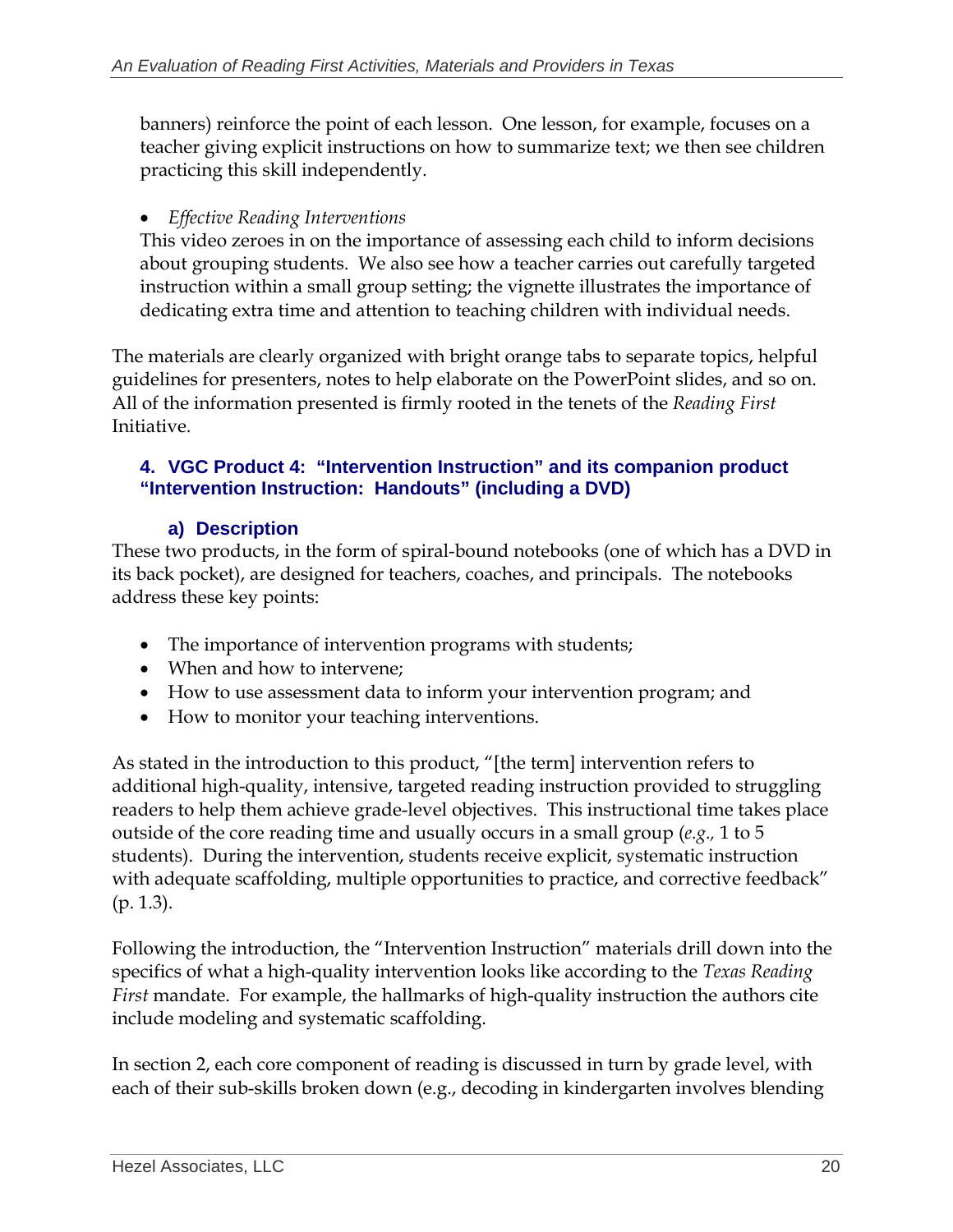banners) reinforce the point of each lesson. One lesson, for example, focuses on a teacher giving explicit instructions on how to summarize text; we then see children practicing this skill independently.

- *Effective Reading Interventions*

  This video zeroes in on the importance of assessing each child to inform decisions about grouping students. We also see how a teacher carries out carefully targeted instruction within a small group setting; the vignette illustrates the importance of dedicating extra time and attention to teaching children with individual needs.

The materials are clearly organized with bright orange tabs to separate topics, helpful guidelines for presenters, notes to help elaborate on the PowerPoint slides, and so on. All of the information presented is firmly rooted in the tenets of the *Reading First* Initiative.

### 4. VGC Product 4: "Intervention Instruction" and its companion product "Intervention Instruction: Handouts" (including a DVD)

#### a) Description

These two products, in the form of spiral-bound notebooks (one of which has a DVD in its back pocket), are designed for teachers, coaches, and principals. The notebooks address these key points:

- The importance of intervention programs with students;
- When and how to intervene;
- How to use assessment data to inform your intervention program; and
- How to monitor your teaching interventions.

As stated in the introduction to this product, "[the term] intervention refers to additional high-quality, intensive, targeted reading instruction provided to struggling readers to help them achieve grade-level objectives. This instructional time takes place outside of the core reading time and usually occurs in a small group (*e.g.,* 1 to 5 students). During the intervention, students receive explicit, systematic instruction with adequate scaffolding, multiple opportunities to practice, and corrective feedback" (p. 1.3).

Following the introduction, the "Intervention Instruction" materials drill down into the specifics of what a high-quality intervention looks like according to the *Texas Reading First* mandate. For example, the hallmarks of high-quality instruction the authors cite include modeling and systematic scaffolding.

In section 2, each core component of reading is discussed in turn by grade level, with each of their sub-skills broken down (e.g., decoding in kindergarten involves blending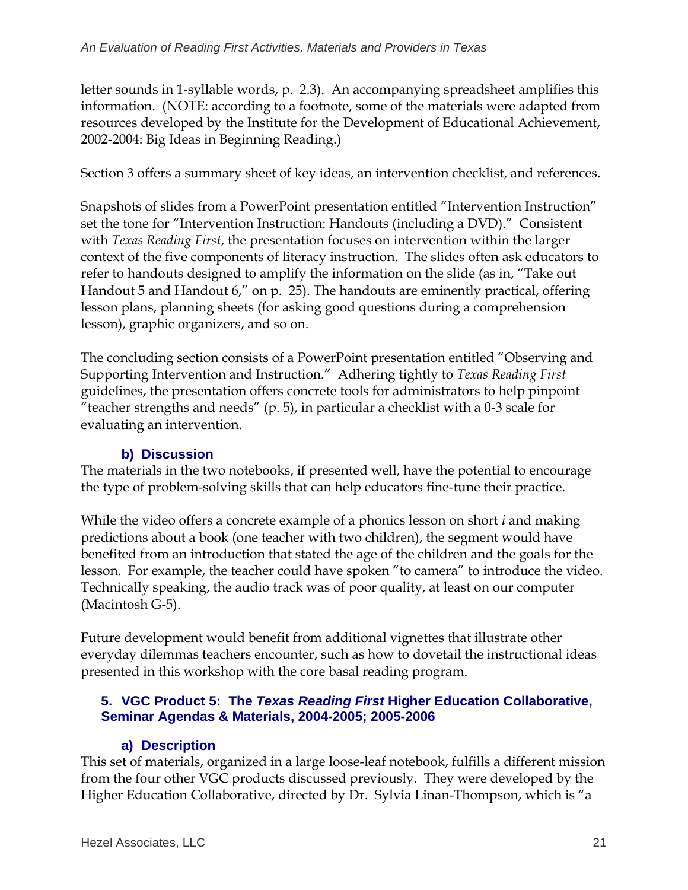letter sounds in 1-syllable words, p. 2.3). An accompanying spreadsheet amplifies this information. (NOTE: according to a footnote, some of the materials were adapted from resources developed by the Institute for the Development of Educational Achievement, 2002-2004: Big Ideas in Beginning Reading.)

Section 3 offers a summary sheet of key ideas, an intervention checklist, and references.

Snapshots of slides from a PowerPoint presentation entitled "Intervention Instruction" set the tone for "Intervention Instruction: Handouts (including a DVD)." Consistent with *Texas Reading First*, the presentation focuses on intervention within the larger context of the five components of literacy instruction. The slides often ask educators to refer to handouts designed to amplify the information on the slide (as in, "Take out Handout 5 and Handout 6," on p. 25). The handouts are eminently practical, offering lesson plans, planning sheets (for asking good questions during a comprehension lesson), graphic organizers, and so on.

The concluding section consists of a PowerPoint presentation entitled "Observing and Supporting Intervention and Instruction." Adhering tightly to *Texas Reading First* guidelines, the presentation offers concrete tools for administrators to help pinpoint "teacher strengths and needs" (p. 5), in particular a checklist with a 0-3 scale for evaluating an intervention.

#### b) Discussion

The materials in the two notebooks, if presented well, have the potential to encourage the type of problem-solving skills that can help educators fine-tune their practice.

While the video offers a concrete example of a phonics lesson on short *i* and making predictions about a book (one teacher with two children), the segment would have benefited from an introduction that stated the age of the children and the goals for the lesson. For example, the teacher could have spoken "to camera" to introduce the video. Technically speaking, the audio track was of poor quality, at least on our computer (Macintosh G-5).

Future development would benefit from additional vignettes that illustrate other everyday dilemmas teachers encounter, such as how to dovetail the instructional ideas presented in this workshop with the core basal reading program.

### 5. VGC Product 5: The *Texas Reading First* Higher Education Collaborative, Seminar Agendas & Materials, 2004-2005; 2005-2006

#### a) Description

This set of materials, organized in a large loose-leaf notebook, fulfills a different mission from the four other VGC products discussed previously. They were developed by the Higher Education Collaborative, directed by Dr. Sylvia Linan-Thompson, which is "a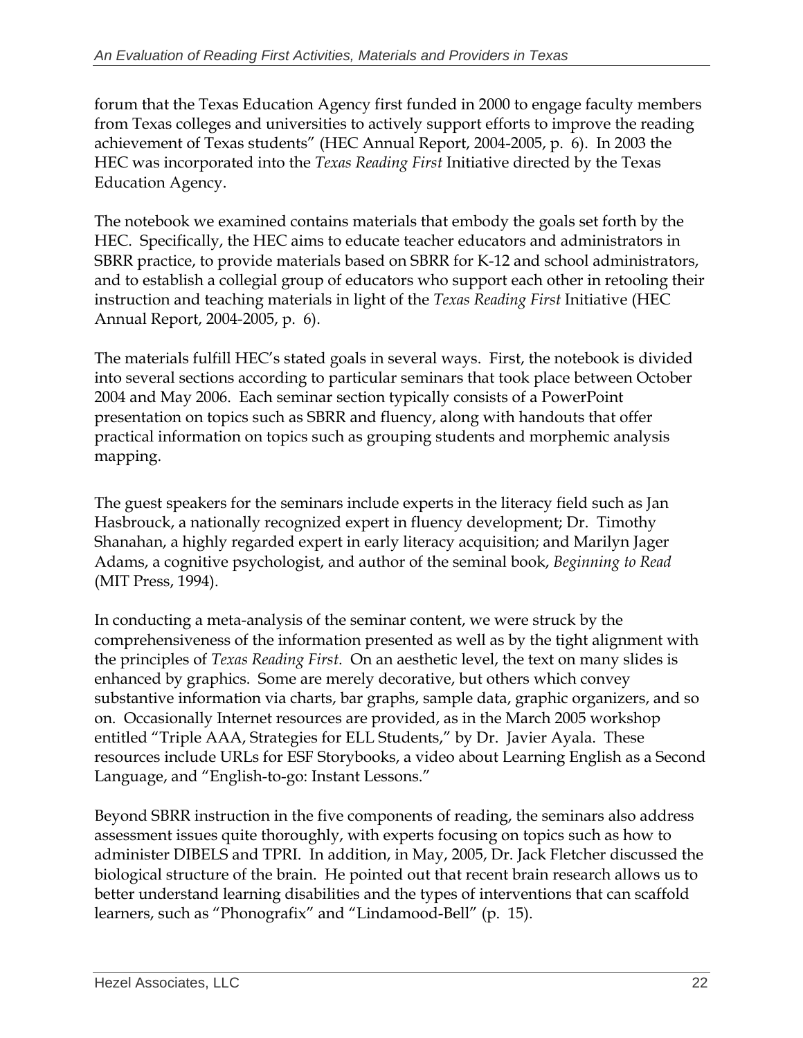forum that the Texas Education Agency first funded in 2000 to engage faculty members from Texas colleges and universities to actively support efforts to improve the reading achievement of Texas students" (HEC Annual Report, 2004-2005, p. 6). In 2003 the HEC was incorporated into the *Texas Reading First* Initiative directed by the Texas Education Agency.

The notebook we examined contains materials that embody the goals set forth by the HEC. Specifically, the HEC aims to educate teacher educators and administrators in SBRR practice, to provide materials based on SBRR for K-12 and school administrators, and to establish a collegial group of educators who support each other in retooling their instruction and teaching materials in light of the *Texas Reading First* Initiative (HEC Annual Report, 2004-2005, p. 6).

The materials fulfill HEC's stated goals in several ways. First, the notebook is divided into several sections according to particular seminars that took place between October 2004 and May 2006. Each seminar section typically consists of a PowerPoint presentation on topics such as SBRR and fluency, along with handouts that offer practical information on topics such as grouping students and morphemic analysis mapping.

The guest speakers for the seminars include experts in the literacy field such as Jan Hasbrouck, a nationally recognized expert in fluency development; Dr. Timothy Shanahan, a highly regarded expert in early literacy acquisition; and Marilyn Jager Adams, a cognitive psychologist, and author of the seminal book, *Beginning to Read* (MIT Press, 1994).

In conducting a meta-analysis of the seminar content, we were struck by the comprehensiveness of the information presented as well as by the tight alignment with the principles of *Texas Reading First*. On an aesthetic level, the text on many slides is enhanced by graphics. Some are merely decorative, but others which convey substantive information via charts, bar graphs, sample data, graphic organizers, and so on. Occasionally Internet resources are provided, as in the March 2005 workshop entitled "Triple AAA, Strategies for ELL Students," by Dr. Javier Ayala. These resources include URLs for ESF Storybooks, a video about Learning English as a Second Language, and "English-to-go: Instant Lessons."

Beyond SBRR instruction in the five components of reading, the seminars also address assessment issues quite thoroughly, with experts focusing on topics such as how to administer DIBELS and TPRI. In addition, in May, 2005, Dr. Jack Fletcher discussed the biological structure of the brain. He pointed out that recent brain research allows us to better understand learning disabilities and the types of interventions that can scaffold learners, such as "Phonografix" and "Lindamood-Bell" (p. 15).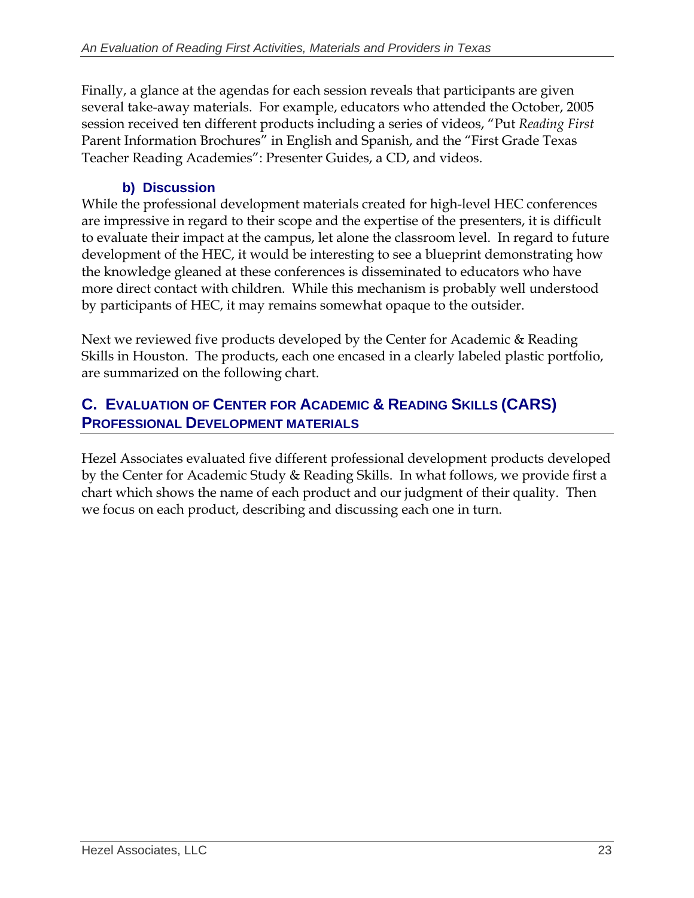Finally, a glance at the agendas for each session reveals that participants are given several take-away materials. For example, educators who attended the October, 2005 session received ten different products including a series of videos, "Put *Reading First* Parent Information Brochures" in English and Spanish, and the "First Grade Texas Teacher Reading Academies": Presenter Guides, a CD, and videos.

#### b) Discussion

While the professional development materials created for high-level HEC conferences are impressive in regard to their scope and the expertise of the presenters, it is difficult to evaluate their impact at the campus, let alone the classroom level. In regard to future development of the HEC, it would be interesting to see a blueprint demonstrating how the knowledge gleaned at these conferences is disseminated to educators who have more direct contact with children. While this mechanism is probably well understood by participants of HEC, it may remains somewhat opaque to the outsider.

Next we reviewed five products developed by the Center for Academic & Reading Skills in Houston. The products, each one encased in a clearly labeled plastic portfolio, are summarized on the following chart.

## C. Evaluation of Center for Academic & Reading Skills (CARS) Professional Development Materials

Hezel Associates evaluated five different professional development products developed by the Center for Academic Study & Reading Skills. In what follows, we provide first a chart which shows the name of each product and our judgment of their quality. Then we focus on each product, describing and discussing each one in turn.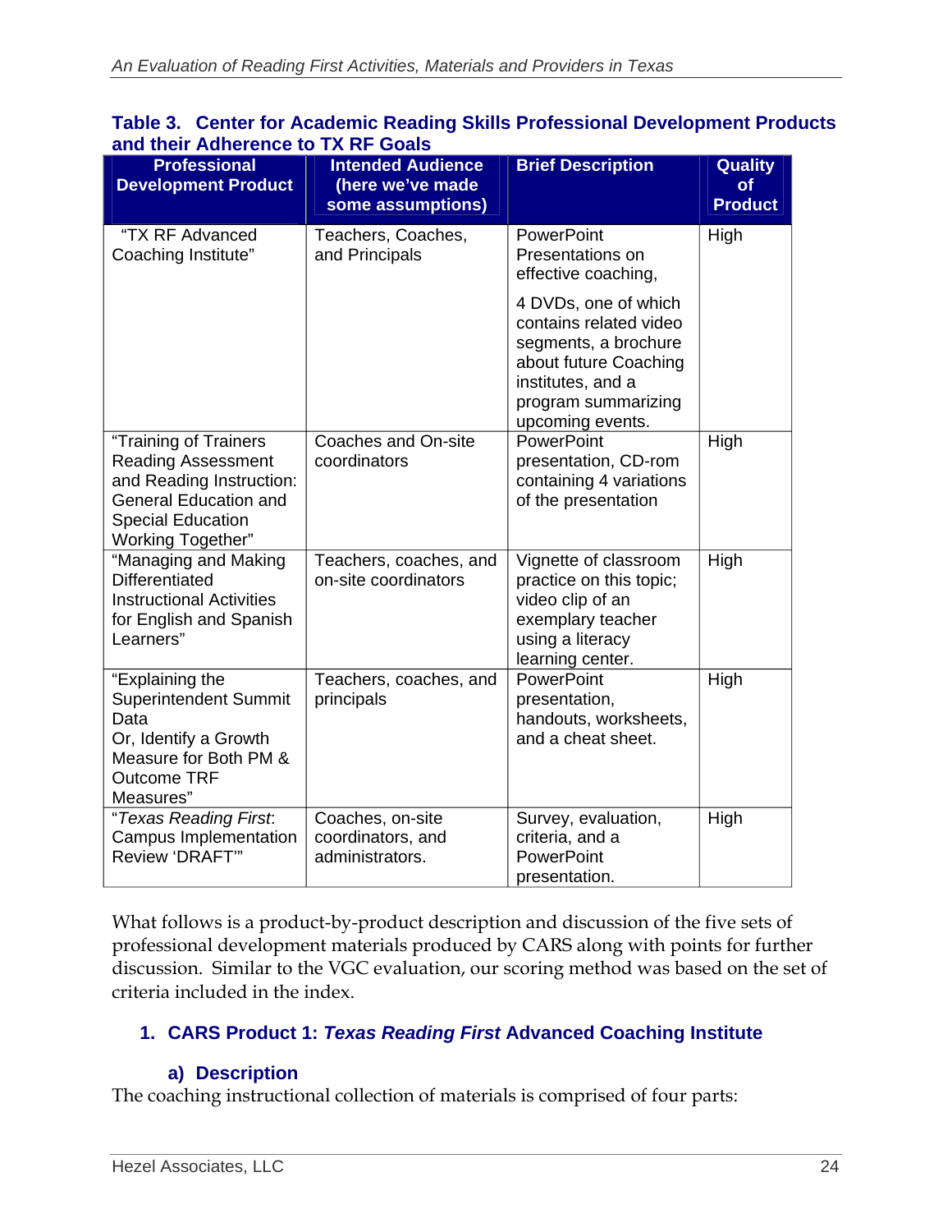**Table 3. Center for Academic Reading Skills Professional Development Products and their Adherence to TX RF Goals**

| Professional Development Product | Intended Audience (here we've made some assumptions) | Brief Description | Quality of Product |
|---|---|---|---|
| "TX RF Advanced Coaching Institute" | Teachers, Coaches, and Principals | PowerPoint Presentations on effective coaching, 4 DVDs, one of which contains related video segments, a brochure about future Coaching institutes, and a program summarizing upcoming events. | High |
| "Training of Trainers Reading Assessment and Reading Instruction: General Education and Special Education Working Together" | Coaches and On-site coordinators | PowerPoint presentation, CD-rom containing 4 variations of the presentation | High |
| "Managing and Making Differentiated Instructional Activities for English and Spanish Learners" | Teachers, coaches, and on-site coordinators | Vignette of classroom practice on this topic; video clip of an exemplary teacher using a literacy learning center. | High |
| "Explaining the Superintendent Summit Data Or, Identify a Growth Measure for Both PM & Outcome TRF Measures" | Teachers, coaches, and principals | PowerPoint presentation, handouts, worksheets, and a cheat sheet. | High |
| "*Texas Reading First*: Campus Implementation Review 'DRAFT'" | Coaches, on-site coordinators, and administrators. | Survey, evaluation, criteria, and a PowerPoint presentation. | High |

What follows is a product-by-product description and discussion of the five sets of professional development materials produced by CARS along with points for further discussion. Similar to the VGC evaluation, our scoring method was based on the set of criteria included in the index.

## 1. CARS Product 1: *Texas Reading First* Advanced Coaching Institute

### a) Description

The coaching instructional collection of materials is comprised of four parts: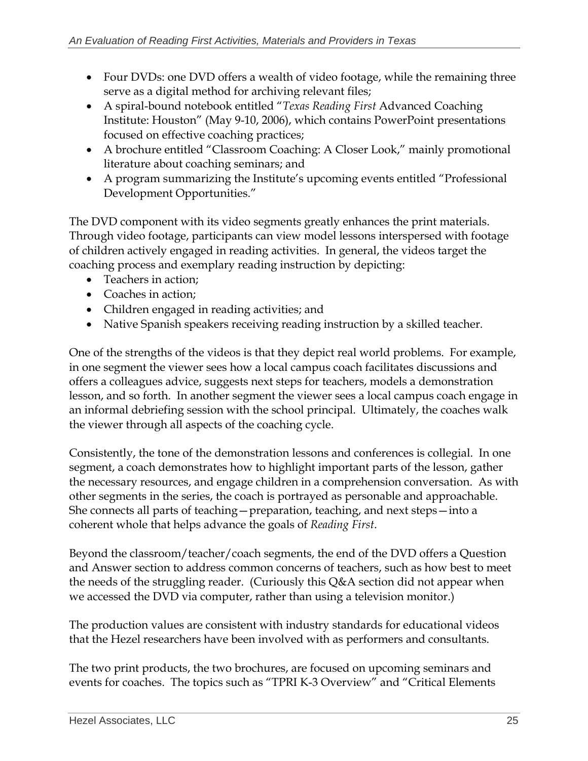- Four DVDs: one DVD offers a wealth of video footage, while the remaining three serve as a digital method for archiving relevant files;
- A spiral-bound notebook entitled "*Texas Reading First* Advanced Coaching Institute: Houston" (May 9-10, 2006), which contains PowerPoint presentations focused on effective coaching practices;
- A brochure entitled "Classroom Coaching: A Closer Look," mainly promotional literature about coaching seminars; and
- A program summarizing the Institute's upcoming events entitled "Professional Development Opportunities."

The DVD component with its video segments greatly enhances the print materials. Through video footage, participants can view model lessons interspersed with footage of children actively engaged in reading activities. In general, the videos target the coaching process and exemplary reading instruction by depicting:

- Teachers in action;
- Coaches in action;
- Children engaged in reading activities; and
- Native Spanish speakers receiving reading instruction by a skilled teacher.

One of the strengths of the videos is that they depict real world problems. For example, in one segment the viewer sees how a local campus coach facilitates discussions and offers a colleagues advice, suggests next steps for teachers, models a demonstration lesson, and so forth. In another segment the viewer sees a local campus coach engage in an informal debriefing session with the school principal. Ultimately, the coaches walk the viewer through all aspects of the coaching cycle.

Consistently, the tone of the demonstration lessons and conferences is collegial. In one segment, a coach demonstrates how to highlight important parts of the lesson, gather the necessary resources, and engage children in a comprehension conversation. As with other segments in the series, the coach is portrayed as personable and approachable. She connects all parts of teaching—preparation, teaching, and next steps—into a coherent whole that helps advance the goals of *Reading First*.

Beyond the classroom/teacher/coach segments, the end of the DVD offers a Question and Answer section to address common concerns of teachers, such as how best to meet the needs of the struggling reader. (Curiously this Q&A section did not appear when we accessed the DVD via computer, rather than using a television monitor.)

The production values are consistent with industry standards for educational videos that the Hezel researchers have been involved with as performers and consultants.

The two print products, the two brochures, are focused on upcoming seminars and events for coaches. The topics such as "TPRI K-3 Overview" and "Critical Elements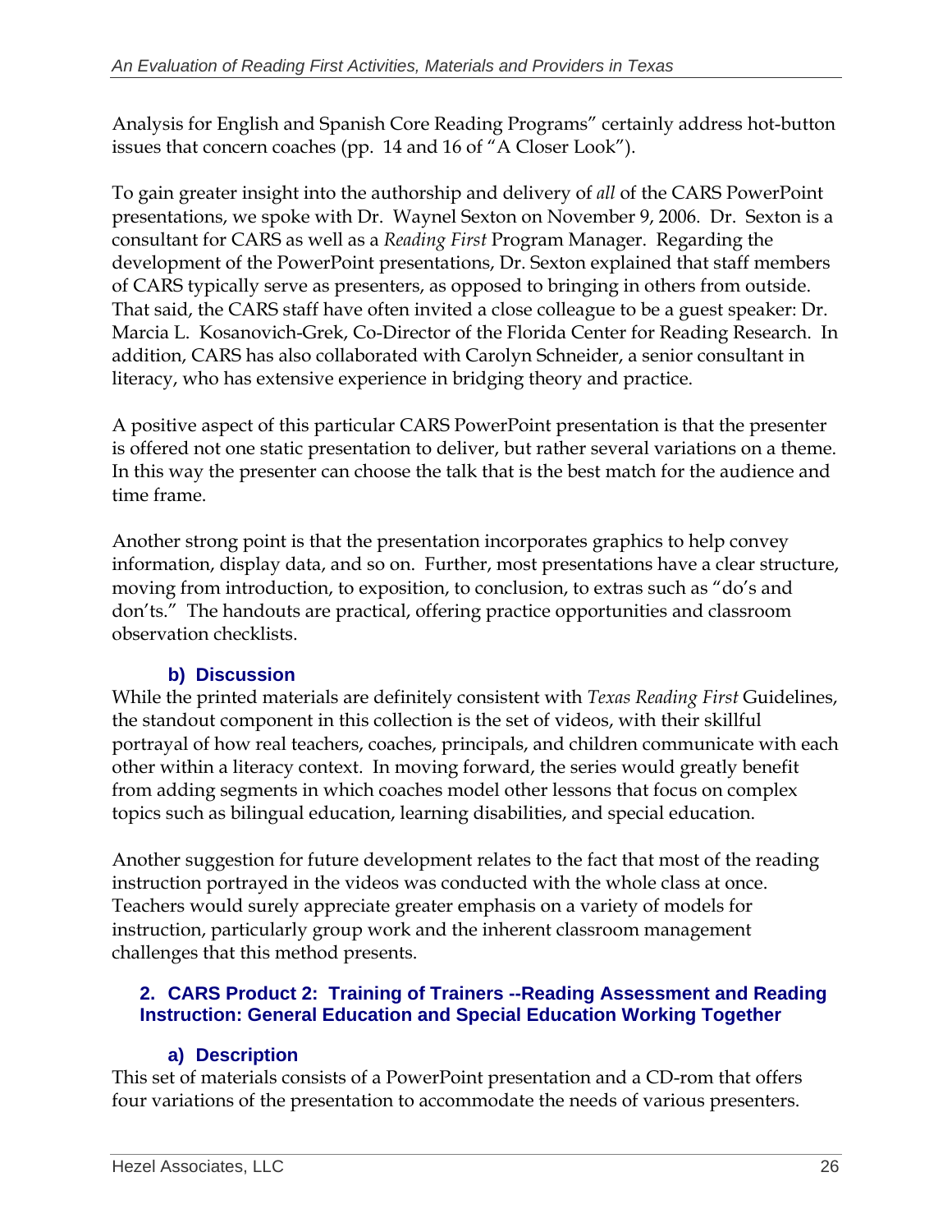Analysis for English and Spanish Core Reading Programs" certainly address hot-button issues that concern coaches (pp. 14 and 16 of "A Closer Look").

To gain greater insight into the authorship and delivery of *all* of the CARS PowerPoint presentations, we spoke with Dr. Waynel Sexton on November 9, 2006. Dr. Sexton is a consultant for CARS as well as a *Reading First* Program Manager. Regarding the development of the PowerPoint presentations, Dr. Sexton explained that staff members of CARS typically serve as presenters, as opposed to bringing in others from outside. That said, the CARS staff have often invited a close colleague to be a guest speaker: Dr. Marcia L. Kosanovich-Grek, Co-Director of the Florida Center for Reading Research. In addition, CARS has also collaborated with Carolyn Schneider, a senior consultant in literacy, who has extensive experience in bridging theory and practice.

A positive aspect of this particular CARS PowerPoint presentation is that the presenter is offered not one static presentation to deliver, but rather several variations on a theme. In this way the presenter can choose the talk that is the best match for the audience and time frame.

Another strong point is that the presentation incorporates graphics to help convey information, display data, and so on. Further, most presentations have a clear structure, moving from introduction, to exposition, to conclusion, to extras such as "do's and don'ts." The handouts are practical, offering practice opportunities and classroom observation checklists.

#### b) Discussion

While the printed materials are definitely consistent with *Texas Reading First* Guidelines, the standout component in this collection is the set of videos, with their skillful portrayal of how real teachers, coaches, principals, and children communicate with each other within a literacy context. In moving forward, the series would greatly benefit from adding segments in which coaches model other lessons that focus on complex topics such as bilingual education, learning disabilities, and special education.

Another suggestion for future development relates to the fact that most of the reading instruction portrayed in the videos was conducted with the whole class at once. Teachers would surely appreciate greater emphasis on a variety of models for instruction, particularly group work and the inherent classroom management challenges that this method presents.

### 2. CARS Product 2: Training of Trainers --Reading Assessment and Reading Instruction: General Education and Special Education Working Together

#### a) Description

This set of materials consists of a PowerPoint presentation and a CD-rom that offers four variations of the presentation to accommodate the needs of various presenters.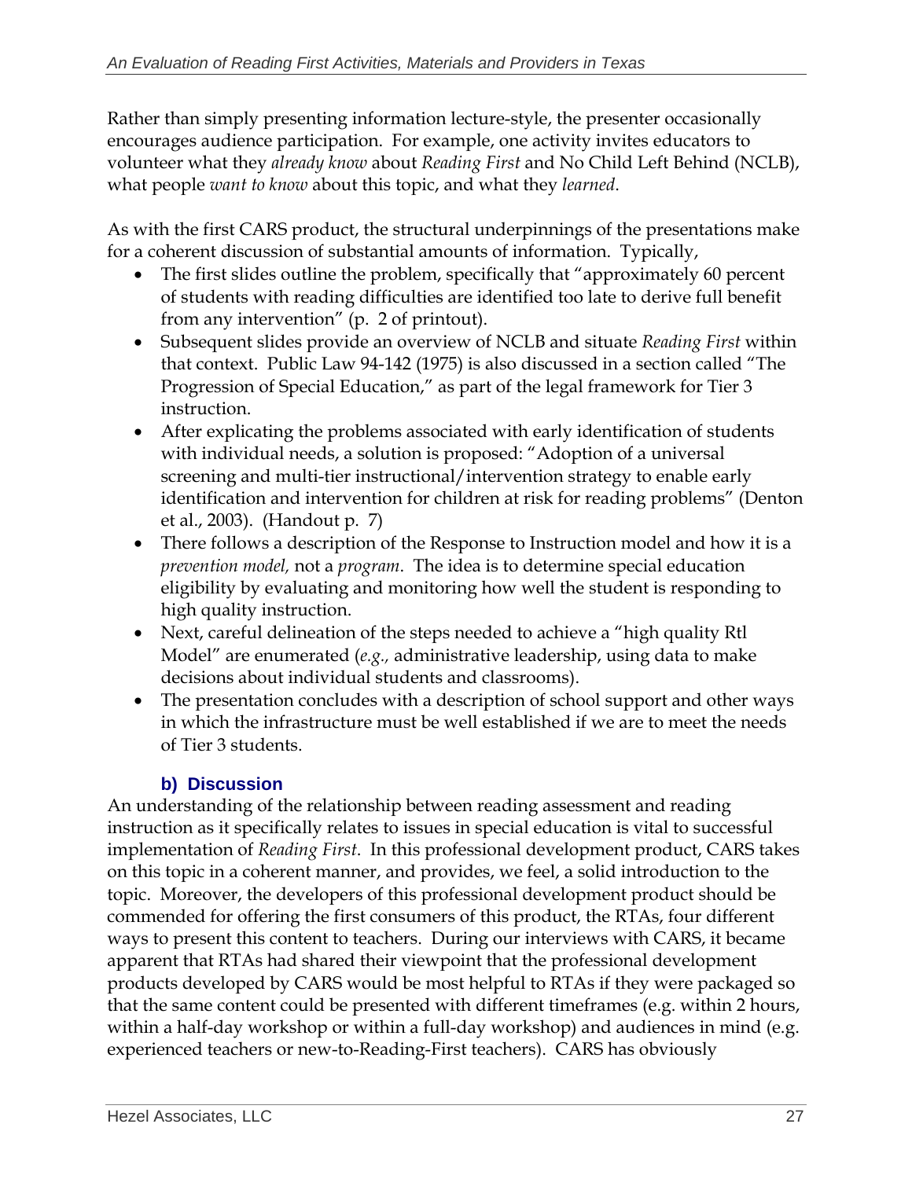Rather than simply presenting information lecture-style, the presenter occasionally encourages audience participation. For example, one activity invites educators to volunteer what they *already know* about *Reading First* and No Child Left Behind (NCLB), what people *want to know* about this topic, and what they *learned*.

As with the first CARS product, the structural underpinnings of the presentations make for a coherent discussion of substantial amounts of information. Typically,

- The first slides outline the problem, specifically that "approximately 60 percent of students with reading difficulties are identified too late to derive full benefit from any intervention" (p. 2 of printout).
- Subsequent slides provide an overview of NCLB and situate *Reading First* within that context. Public Law 94-142 (1975) is also discussed in a section called "The Progression of Special Education," as part of the legal framework for Tier 3 instruction.
- After explicating the problems associated with early identification of students with individual needs, a solution is proposed: "Adoption of a universal screening and multi-tier instructional/intervention strategy to enable early identification and intervention for children at risk for reading problems" (Denton et al., 2003). (Handout p. 7)
- There follows a description of the Response to Instruction model and how it is a *prevention model,* not a *program*. The idea is to determine special education eligibility by evaluating and monitoring how well the student is responding to high quality instruction.
- Next, careful delineation of the steps needed to achieve a "high quality Rtl Model" are enumerated (*e.g.,* administrative leadership, using data to make decisions about individual students and classrooms).
- The presentation concludes with a description of school support and other ways in which the infrastructure must be well established if we are to meet the needs of Tier 3 students.

### b) Discussion

An understanding of the relationship between reading assessment and reading instruction as it specifically relates to issues in special education is vital to successful implementation of *Reading First*. In this professional development product, CARS takes on this topic in a coherent manner, and provides, we feel, a solid introduction to the topic. Moreover, the developers of this professional development product should be commended for offering the first consumers of this product, the RTAs, four different ways to present this content to teachers. During our interviews with CARS, it became apparent that RTAs had shared their viewpoint that the professional development products developed by CARS would be most helpful to RTAs if they were packaged so that the same content could be presented with different timeframes (e.g. within 2 hours, within a half-day workshop or within a full-day workshop) and audiences in mind (e.g. experienced teachers or new-to-Reading-First teachers). CARS has obviously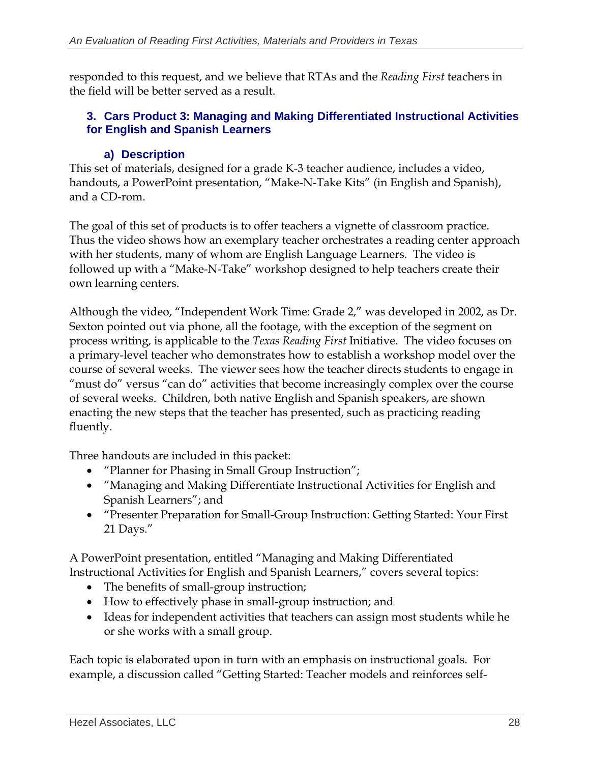responded to this request, and we believe that RTAs and the *Reading First* teachers in the field will be better served as a result.

### 3. Cars Product 3: Managing and Making Differentiated Instructional Activities for English and Spanish Learners

#### a) Description

This set of materials, designed for a grade K-3 teacher audience, includes a video, handouts, a PowerPoint presentation, "Make-N-Take Kits" (in English and Spanish), and a CD-rom.

The goal of this set of products is to offer teachers a vignette of classroom practice. Thus the video shows how an exemplary teacher orchestrates a reading center approach with her students, many of whom are English Language Learners. The video is followed up with a "Make-N-Take" workshop designed to help teachers create their own learning centers.

Although the video, "Independent Work Time: Grade 2," was developed in 2002, as Dr. Sexton pointed out via phone, all the footage, with the exception of the segment on process writing, is applicable to the *Texas Reading First* Initiative. The video focuses on a primary-level teacher who demonstrates how to establish a workshop model over the course of several weeks. The viewer sees how the teacher directs students to engage in "must do" versus "can do" activities that become increasingly complex over the course of several weeks. Children, both native English and Spanish speakers, are shown enacting the new steps that the teacher has presented, such as practicing reading fluently.

Three handouts are included in this packet:

- "Planner for Phasing in Small Group Instruction";
- "Managing and Making Differentiate Instructional Activities for English and Spanish Learners"; and
- "Presenter Preparation for Small-Group Instruction: Getting Started: Your First 21 Days."

A PowerPoint presentation, entitled "Managing and Making Differentiated Instructional Activities for English and Spanish Learners," covers several topics:

- The benefits of small-group instruction;
- How to effectively phase in small-group instruction; and
- Ideas for independent activities that teachers can assign most students while he or she works with a small group.

Each topic is elaborated upon in turn with an emphasis on instructional goals. For example, a discussion called "Getting Started: Teacher models and reinforces self-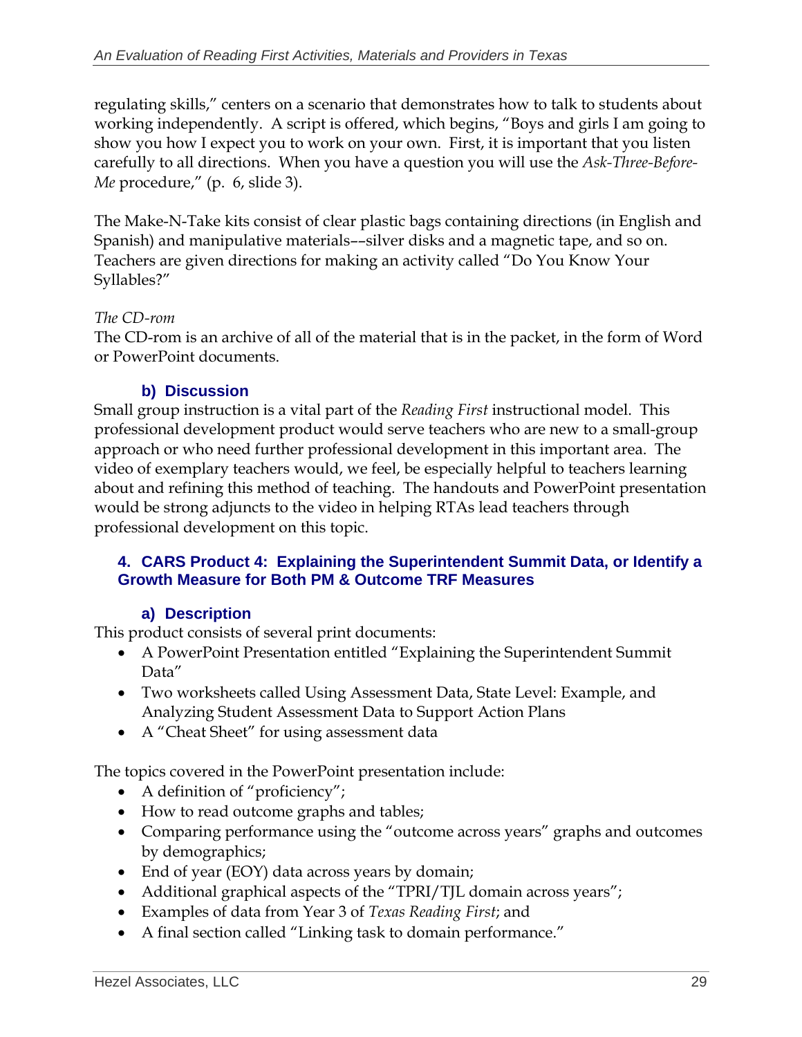regulating skills," centers on a scenario that demonstrates how to talk to students about working independently. A script is offered, which begins, "Boys and girls I am going to show you how I expect you to work on your own. First, it is important that you listen carefully to all directions. When you have a question you will use the *Ask-Three-Before-Me* procedure," (p. 6, slide 3).

The Make-N-Take kits consist of clear plastic bags containing directions (in English and Spanish) and manipulative materials––silver disks and a magnetic tape, and so on. Teachers are given directions for making an activity called "Do You Know Your Syllables?"

*The CD-rom*

The CD-rom is an archive of all of the material that is in the packet, in the form of Word or PowerPoint documents.

### b) Discussion

Small group instruction is a vital part of the *Reading First* instructional model. This professional development product would serve teachers who are new to a small-group approach or who need further professional development in this important area. The video of exemplary teachers would, we feel, be especially helpful to teachers learning about and refining this method of teaching. The handouts and PowerPoint presentation would be strong adjuncts to the video in helping RTAs lead teachers through professional development on this topic.

## 4. CARS Product 4: Explaining the Superintendent Summit Data, or Identify a Growth Measure for Both PM & Outcome TRF Measures

### a) Description

This product consists of several print documents:

- A PowerPoint Presentation entitled "Explaining the Superintendent Summit Data"
- Two worksheets called Using Assessment Data, State Level: Example, and Analyzing Student Assessment Data to Support Action Plans
- A "Cheat Sheet" for using assessment data

The topics covered in the PowerPoint presentation include:

- A definition of "proficiency";
- How to read outcome graphs and tables;
- Comparing performance using the "outcome across years" graphs and outcomes by demographics;
- End of year (EOY) data across years by domain;
- Additional graphical aspects of the "TPRI/TJL domain across years";
- Examples of data from Year 3 of *Texas Reading First*; and
- A final section called "Linking task to domain performance."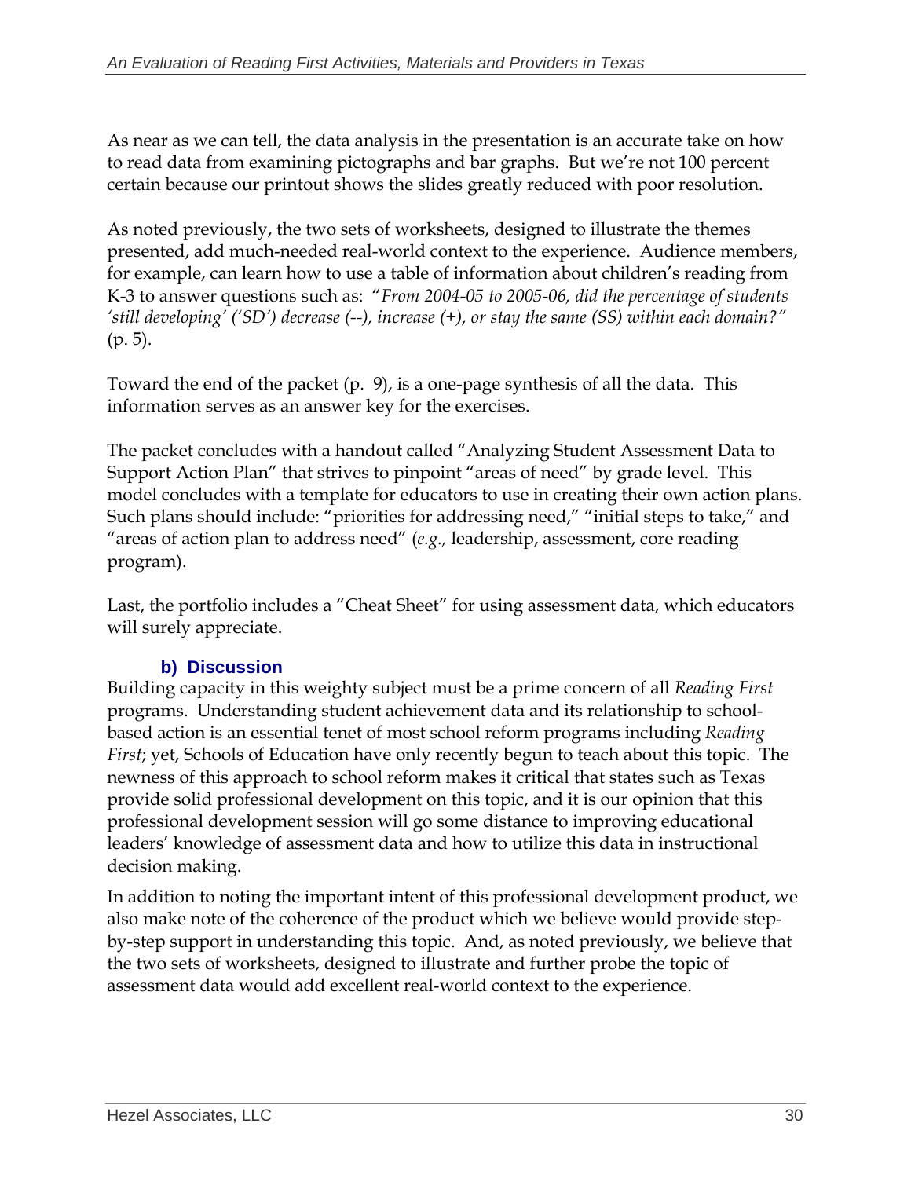As near as we can tell, the data analysis in the presentation is an accurate take on how to read data from examining pictographs and bar graphs. But we're not 100 percent certain because our printout shows the slides greatly reduced with poor resolution.

As noted previously, the two sets of worksheets, designed to illustrate the themes presented, add much-needed real-world context to the experience. Audience members, for example, can learn how to use a table of information about children's reading from K-3 to answer questions such as: "*From 2004-05 to 2005-06, did the percentage of students 'still developing' ('SD') decrease (--), increase (+), or stay the same (SS) within each domain?*" (p. 5).

Toward the end of the packet (p. 9), is a one-page synthesis of all the data. This information serves as an answer key for the exercises.

The packet concludes with a handout called "Analyzing Student Assessment Data to Support Action Plan" that strives to pinpoint "areas of need" by grade level. This model concludes with a template for educators to use in creating their own action plans. Such plans should include: "priorities for addressing need," "initial steps to take," and "areas of action plan to address need" (*e.g.,* leadership, assessment, core reading program).

Last, the portfolio includes a "Cheat Sheet" for using assessment data, which educators will surely appreciate.

### b) Discussion

Building capacity in this weighty subject must be a prime concern of all *Reading First* programs. Understanding student achievement data and its relationship to school-based action is an essential tenet of most school reform programs including *Reading First*; yet, Schools of Education have only recently begun to teach about this topic. The newness of this approach to school reform makes it critical that states such as Texas provide solid professional development on this topic, and it is our opinion that this professional development session will go some distance to improving educational leaders' knowledge of assessment data and how to utilize this data in instructional decision making.

In addition to noting the important intent of this professional development product, we also make note of the coherence of the product which we believe would provide step-by-step support in understanding this topic. And, as noted previously, we believe that the two sets of worksheets, designed to illustrate and further probe the topic of assessment data would add excellent real-world context to the experience.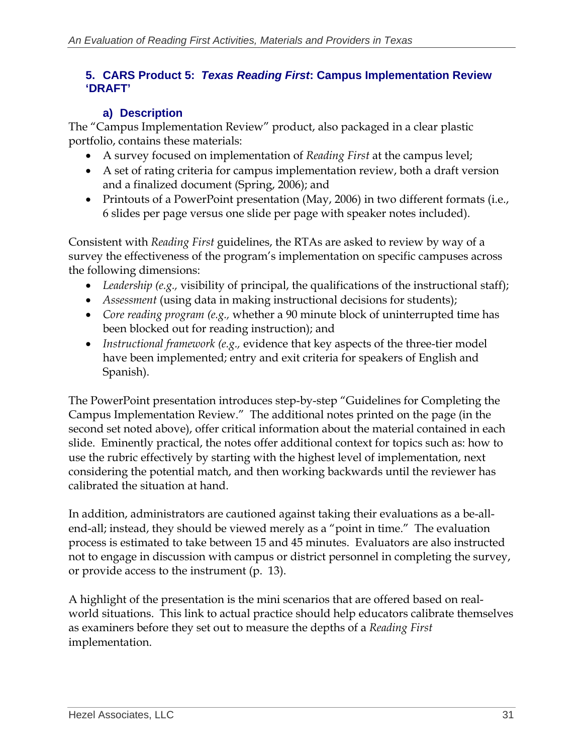### 5. CARS Product 5: *Texas Reading First*: Campus Implementation Review 'DRAFT'

#### a) Description

The "Campus Implementation Review" product, also packaged in a clear plastic portfolio, contains these materials:

- A survey focused on implementation of *Reading First* at the campus level;
- A set of rating criteria for campus implementation review, both a draft version and a finalized document (Spring, 2006); and
- Printouts of a PowerPoint presentation (May, 2006) in two different formats (i.e., 6 slides per page versus one slide per page with speaker notes included).

Consistent with *Reading First* guidelines, the RTAs are asked to review by way of a survey the effectiveness of the program's implementation on specific campuses across the following dimensions:

- *Leadership (e.g.,* visibility of principal, the qualifications of the instructional staff);
- *Assessment* (using data in making instructional decisions for students);
- *Core reading program (e.g.,* whether a 90 minute block of uninterrupted time has been blocked out for reading instruction); and
- *Instructional framework (e.g.,* evidence that key aspects of the three-tier model have been implemented; entry and exit criteria for speakers of English and Spanish).

The PowerPoint presentation introduces step-by-step "Guidelines for Completing the Campus Implementation Review." The additional notes printed on the page (in the second set noted above), offer critical information about the material contained in each slide. Eminently practical, the notes offer additional context for topics such as: how to use the rubric effectively by starting with the highest level of implementation, next considering the potential match, and then working backwards until the reviewer has calibrated the situation at hand.

In addition, administrators are cautioned against taking their evaluations as a be-all-end-all; instead, they should be viewed merely as a "point in time." The evaluation process is estimated to take between 15 and 45 minutes. Evaluators are also instructed not to engage in discussion with campus or district personnel in completing the survey, or provide access to the instrument (p. 13).

A highlight of the presentation is the mini scenarios that are offered based on real-world situations. This link to actual practice should help educators calibrate themselves as examiners before they set out to measure the depths of a *Reading First* implementation.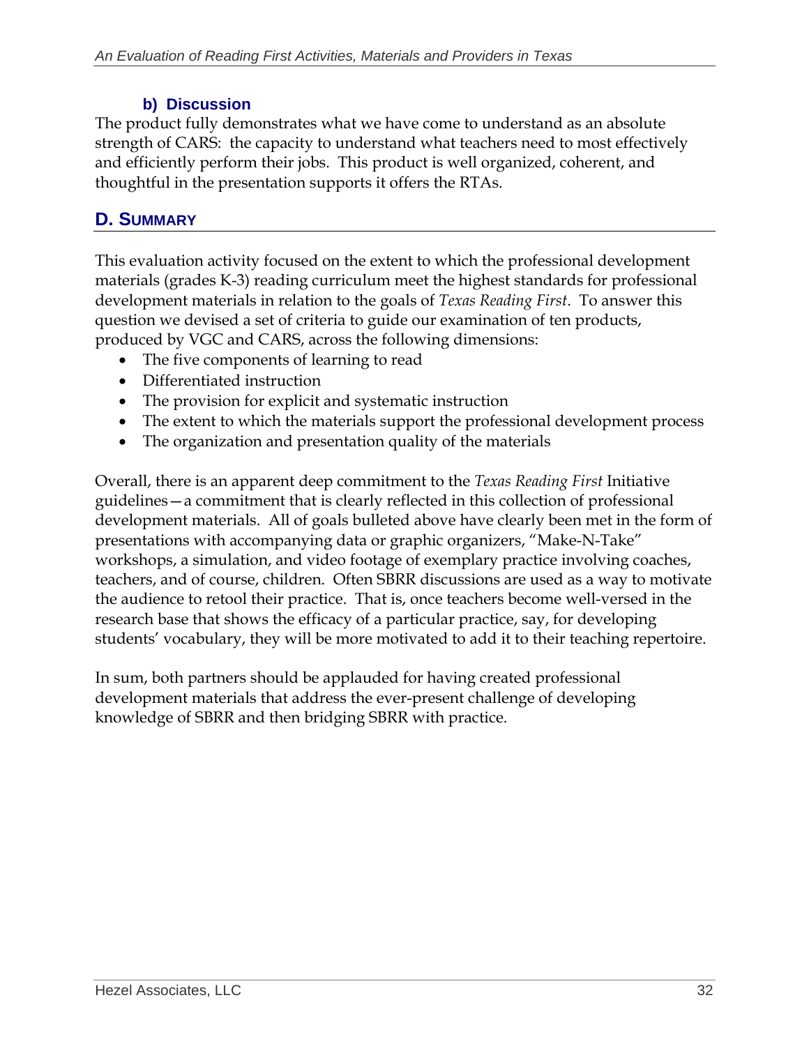#### b) Discussion

The product fully demonstrates what we have come to understand as an absolute strength of CARS: the capacity to understand what teachers need to most effectively and efficiently perform their jobs. This product is well organized, coherent, and thoughtful in the presentation supports it offers the RTAs.

## D. Summary

This evaluation activity focused on the extent to which the professional development materials (grades K-3) reading curriculum meet the highest standards for professional development materials in relation to the goals of *Texas Reading First*. To answer this question we devised a set of criteria to guide our examination of ten products, produced by VGC and CARS, across the following dimensions:

- The five components of learning to read
- Differentiated instruction
- The provision for explicit and systematic instruction
- The extent to which the materials support the professional development process
- The organization and presentation quality of the materials

Overall, there is an apparent deep commitment to the *Texas Reading First* Initiative guidelines—a commitment that is clearly reflected in this collection of professional development materials. All of goals bulleted above have clearly been met in the form of presentations with accompanying data or graphic organizers, "Make-N-Take" workshops, a simulation, and video footage of exemplary practice involving coaches, teachers, and of course, children. Often SBRR discussions are used as a way to motivate the audience to retool their practice. That is, once teachers become well-versed in the research base that shows the efficacy of a particular practice, say, for developing students' vocabulary, they will be more motivated to add it to their teaching repertoire.

In sum, both partners should be applauded for having created professional development materials that address the ever-present challenge of developing knowledge of SBRR and then bridging SBRR with practice.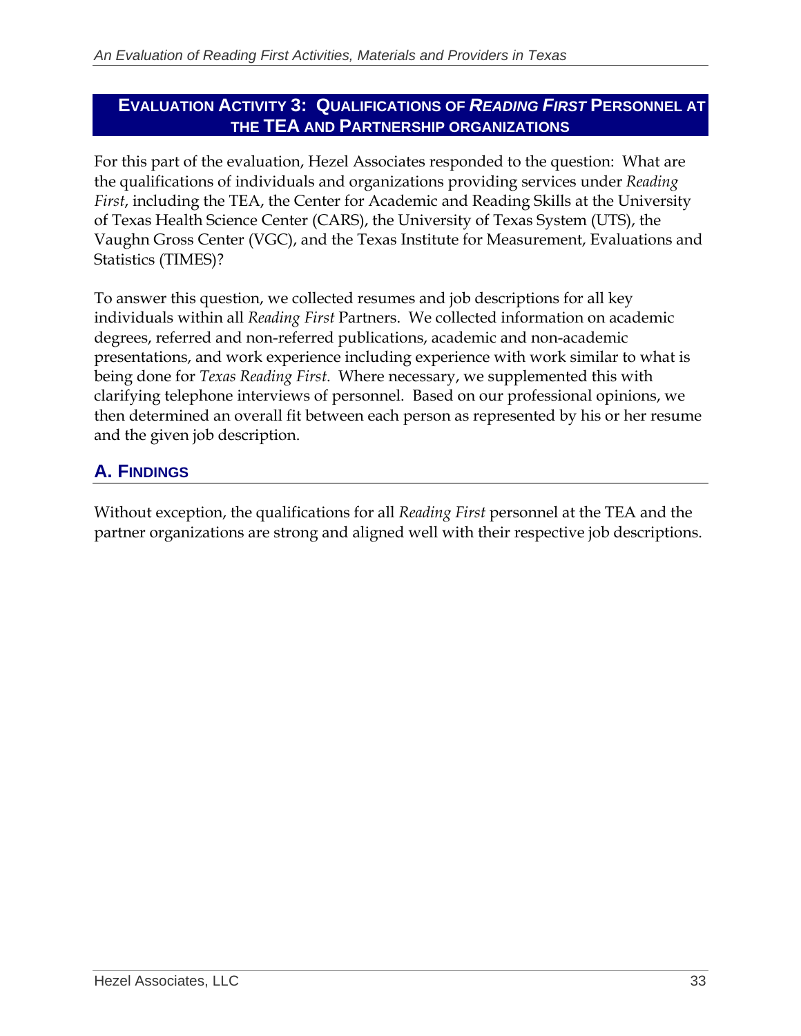## EVALUATION ACTIVITY 3: QUALIFICATIONS OF *READING FIRST* PERSONNEL AT THE TEA AND PARTNERSHIP ORGANIZATIONS

For this part of the evaluation, Hezel Associates responded to the question: What are the qualifications of individuals and organizations providing services under *Reading First*, including the TEA, the Center for Academic and Reading Skills at the University of Texas Health Science Center (CARS), the University of Texas System (UTS), the Vaughn Gross Center (VGC), and the Texas Institute for Measurement, Evaluations and Statistics (TIMES)?

To answer this question, we collected resumes and job descriptions for all key individuals within all *Reading First* Partners. We collected information on academic degrees, referred and non-referred publications, academic and non-academic presentations, and work experience including experience with work similar to what is being done for *Texas Reading First*. Where necessary, we supplemented this with clarifying telephone interviews of personnel. Based on our professional opinions, we then determined an overall fit between each person as represented by his or her resume and the given job description.

### A. FINDINGS

Without exception, the qualifications for all *Reading First* personnel at the TEA and the partner organizations are strong and aligned well with their respective job descriptions.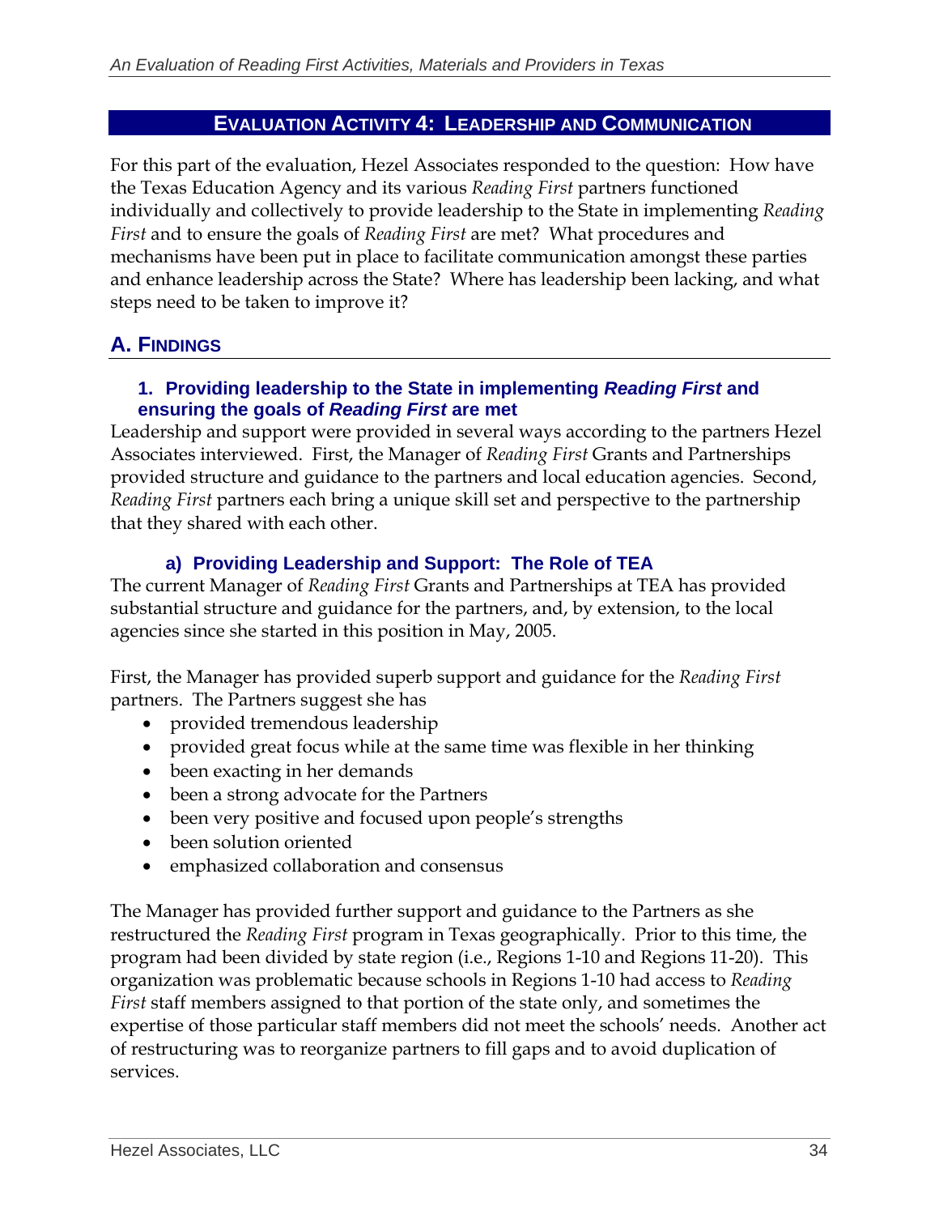## Evaluation Activity 4: Leadership and Communication

For this part of the evaluation, Hezel Associates responded to the question: How have the Texas Education Agency and its various *Reading First* partners functioned individually and collectively to provide leadership to the State in implementing *Reading First* and to ensure the goals of *Reading First* are met? What procedures and mechanisms have been put in place to facilitate communication amongst these parties and enhance leadership across the State? Where has leadership been lacking, and what steps need to be taken to improve it?

## A. Findings

### 1. Providing leadership to the State in implementing *Reading First* and ensuring the goals of *Reading First* are met

Leadership and support were provided in several ways according to the partners Hezel Associates interviewed. First, the Manager of *Reading First* Grants and Partnerships provided structure and guidance to the partners and local education agencies. Second, *Reading First* partners each bring a unique skill set and perspective to the partnership that they shared with each other.

#### a) Providing Leadership and Support: The Role of TEA

The current Manager of *Reading First* Grants and Partnerships at TEA has provided substantial structure and guidance for the partners, and, by extension, to the local agencies since she started in this position in May, 2005.

First, the Manager has provided superb support and guidance for the *Reading First* partners. The Partners suggest she has

- provided tremendous leadership
- provided great focus while at the same time was flexible in her thinking
- been exacting in her demands
- been a strong advocate for the Partners
- been very positive and focused upon people's strengths
- been solution oriented
- emphasized collaboration and consensus

The Manager has provided further support and guidance to the Partners as she restructured the *Reading First* program in Texas geographically. Prior to this time, the program had been divided by state region (i.e., Regions 1-10 and Regions 11-20). This organization was problematic because schools in Regions 1-10 had access to *Reading First* staff members assigned to that portion of the state only, and sometimes the expertise of those particular staff members did not meet the schools' needs. Another act of restructuring was to reorganize partners to fill gaps and to avoid duplication of services.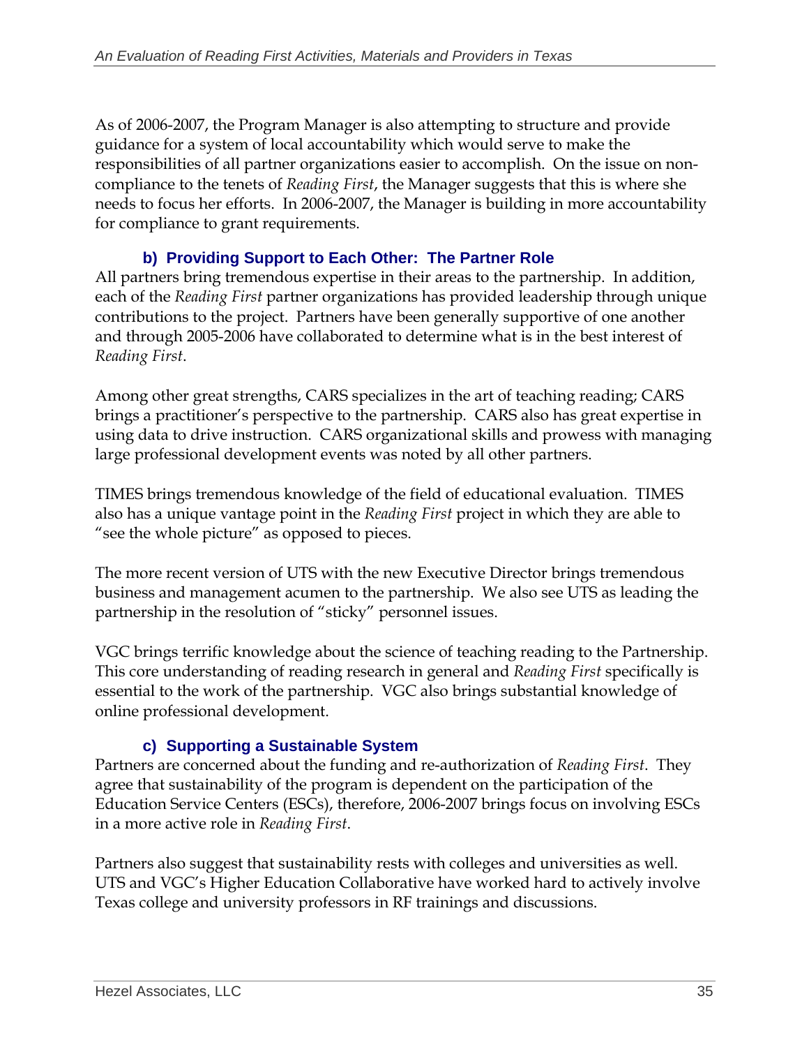As of 2006-2007, the Program Manager is also attempting to structure and provide guidance for a system of local accountability which would serve to make the responsibilities of all partner organizations easier to accomplish. On the issue on non-compliance to the tenets of *Reading First*, the Manager suggests that this is where she needs to focus her efforts. In 2006-2007, the Manager is building in more accountability for compliance to grant requirements.

### b) Providing Support to Each Other: The Partner Role

All partners bring tremendous expertise in their areas to the partnership. In addition, each of the *Reading First* partner organizations has provided leadership through unique contributions to the project. Partners have been generally supportive of one another and through 2005-2006 have collaborated to determine what is in the best interest of *Reading First*.

Among other great strengths, CARS specializes in the art of teaching reading; CARS brings a practitioner's perspective to the partnership. CARS also has great expertise in using data to drive instruction. CARS organizational skills and prowess with managing large professional development events was noted by all other partners.

TIMES brings tremendous knowledge of the field of educational evaluation. TIMES also has a unique vantage point in the *Reading First* project in which they are able to "see the whole picture" as opposed to pieces.

The more recent version of UTS with the new Executive Director brings tremendous business and management acumen to the partnership. We also see UTS as leading the partnership in the resolution of "sticky" personnel issues.

VGC brings terrific knowledge about the science of teaching reading to the Partnership. This core understanding of reading research in general and *Reading First* specifically is essential to the work of the partnership. VGC also brings substantial knowledge of online professional development.

### c) Supporting a Sustainable System

Partners are concerned about the funding and re-authorization of *Reading First*. They agree that sustainability of the program is dependent on the participation of the Education Service Centers (ESCs), therefore, 2006-2007 brings focus on involving ESCs in a more active role in *Reading First*.

Partners also suggest that sustainability rests with colleges and universities as well. UTS and VGC's Higher Education Collaborative have worked hard to actively involve Texas college and university professors in RF trainings and discussions.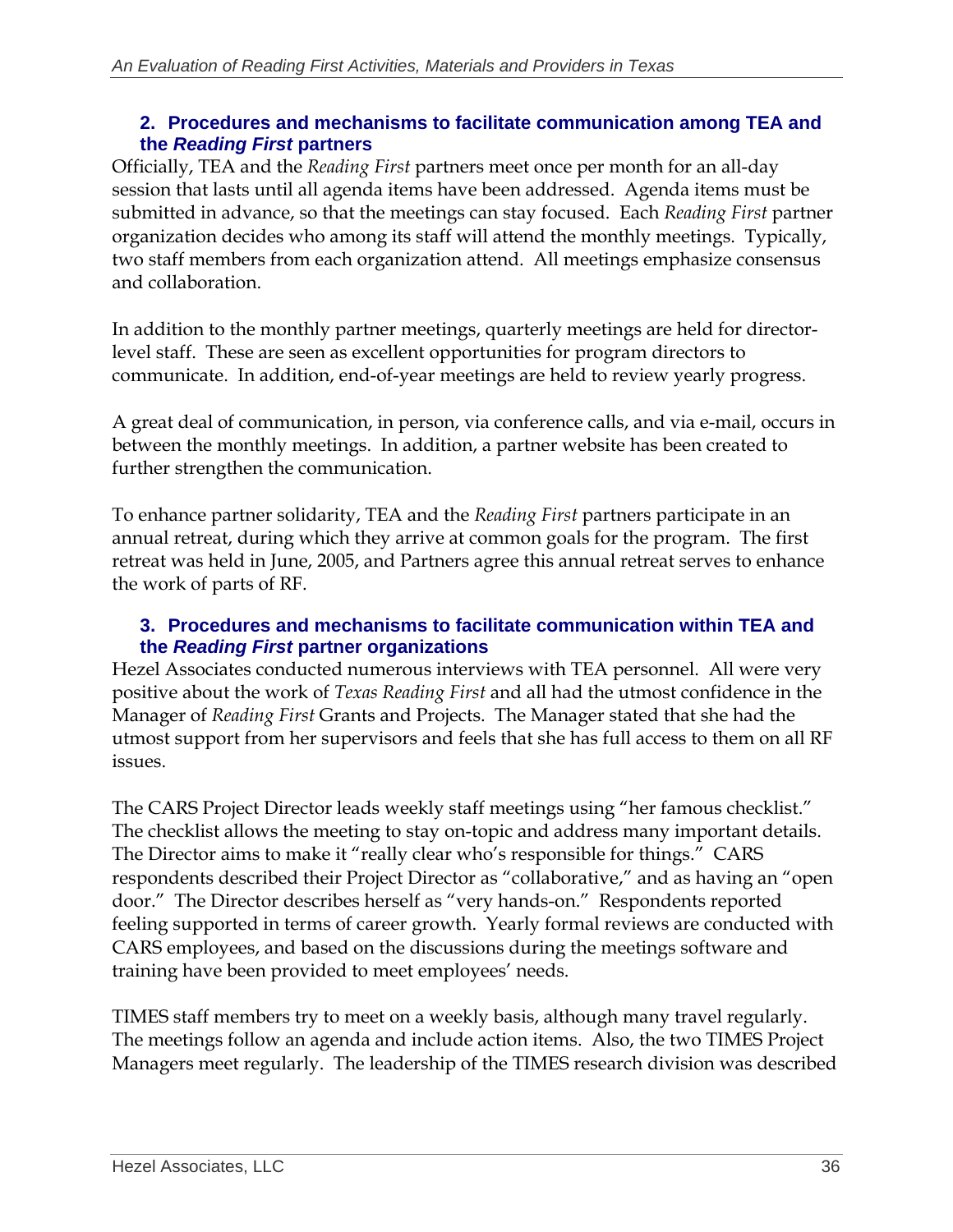### 2. Procedures and mechanisms to facilitate communication among TEA and the *Reading First* partners

Officially, TEA and the *Reading First* partners meet once per month for an all-day session that lasts until all agenda items have been addressed. Agenda items must be submitted in advance, so that the meetings can stay focused. Each *Reading First* partner organization decides who among its staff will attend the monthly meetings. Typically, two staff members from each organization attend. All meetings emphasize consensus and collaboration.

In addition to the monthly partner meetings, quarterly meetings are held for director-level staff. These are seen as excellent opportunities for program directors to communicate. In addition, end-of-year meetings are held to review yearly progress.

A great deal of communication, in person, via conference calls, and via e-mail, occurs in between the monthly meetings. In addition, a partner website has been created to further strengthen the communication.

To enhance partner solidarity, TEA and the *Reading First* partners participate in an annual retreat, during which they arrive at common goals for the program. The first retreat was held in June, 2005, and Partners agree this annual retreat serves to enhance the work of parts of RF.

### 3. Procedures and mechanisms to facilitate communication within TEA and the *Reading First* partner organizations

Hezel Associates conducted numerous interviews with TEA personnel. All were very positive about the work of *Texas Reading First* and all had the utmost confidence in the Manager of *Reading First* Grants and Projects. The Manager stated that she had the utmost support from her supervisors and feels that she has full access to them on all RF issues.

The CARS Project Director leads weekly staff meetings using "her famous checklist." The checklist allows the meeting to stay on-topic and address many important details. The Director aims to make it "really clear who's responsible for things." CARS respondents described their Project Director as "collaborative," and as having an "open door." The Director describes herself as "very hands-on." Respondents reported feeling supported in terms of career growth. Yearly formal reviews are conducted with CARS employees, and based on the discussions during the meetings software and training have been provided to meet employees' needs.

TIMES staff members try to meet on a weekly basis, although many travel regularly. The meetings follow an agenda and include action items. Also, the two TIMES Project Managers meet regularly. The leadership of the TIMES research division was described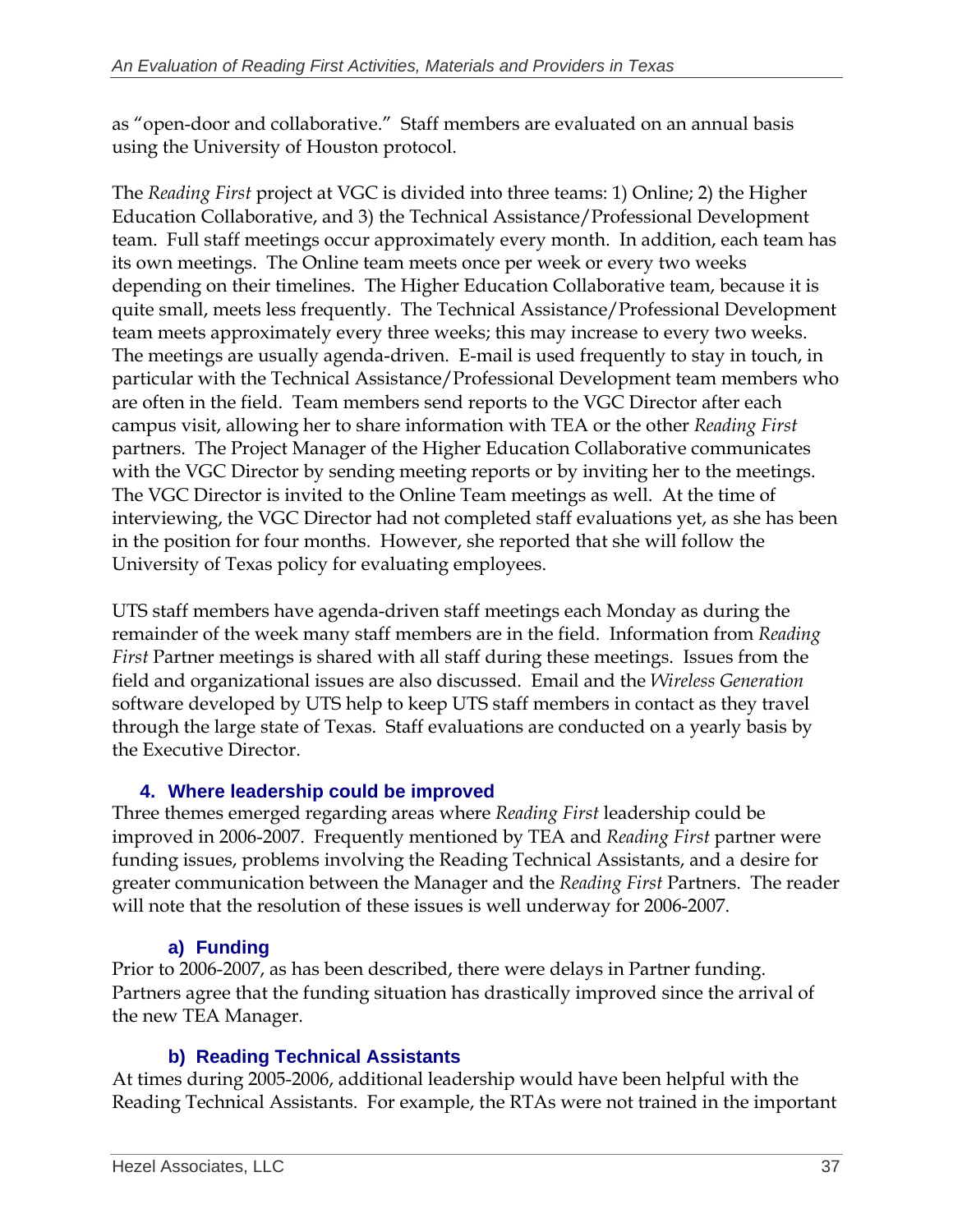as “open-door and collaborative.” Staff members are evaluated on an annual basis using the University of Houston protocol.

The *Reading First* project at VGC is divided into three teams: 1) Online; 2) the Higher Education Collaborative, and 3) the Technical Assistance/Professional Development team. Full staff meetings occur approximately every month. In addition, each team has its own meetings. The Online team meets once per week or every two weeks depending on their timelines. The Higher Education Collaborative team, because it is quite small, meets less frequently. The Technical Assistance/Professional Development team meets approximately every three weeks; this may increase to every two weeks. The meetings are usually agenda-driven. E-mail is used frequently to stay in touch, in particular with the Technical Assistance/Professional Development team members who are often in the field. Team members send reports to the VGC Director after each campus visit, allowing her to share information with TEA or the other *Reading First* partners. The Project Manager of the Higher Education Collaborative communicates with the VGC Director by sending meeting reports or by inviting her to the meetings. The VGC Director is invited to the Online Team meetings as well. At the time of interviewing, the VGC Director had not completed staff evaluations yet, as she has been in the position for four months. However, she reported that she will follow the University of Texas policy for evaluating employees.

UTS staff members have agenda-driven staff meetings each Monday as during the remainder of the week many staff members are in the field. Information from *Reading First* Partner meetings is shared with all staff during these meetings. Issues from the field and organizational issues are also discussed. Email and the *Wireless Generation* software developed by UTS help to keep UTS staff members in contact as they travel through the large state of Texas. Staff evaluations are conducted on a yearly basis by the Executive Director.

### 4. Where leadership could be improved

Three themes emerged regarding areas where *Reading First* leadership could be improved in 2006-2007. Frequently mentioned by TEA and *Reading First* partner were funding issues, problems involving the Reading Technical Assistants, and a desire for greater communication between the Manager and the *Reading First* Partners. The reader will note that the resolution of these issues is well underway for 2006-2007.

#### a) Funding

Prior to 2006-2007, as has been described, there were delays in Partner funding. Partners agree that the funding situation has drastically improved since the arrival of the new TEA Manager.

#### b) Reading Technical Assistants

At times during 2005-2006, additional leadership would have been helpful with the Reading Technical Assistants. For example, the RTAs were not trained in the important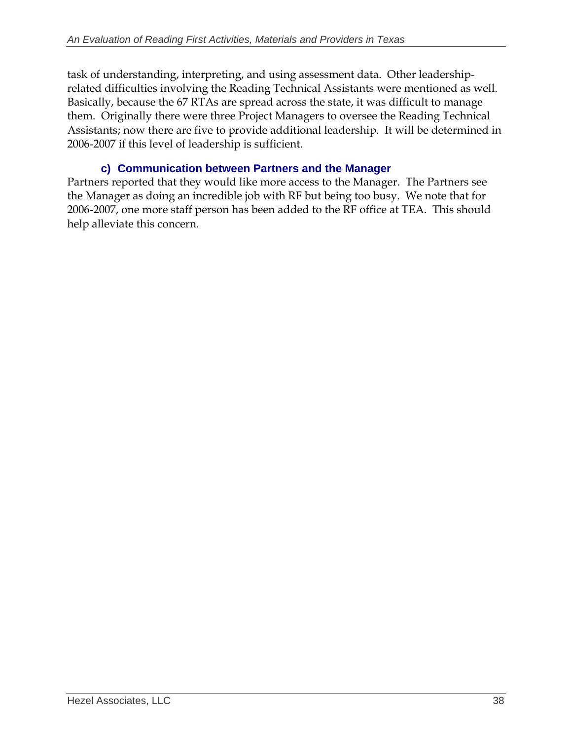task of understanding, interpreting, and using assessment data. Other leadership-related difficulties involving the Reading Technical Assistants were mentioned as well. Basically, because the 67 RTAs are spread across the state, it was difficult to manage them. Originally there were three Project Managers to oversee the Reading Technical Assistants; now there are five to provide additional leadership. It will be determined in 2006-2007 if this level of leadership is sufficient.

### c) Communication between Partners and the Manager

Partners reported that they would like more access to the Manager. The Partners see the Manager as doing an incredible job with RF but being too busy. We note that for 2006-2007, one more staff person has been added to the RF office at TEA. This should help alleviate this concern.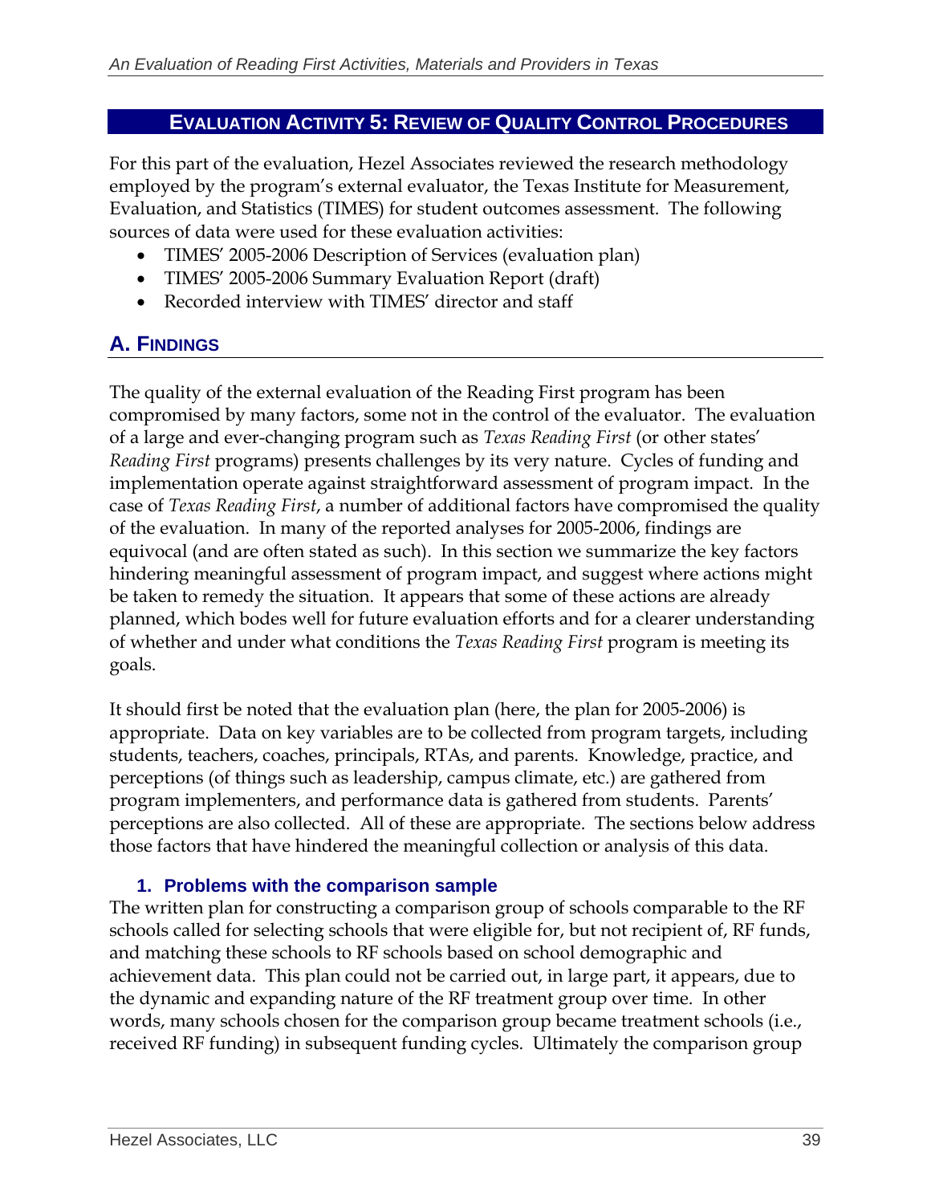## EVALUATION ACTIVITY 5: REVIEW OF QUALITY CONTROL PROCEDURES

For this part of the evaluation, Hezel Associates reviewed the research methodology employed by the program's external evaluator, the Texas Institute for Measurement, Evaluation, and Statistics (TIMES) for student outcomes assessment. The following sources of data were used for these evaluation activities:

- TIMES' 2005-2006 Description of Services (evaluation plan)
- TIMES' 2005-2006 Summary Evaluation Report (draft)
- Recorded interview with TIMES' director and staff

### A. FINDINGS

The quality of the external evaluation of the Reading First program has been compromised by many factors, some not in the control of the evaluator. The evaluation of a large and ever-changing program such as *Texas Reading First* (or other states' *Reading First* programs) presents challenges by its very nature. Cycles of funding and implementation operate against straightforward assessment of program impact. In the case of *Texas Reading First*, a number of additional factors have compromised the quality of the evaluation. In many of the reported analyses for 2005-2006, findings are equivocal (and are often stated as such). In this section we summarize the key factors hindering meaningful assessment of program impact, and suggest where actions might be taken to remedy the situation. It appears that some of these actions are already planned, which bodes well for future evaluation efforts and for a clearer understanding of whether and under what conditions the *Texas Reading First* program is meeting its goals.

It should first be noted that the evaluation plan (here, the plan for 2005-2006) is appropriate. Data on key variables are to be collected from program targets, including students, teachers, coaches, principals, RTAs, and parents. Knowledge, practice, and perceptions (of things such as leadership, campus climate, etc.) are gathered from program implementers, and performance data is gathered from students. Parents' perceptions are also collected. All of these are appropriate. The sections below address those factors that have hindered the meaningful collection or analysis of this data.

#### 1. Problems with the comparison sample

The written plan for constructing a comparison group of schools comparable to the RF schools called for selecting schools that were eligible for, but not recipient of, RF funds, and matching these schools to RF schools based on school demographic and achievement data. This plan could not be carried out, in large part, it appears, due to the dynamic and expanding nature of the RF treatment group over time. In other words, many schools chosen for the comparison group became treatment schools (i.e., received RF funding) in subsequent funding cycles. Ultimately the comparison group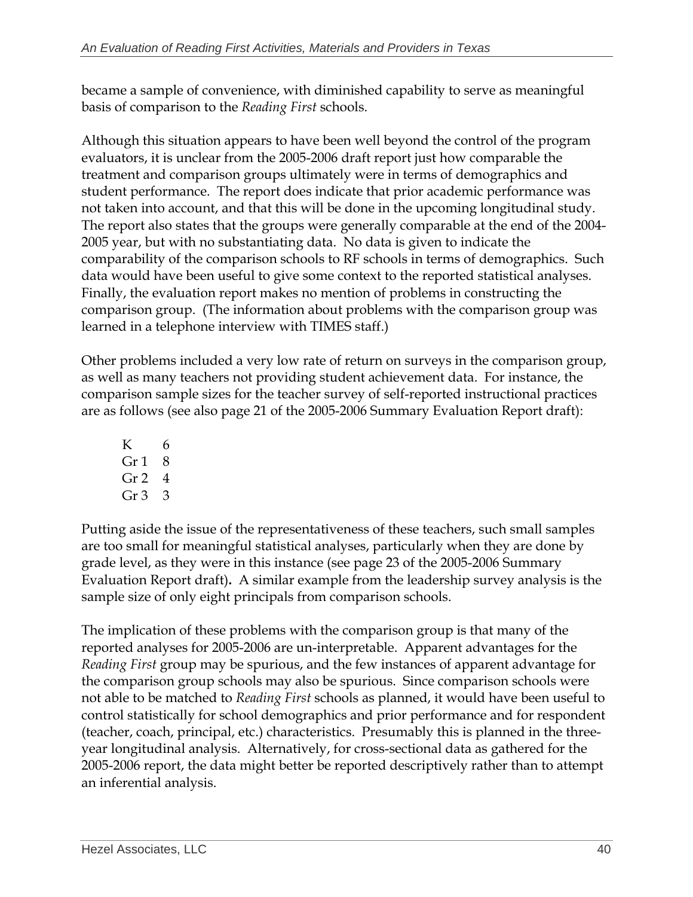became a sample of convenience, with diminished capability to serve as meaningful basis of comparison to the *Reading First* schools.

Although this situation appears to have been well beyond the control of the program evaluators, it is unclear from the 2005-2006 draft report just how comparable the treatment and comparison groups ultimately were in terms of demographics and student performance. The report does indicate that prior academic performance was not taken into account, and that this will be done in the upcoming longitudinal study. The report also states that the groups were generally comparable at the end of the 2004-2005 year, but with no substantiating data. No data is given to indicate the comparability of the comparison schools to RF schools in terms of demographics. Such data would have been useful to give some context to the reported statistical analyses. Finally, the evaluation report makes no mention of problems in constructing the comparison group. (The information about problems with the comparison group was learned in a telephone interview with TIMES staff.)

Other problems included a very low rate of return on surveys in the comparison group, as well as many teachers not providing student achievement data. For instance, the comparison sample sizes for the teacher survey of self-reported instructional practices are as follows (see also page 21 of the 2005-2006 Summary Evaluation Report draft):

| | |
|---|---|
| K | 6 |
| Gr 1 | 8 |
| Gr 2 | 4 |
| Gr 3 | 3 |

Putting aside the issue of the representativeness of these teachers, such small samples are too small for meaningful statistical analyses, particularly when they are done by grade level, as they were in this instance (see page 23 of the 2005-2006 Summary Evaluation Report draft). A similar example from the leadership survey analysis is the sample size of only eight principals from comparison schools.

The implication of these problems with the comparison group is that many of the reported analyses for 2005-2006 are un-interpretable. Apparent advantages for the *Reading First* group may be spurious, and the few instances of apparent advantage for the comparison group schools may also be spurious. Since comparison schools were not able to be matched to *Reading First* schools as planned, it would have been useful to control statistically for school demographics and prior performance and for respondent (teacher, coach, principal, etc.) characteristics. Presumably this is planned in the three-year longitudinal analysis. Alternatively, for cross-sectional data as gathered for the 2005-2006 report, the data might better be reported descriptively rather than to attempt an inferential analysis.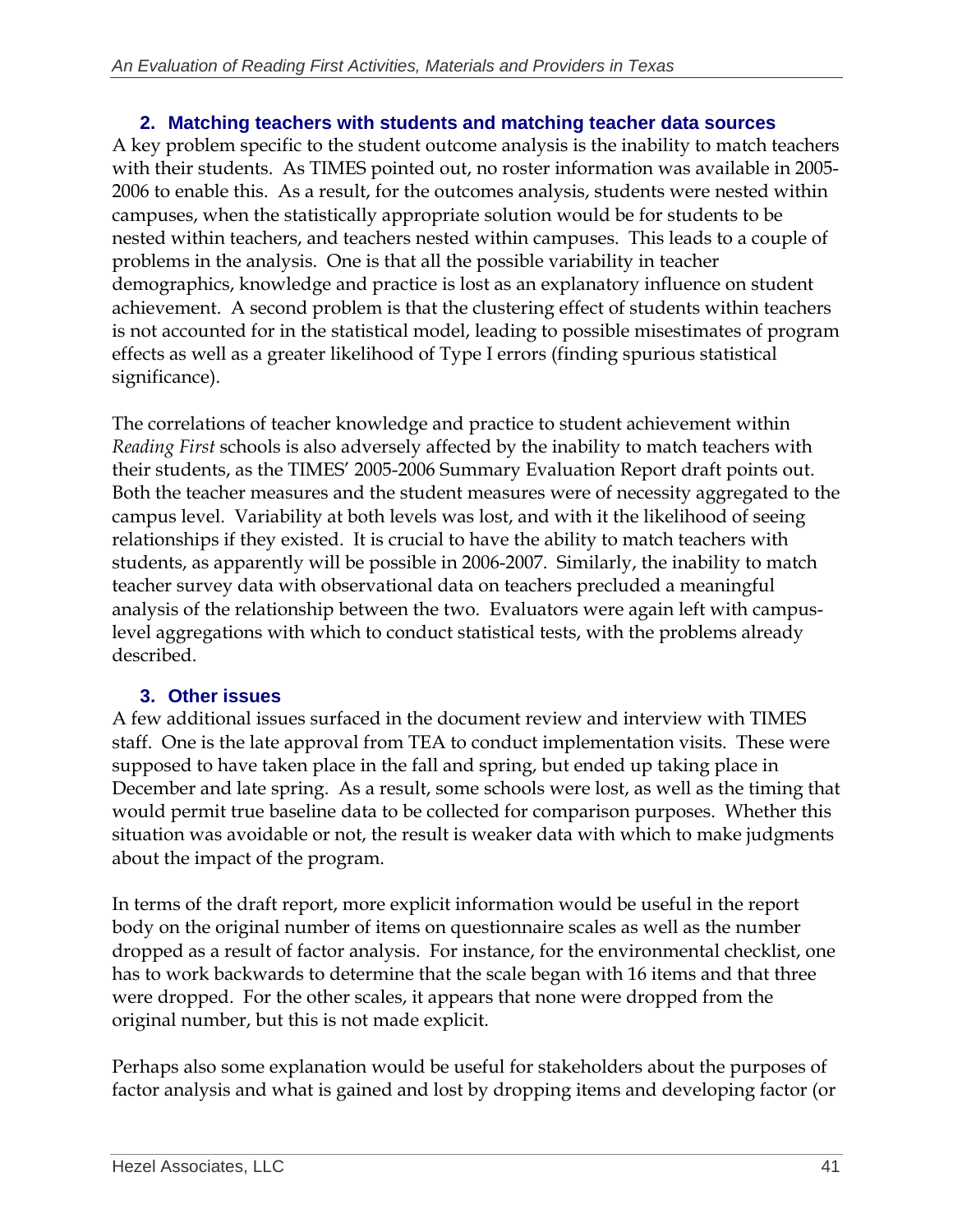### 2. Matching teachers with students and matching teacher data sources

A key problem specific to the student outcome analysis is the inability to match teachers with their students. As TIMES pointed out, no roster information was available in 2005-2006 to enable this. As a result, for the outcomes analysis, students were nested within campuses, when the statistically appropriate solution would be for students to be nested within teachers, and teachers nested within campuses. This leads to a couple of problems in the analysis. One is that all the possible variability in teacher demographics, knowledge and practice is lost as an explanatory influence on student achievement. A second problem is that the clustering effect of students within teachers is not accounted for in the statistical model, leading to possible misestimates of program effects as well as a greater likelihood of Type I errors (finding spurious statistical significance).

The correlations of teacher knowledge and practice to student achievement within *Reading First* schools is also adversely affected by the inability to match teachers with their students, as the TIMES' 2005-2006 Summary Evaluation Report draft points out. Both the teacher measures and the student measures were of necessity aggregated to the campus level. Variability at both levels was lost, and with it the likelihood of seeing relationships if they existed. It is crucial to have the ability to match teachers with students, as apparently will be possible in 2006-2007. Similarly, the inability to match teacher survey data with observational data on teachers precluded a meaningful analysis of the relationship between the two. Evaluators were again left with campus-level aggregations with which to conduct statistical tests, with the problems already described.

### 3. Other issues

A few additional issues surfaced in the document review and interview with TIMES staff. One is the late approval from TEA to conduct implementation visits. These were supposed to have taken place in the fall and spring, but ended up taking place in December and late spring. As a result, some schools were lost, as well as the timing that would permit true baseline data to be collected for comparison purposes. Whether this situation was avoidable or not, the result is weaker data with which to make judgments about the impact of the program.

In terms of the draft report, more explicit information would be useful in the report body on the original number of items on questionnaire scales as well as the number dropped as a result of factor analysis. For instance, for the environmental checklist, one has to work backwards to determine that the scale began with 16 items and that three were dropped. For the other scales, it appears that none were dropped from the original number, but this is not made explicit.

Perhaps also some explanation would be useful for stakeholders about the purposes of factor analysis and what is gained and lost by dropping items and developing factor (or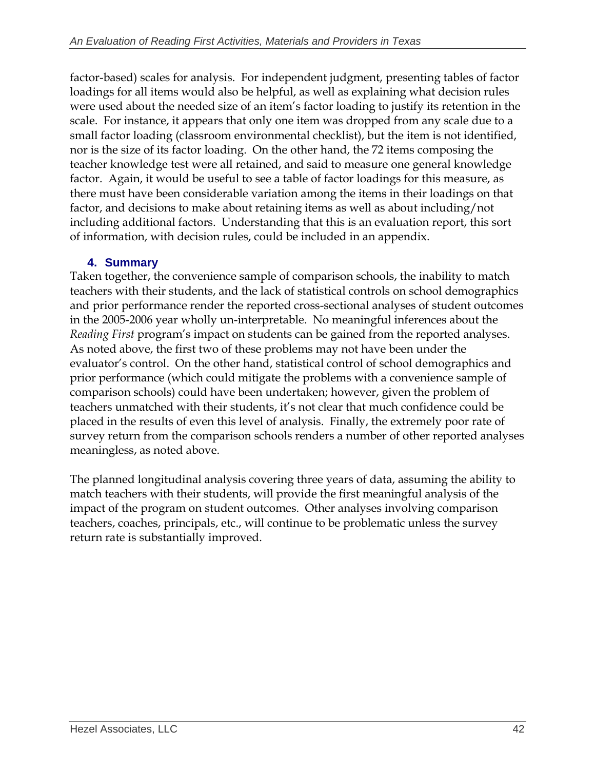factor-based) scales for analysis. For independent judgment, presenting tables of factor loadings for all items would also be helpful, as well as explaining what decision rules were used about the needed size of an item's factor loading to justify its retention in the scale. For instance, it appears that only one item was dropped from any scale due to a small factor loading (classroom environmental checklist), but the item is not identified, nor is the size of its factor loading. On the other hand, the 72 items composing the teacher knowledge test were all retained, and said to measure one general knowledge factor. Again, it would be useful to see a table of factor loadings for this measure, as there must have been considerable variation among the items in their loadings on that factor, and decisions to make about retaining items as well as about including/not including additional factors. Understanding that this is an evaluation report, this sort of information, with decision rules, could be included in an appendix.

### 4. Summary

Taken together, the convenience sample of comparison schools, the inability to match teachers with their students, and the lack of statistical controls on school demographics and prior performance render the reported cross-sectional analyses of student outcomes in the 2005-2006 year wholly un-interpretable. No meaningful inferences about the *Reading First* program's impact on students can be gained from the reported analyses. As noted above, the first two of these problems may not have been under the evaluator's control. On the other hand, statistical control of school demographics and prior performance (which could mitigate the problems with a convenience sample of comparison schools) could have been undertaken; however, given the problem of teachers unmatched with their students, it's not clear that much confidence could be placed in the results of even this level of analysis. Finally, the extremely poor rate of survey return from the comparison schools renders a number of other reported analyses meaningless, as noted above.

The planned longitudinal analysis covering three years of data, assuming the ability to match teachers with their students, will provide the first meaningful analysis of the impact of the program on student outcomes. Other analyses involving comparison teachers, coaches, principals, etc., will continue to be problematic unless the survey return rate is substantially improved.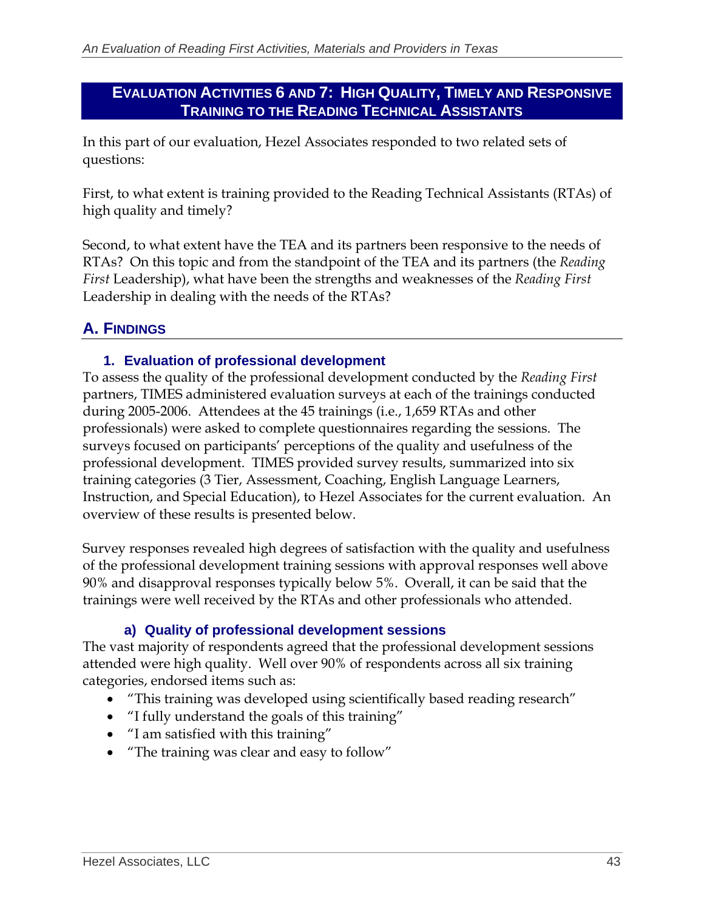## Evaluation Activities 6 and 7: High Quality, Timely and Responsive Training to the Reading Technical Assistants

In this part of our evaluation, Hezel Associates responded to two related sets of questions:

First, to what extent is training provided to the Reading Technical Assistants (RTAs) of high quality and timely?

Second, to what extent have the TEA and its partners been responsive to the needs of RTAs? On this topic and from the standpoint of the TEA and its partners (the *Reading First* Leadership), what have been the strengths and weaknesses of the *Reading First* Leadership in dealing with the needs of the RTAs?

### A. Findings

#### 1. Evaluation of professional development

To assess the quality of the professional development conducted by the *Reading First* partners, TIMES administered evaluation surveys at each of the trainings conducted during 2005-2006. Attendees at the 45 trainings (i.e., 1,659 RTAs and other professionals) were asked to complete questionnaires regarding the sessions. The surveys focused on participants' perceptions of the quality and usefulness of the professional development. TIMES provided survey results, summarized into six training categories (3 Tier, Assessment, Coaching, English Language Learners, Instruction, and Special Education), to Hezel Associates for the current evaluation. An overview of these results is presented below.

Survey responses revealed high degrees of satisfaction with the quality and usefulness of the professional development training sessions with approval responses well above 90% and disapproval responses typically below 5%. Overall, it can be said that the trainings were well received by the RTAs and other professionals who attended.

##### a) Quality of professional development sessions

The vast majority of respondents agreed that the professional development sessions attended were high quality. Well over 90% of respondents across all six training categories, endorsed items such as:

- "This training was developed using scientifically based reading research"
- "I fully understand the goals of this training"
- "I am satisfied with this training"
- "The training was clear and easy to follow"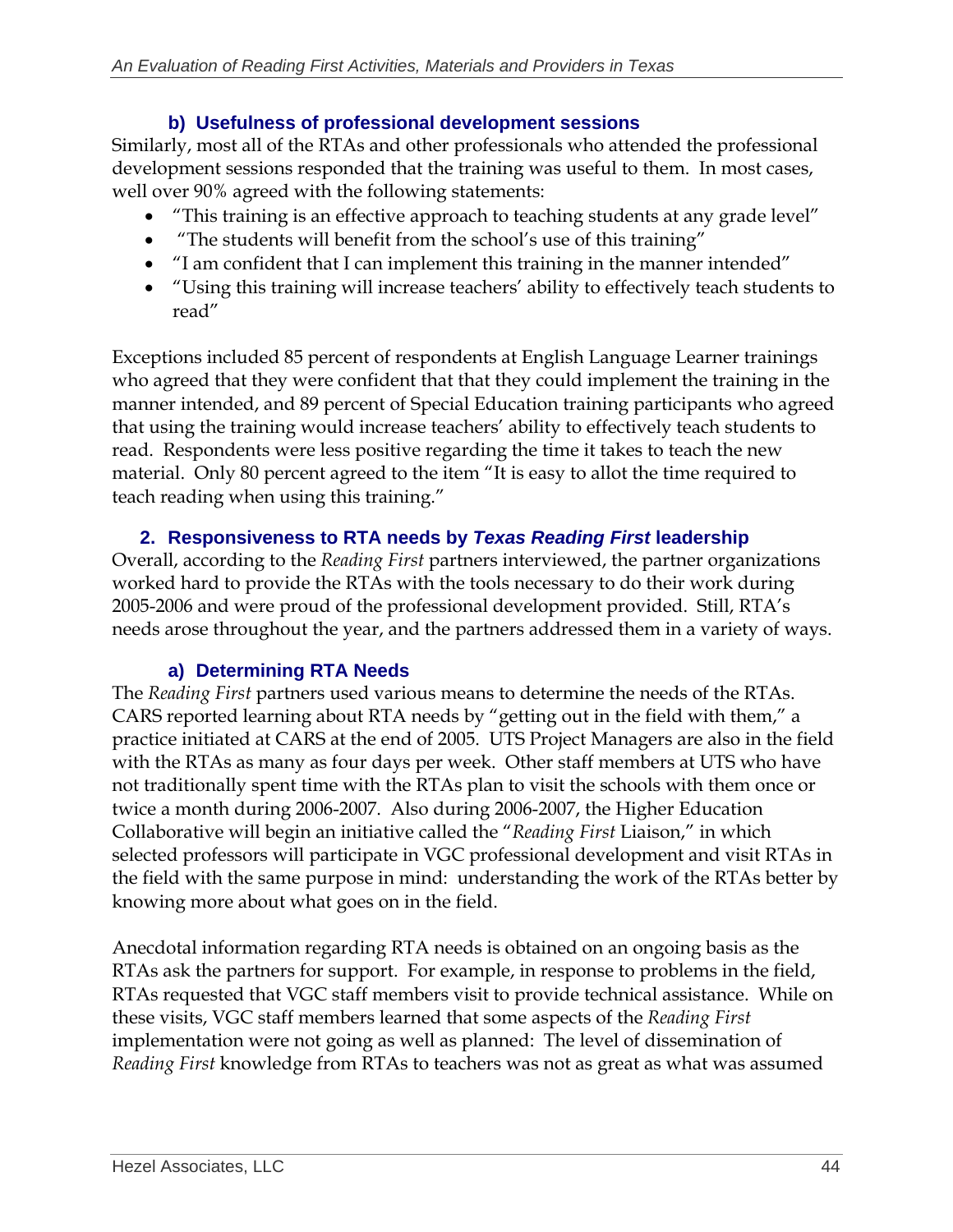### b) Usefulness of professional development sessions

Similarly, most all of the RTAs and other professionals who attended the professional development sessions responded that the training was useful to them. In most cases, well over 90% agreed with the following statements:

- "This training is an effective approach to teaching students at any grade level"
- "The students will benefit from the school's use of this training"
- "I am confident that I can implement this training in the manner intended"
- "Using this training will increase teachers' ability to effectively teach students to read"

Exceptions included 85 percent of respondents at English Language Learner trainings who agreed that they were confident that that they could implement the training in the manner intended, and 89 percent of Special Education training participants who agreed that using the training would increase teachers' ability to effectively teach students to read. Respondents were less positive regarding the time it takes to teach the new material. Only 80 percent agreed to the item "It is easy to allot the time required to teach reading when using this training."

## 2. Responsiveness to RTA needs by *Texas Reading First* leadership

Overall, according to the *Reading First* partners interviewed, the partner organizations worked hard to provide the RTAs with the tools necessary to do their work during 2005-2006 and were proud of the professional development provided. Still, RTA's needs arose throughout the year, and the partners addressed them in a variety of ways.

### a) Determining RTA Needs

The *Reading First* partners used various means to determine the needs of the RTAs. CARS reported learning about RTA needs by "getting out in the field with them," a practice initiated at CARS at the end of 2005. UTS Project Managers are also in the field with the RTAs as many as four days per week. Other staff members at UTS who have not traditionally spent time with the RTAs plan to visit the schools with them once or twice a month during 2006-2007. Also during 2006-2007, the Higher Education Collaborative will begin an initiative called the "*Reading First* Liaison," in which selected professors will participate in VGC professional development and visit RTAs in the field with the same purpose in mind: understanding the work of the RTAs better by knowing more about what goes on in the field.

Anecdotal information regarding RTA needs is obtained on an ongoing basis as the RTAs ask the partners for support. For example, in response to problems in the field, RTAs requested that VGC staff members visit to provide technical assistance. While on these visits, VGC staff members learned that some aspects of the *Reading First* implementation were not going as well as planned: The level of dissemination of *Reading First* knowledge from RTAs to teachers was not as great as what was assumed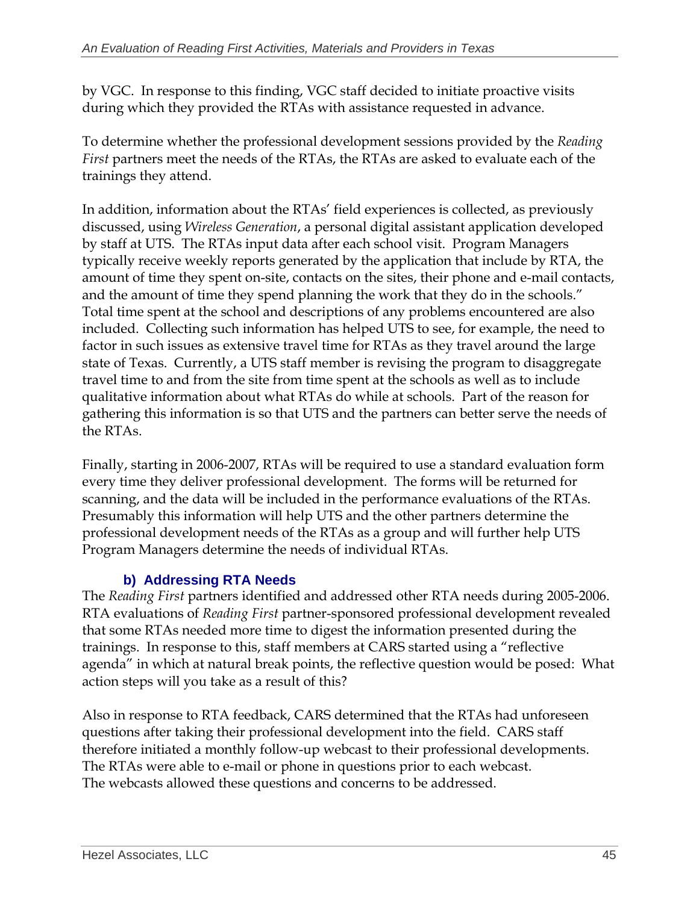by VGC. In response to this finding, VGC staff decided to initiate proactive visits during which they provided the RTAs with assistance requested in advance.

To determine whether the professional development sessions provided by the *Reading First* partners meet the needs of the RTAs, the RTAs are asked to evaluate each of the trainings they attend.

In addition, information about the RTAs' field experiences is collected, as previously discussed, using *Wireless Generation*, a personal digital assistant application developed by staff at UTS. The RTAs input data after each school visit. Program Managers typically receive weekly reports generated by the application that include by RTA, the amount of time they spent on-site, contacts on the sites, their phone and e-mail contacts, and the amount of time they spend planning the work that they do in the schools." Total time spent at the school and descriptions of any problems encountered are also included. Collecting such information has helped UTS to see, for example, the need to factor in such issues as extensive travel time for RTAs as they travel around the large state of Texas. Currently, a UTS staff member is revising the program to disaggregate travel time to and from the site from time spent at the schools as well as to include qualitative information about what RTAs do while at schools. Part of the reason for gathering this information is so that UTS and the partners can better serve the needs of the RTAs.

Finally, starting in 2006-2007, RTAs will be required to use a standard evaluation form every time they deliver professional development. The forms will be returned for scanning, and the data will be included in the performance evaluations of the RTAs. Presumably this information will help UTS and the other partners determine the professional development needs of the RTAs as a group and will further help UTS Program Managers determine the needs of individual RTAs.

### b) Addressing RTA Needs

The *Reading First* partners identified and addressed other RTA needs during 2005-2006. RTA evaluations of *Reading First* partner-sponsored professional development revealed that some RTAs needed more time to digest the information presented during the trainings. In response to this, staff members at CARS started using a "reflective agenda" in which at natural break points, the reflective question would be posed: What action steps will you take as a result of this?

Also in response to RTA feedback, CARS determined that the RTAs had unforeseen questions after taking their professional development into the field. CARS staff therefore initiated a monthly follow-up webcast to their professional developments. The RTAs were able to e-mail or phone in questions prior to each webcast. The webcasts allowed these questions and concerns to be addressed.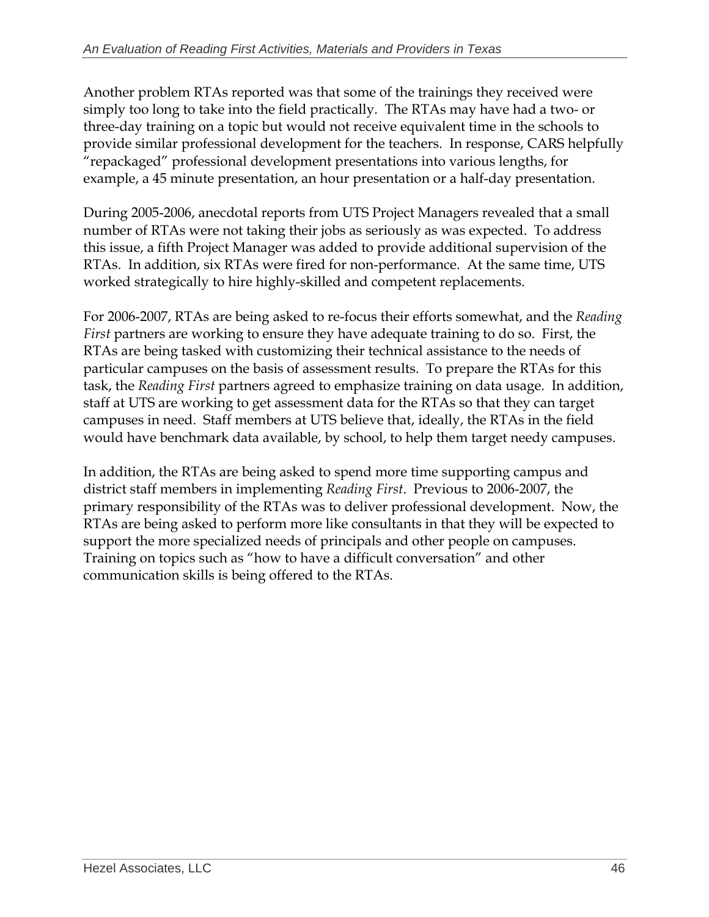Another problem RTAs reported was that some of the trainings they received were simply too long to take into the field practically. The RTAs may have had a two- or three-day training on a topic but would not receive equivalent time in the schools to provide similar professional development for the teachers. In response, CARS helpfully "repackaged" professional development presentations into various lengths, for example, a 45 minute presentation, an hour presentation or a half-day presentation.

During 2005-2006, anecdotal reports from UTS Project Managers revealed that a small number of RTAs were not taking their jobs as seriously as was expected. To address this issue, a fifth Project Manager was added to provide additional supervision of the RTAs. In addition, six RTAs were fired for non-performance. At the same time, UTS worked strategically to hire highly-skilled and competent replacements.

For 2006-2007, RTAs are being asked to re-focus their efforts somewhat, and the *Reading First* partners are working to ensure they have adequate training to do so. First, the RTAs are being tasked with customizing their technical assistance to the needs of particular campuses on the basis of assessment results. To prepare the RTAs for this task, the *Reading First* partners agreed to emphasize training on data usage. In addition, staff at UTS are working to get assessment data for the RTAs so that they can target campuses in need. Staff members at UTS believe that, ideally, the RTAs in the field would have benchmark data available, by school, to help them target needy campuses.

In addition, the RTAs are being asked to spend more time supporting campus and district staff members in implementing *Reading First*. Previous to 2006-2007, the primary responsibility of the RTAs was to deliver professional development. Now, the RTAs are being asked to perform more like consultants in that they will be expected to support the more specialized needs of principals and other people on campuses. Training on topics such as "how to have a difficult conversation" and other communication skills is being offered to the RTAs.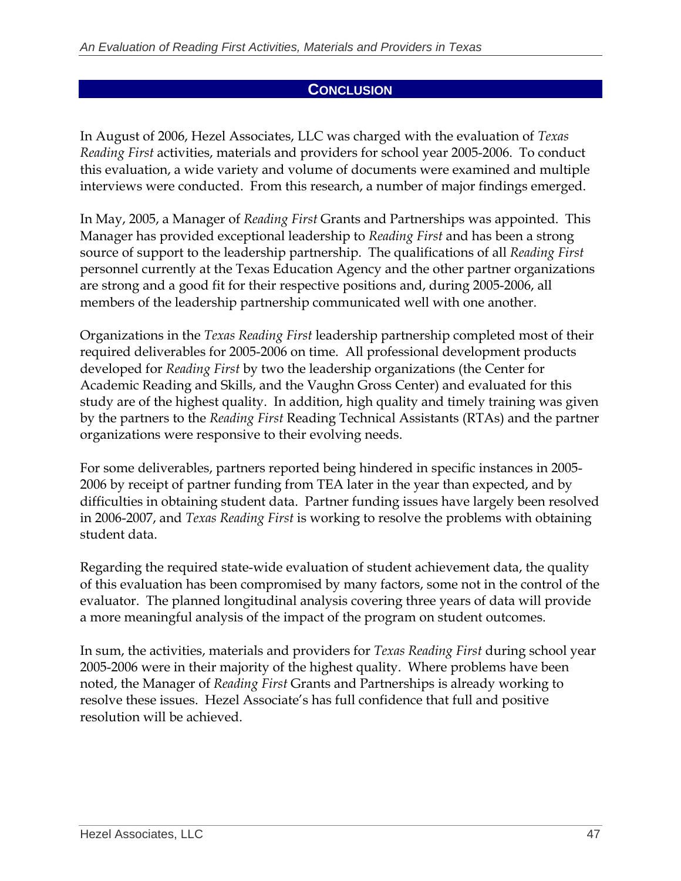## CONCLUSION

In August of 2006, Hezel Associates, LLC was charged with the evaluation of *Texas Reading First* activities, materials and providers for school year 2005-2006. To conduct this evaluation, a wide variety and volume of documents were examined and multiple interviews were conducted. From this research, a number of major findings emerged.

In May, 2005, a Manager of *Reading First* Grants and Partnerships was appointed. This Manager has provided exceptional leadership to *Reading First* and has been a strong source of support to the leadership partnership. The qualifications of all *Reading First* personnel currently at the Texas Education Agency and the other partner organizations are strong and a good fit for their respective positions and, during 2005-2006, all members of the leadership partnership communicated well with one another.

Organizations in the *Texas Reading First* leadership partnership completed most of their required deliverables for 2005-2006 on time. All professional development products developed for *Reading First* by two the leadership organizations (the Center for Academic Reading and Skills, and the Vaughn Gross Center) and evaluated for this study are of the highest quality. In addition, high quality and timely training was given by the partners to the *Reading First* Reading Technical Assistants (RTAs) and the partner organizations were responsive to their evolving needs.

For some deliverables, partners reported being hindered in specific instances in 2005-2006 by receipt of partner funding from TEA later in the year than expected, and by difficulties in obtaining student data. Partner funding issues have largely been resolved in 2006-2007, and *Texas Reading First* is working to resolve the problems with obtaining student data.

Regarding the required state-wide evaluation of student achievement data, the quality of this evaluation has been compromised by many factors, some not in the control of the evaluator. The planned longitudinal analysis covering three years of data will provide a more meaningful analysis of the impact of the program on student outcomes.

In sum, the activities, materials and providers for *Texas Reading First* during school year 2005-2006 were in their majority of the highest quality. Where problems have been noted, the Manager of *Reading First* Grants and Partnerships is already working to resolve these issues. Hezel Associate's has full confidence that full and positive resolution will be achieved.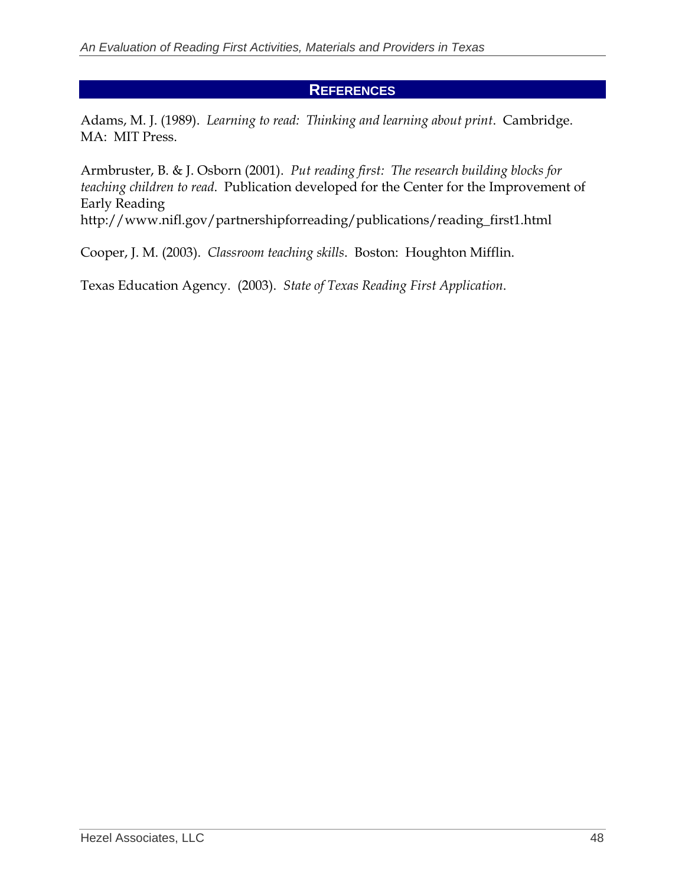# References

Adams, M. J. (1989). *Learning to read: Thinking and learning about print*. Cambridge. MA: MIT Press.

Armbruster, B. & J. Osborn (2001). *Put reading first: The research building blocks for teaching children to read*. Publication developed for the Center for the Improvement of Early Reading http://www.nifl.gov/partnershipforreading/publications/reading_first1.html

Cooper, J. M. (2003). *Classroom teaching skills*. Boston: Houghton Mifflin.

Texas Education Agency. (2003). *State of Texas Reading First Application*.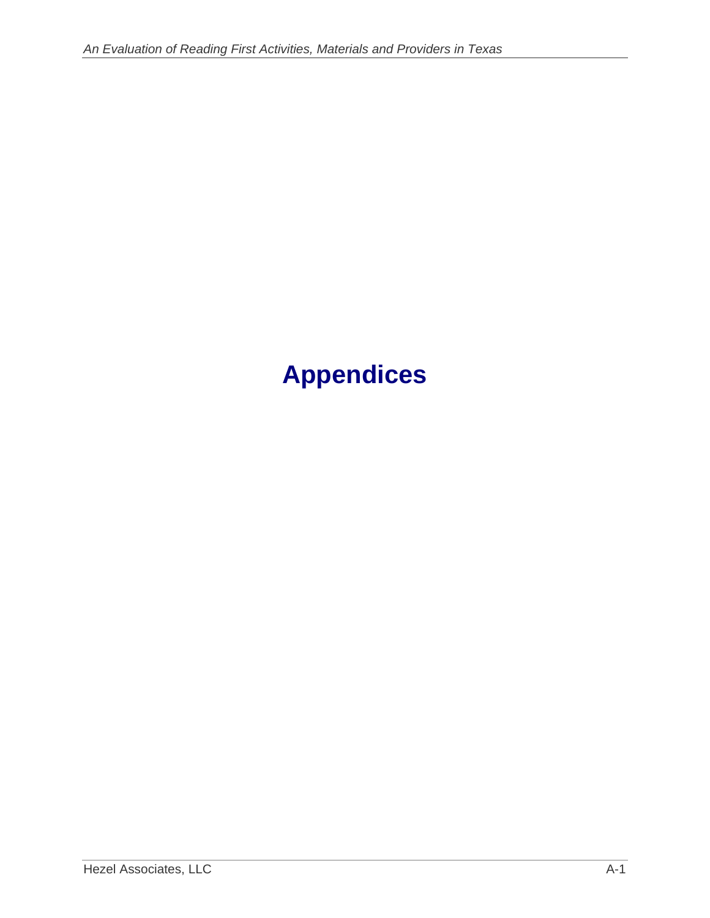# Appendices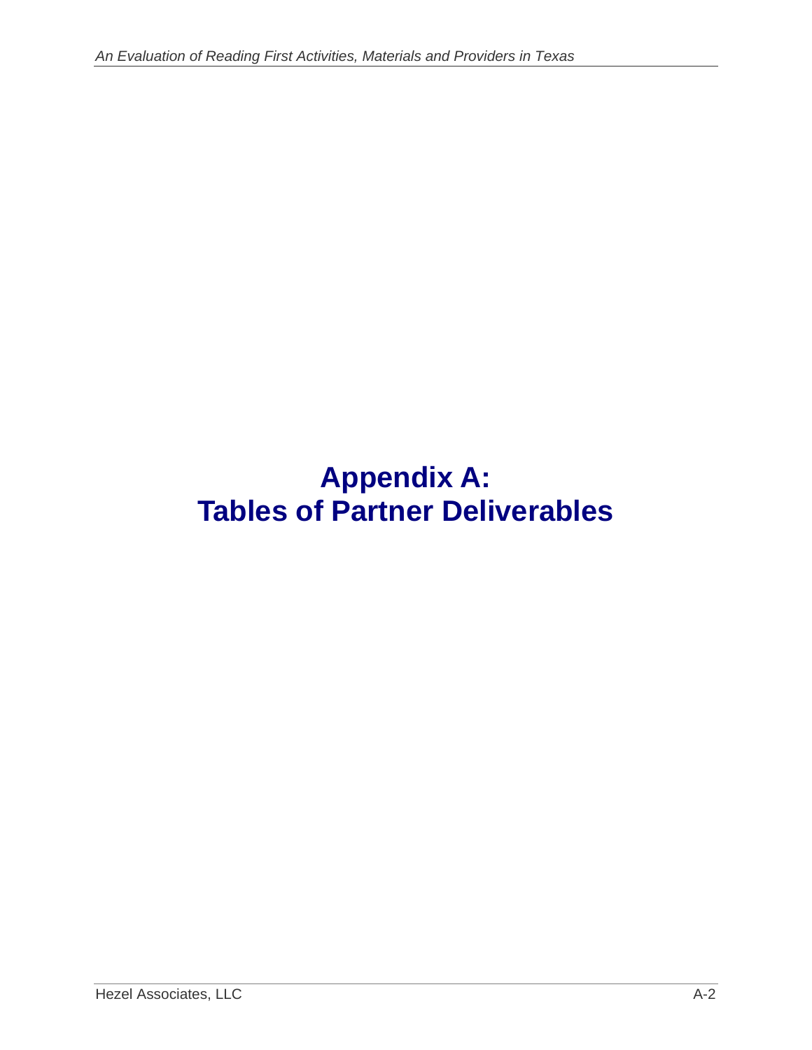# Appendix A: Tables of Partner Deliverables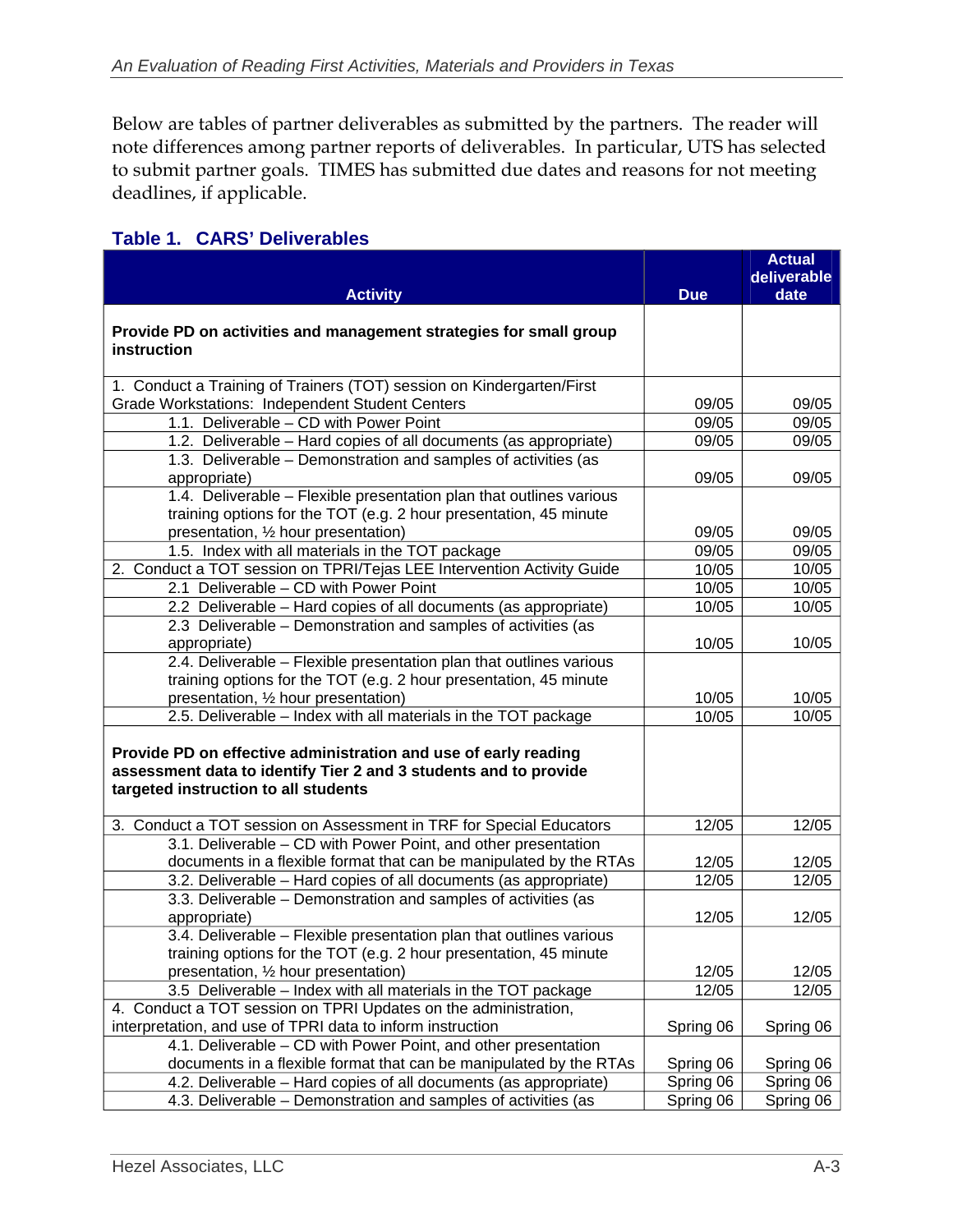Below are tables of partner deliverables as submitted by the partners. The reader will note differences among partner reports of deliverables. In particular, UTS has selected to submit partner goals. TIMES has submitted due dates and reasons for not meeting deadlines, if applicable.

### Table 1. CARS' Deliverables

| Activity | Due | Actual deliverable date |
|---|---|---|
| **Provide PD on activities and management strategies for small group instruction** | | |
| 1. Conduct a Training of Trainers (TOT) session on Kindergarten/First Grade Workstations: Independent Student Centers | 09/05 | 09/05 |
| 1.1. Deliverable – CD with Power Point | 09/05 | 09/05 |
| 1.2. Deliverable – Hard copies of all documents (as appropriate) | 09/05 | 09/05 |
| 1.3. Deliverable – Demonstration and samples of activities (as appropriate) | 09/05 | 09/05 |
| 1.4. Deliverable – Flexible presentation plan that outlines various training options for the TOT (e.g. 2 hour presentation, 45 minute presentation, ½ hour presentation) | 09/05 | 09/05 |
| 1.5. Index with all materials in the TOT package | 09/05 | 09/05 |
| 2. Conduct a TOT session on TPRI/Tejas LEE Intervention Activity Guide | 10/05 | 10/05 |
| 2.1 Deliverable – CD with Power Point | 10/05 | 10/05 |
| 2.2 Deliverable – Hard copies of all documents (as appropriate) | 10/05 | 10/05 |
| 2.3 Deliverable – Demonstration and samples of activities (as appropriate) | 10/05 | 10/05 |
| 2.4. Deliverable – Flexible presentation plan that outlines various training options for the TOT (e.g. 2 hour presentation, 45 minute presentation, ½ hour presentation) | 10/05 | 10/05 |
| 2.5. Deliverable – Index with all materials in the TOT package | 10/05 | 10/05 |
| **Provide PD on effective administration and use of early reading assessment data to identify Tier 2 and 3 students and to provide targeted instruction to all students** | | |
| 3. Conduct a TOT session on Assessment in TRF for Special Educators | 12/05 | 12/05 |
| 3.1. Deliverable – CD with Power Point, and other presentation documents in a flexible format that can be manipulated by the RTAs | 12/05 | 12/05 |
| 3.2. Deliverable – Hard copies of all documents (as appropriate) | 12/05 | 12/05 |
| 3.3. Deliverable – Demonstration and samples of activities (as appropriate) | 12/05 | 12/05 |
| 3.4. Deliverable – Flexible presentation plan that outlines various training options for the TOT (e.g. 2 hour presentation, 45 minute presentation, ½ hour presentation) | 12/05 | 12/05 |
| 3.5 Deliverable – Index with all materials in the TOT package | 12/05 | 12/05 |
| 4. Conduct a TOT session on TPRI Updates on the administration, interpretation, and use of TPRI data to inform instruction | Spring 06 | Spring 06 |
| 4.1. Deliverable – CD with Power Point, and other presentation documents in a flexible format that can be manipulated by the RTAs | Spring 06 | Spring 06 |
| 4.2. Deliverable – Hard copies of all documents (as appropriate) | Spring 06 | Spring 06 |
| 4.3. Deliverable – Demonstration and samples of activities (as | Spring 06 | Spring 06 |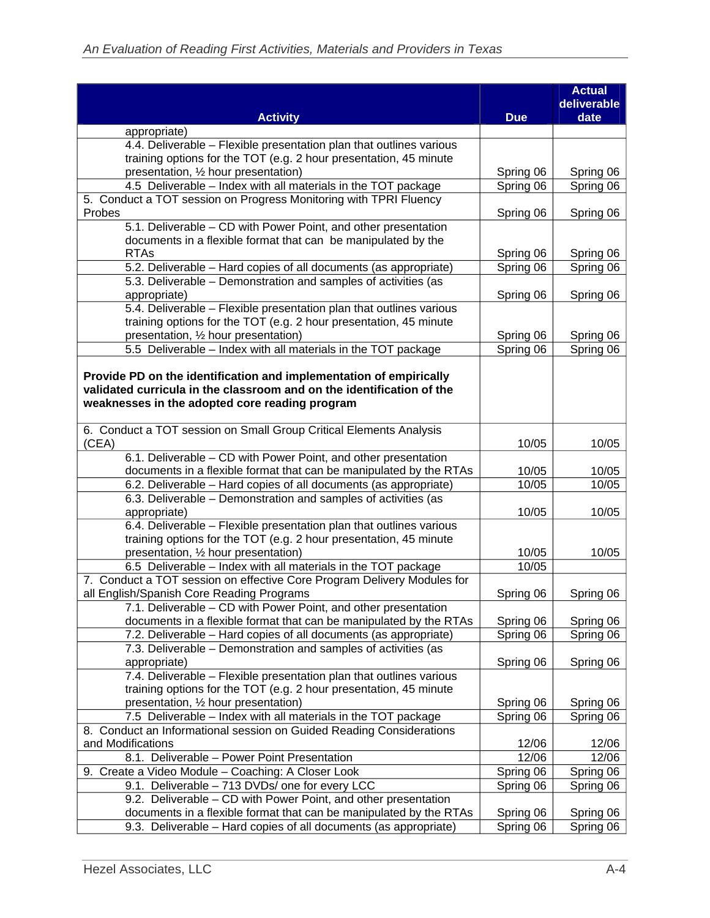| Activity | Due | Actual deliverable date |
|---|---|---|
| appropriate) | | |
| 4.4. Deliverable – Flexible presentation plan that outlines various training options for the TOT (e.g. 2 hour presentation, 45 minute presentation, ½ hour presentation) | Spring 06 | Spring 06 |
| 4.5 Deliverable – Index with all materials in the TOT package | Spring 06 | Spring 06 |
| 5. Conduct a TOT session on Progress Monitoring with TPRI Fluency Probes | Spring 06 | Spring 06 |
| 5.1. Deliverable – CD with Power Point, and other presentation documents in a flexible format that can be manipulated by the RTAs | Spring 06 | Spring 06 |
| 5.2. Deliverable – Hard copies of all documents (as appropriate) | Spring 06 | Spring 06 |
| 5.3. Deliverable – Demonstration and samples of activities (as appropriate) | Spring 06 | Spring 06 |
| 5.4. Deliverable – Flexible presentation plan that outlines various training options for the TOT (e.g. 2 hour presentation, 45 minute presentation, ½ hour presentation) | Spring 06 | Spring 06 |
| 5.5 Deliverable – Index with all materials in the TOT package | Spring 06 | Spring 06 |
| **Provide PD on the identification and implementation of empirically validated curricula in the classroom and on the identification of the weaknesses in the adopted core reading program** | | |
| 6. Conduct a TOT session on Small Group Critical Elements Analysis (CEA) | 10/05 | 10/05 |
| 6.1. Deliverable – CD with Power Point, and other presentation documents in a flexible format that can be manipulated by the RTAs | 10/05 | 10/05 |
| 6.2. Deliverable – Hard copies of all documents (as appropriate) | 10/05 | 10/05 |
| 6.3. Deliverable – Demonstration and samples of activities (as appropriate) | 10/05 | 10/05 |
| 6.4. Deliverable – Flexible presentation plan that outlines various training options for the TOT (e.g. 2 hour presentation, 45 minute presentation, ½ hour presentation) | 10/05 | 10/05 |
| 6.5 Deliverable – Index with all materials in the TOT package | 10/05 | |
| 7. Conduct a TOT session on effective Core Program Delivery Modules for all English/Spanish Core Reading Programs | Spring 06 | Spring 06 |
| 7.1. Deliverable – CD with Power Point, and other presentation documents in a flexible format that can be manipulated by the RTAs | Spring 06 | Spring 06 |
| 7.2. Deliverable – Hard copies of all documents (as appropriate) | Spring 06 | Spring 06 |
| 7.3. Deliverable – Demonstration and samples of activities (as appropriate) | Spring 06 | Spring 06 |
| 7.4. Deliverable – Flexible presentation plan that outlines various training options for the TOT (e.g. 2 hour presentation, 45 minute presentation, ½ hour presentation) | Spring 06 | Spring 06 |
| 7.5 Deliverable – Index with all materials in the TOT package | Spring 06 | Spring 06 |
| 8. Conduct an Informational session on Guided Reading Considerations and Modifications | 12/06 | 12/06 |
| 8.1. Deliverable – Power Point Presentation | 12/06 | 12/06 |
| 9. Create a Video Module – Coaching: A Closer Look | Spring 06 | Spring 06 |
| 9.1. Deliverable – 713 DVDs/ one for every LCC | Spring 06 | Spring 06 |
| 9.2. Deliverable – CD with Power Point, and other presentation documents in a flexible format that can be manipulated by the RTAs | Spring 06 | Spring 06 |
| 9.3. Deliverable – Hard copies of all documents (as appropriate) | Spring 06 | Spring 06 |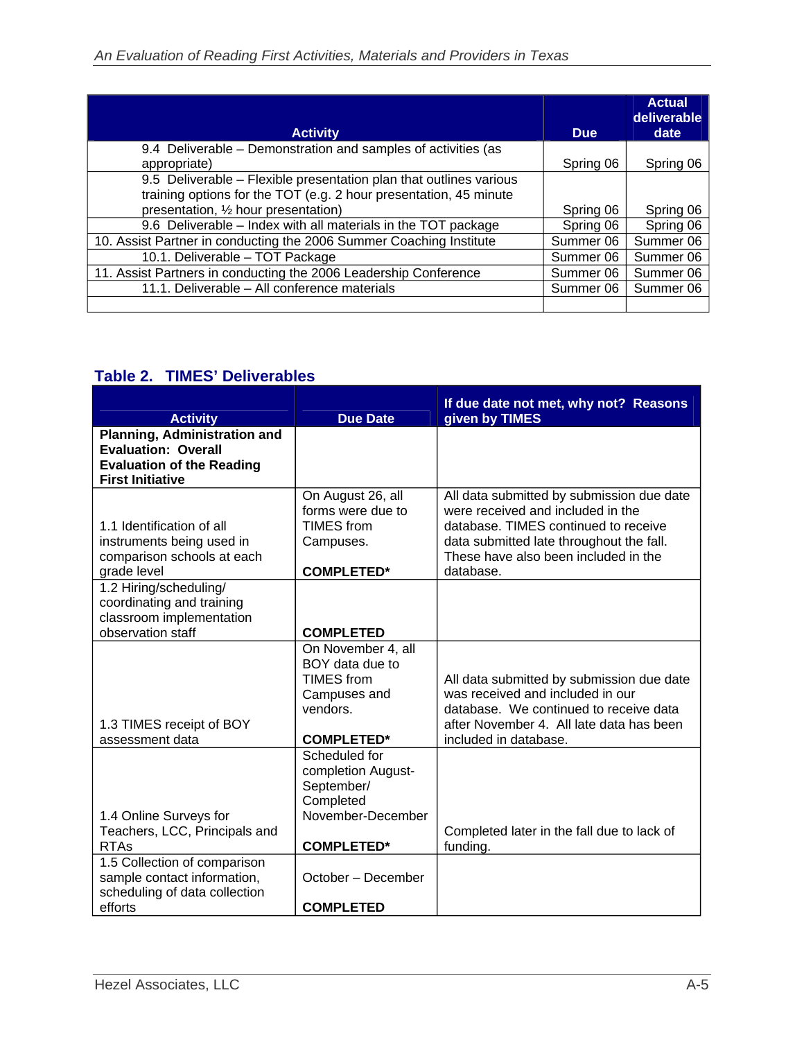| Activity | Due | Actual deliverable date |
| --- | --- | --- |
| 9.4 Deliverable – Demonstration and samples of activities (as appropriate) | Spring 06 | Spring 06 |
| 9.5 Deliverable – Flexible presentation plan that outlines various training options for the TOT (e.g. 2 hour presentation, 45 minute presentation, ½ hour presentation) | Spring 06 | Spring 06 |
| 9.6 Deliverable – Index with all materials in the TOT package | Spring 06 | Spring 06 |
| 10. Assist Partner in conducting the 2006 Summer Coaching Institute | Summer 06 | Summer 06 |
| 10.1. Deliverable – TOT Package | Summer 06 | Summer 06 |
| 11. Assist Partners in conducting the 2006 Leadership Conference | Summer 06 | Summer 06 |
| 11.1. Deliverable – All conference materials | Summer 06 | Summer 06 |
| | | |

### Table 2. TIMES' Deliverables

| Activity | Due Date | If due date not met, why not? Reasons given by TIMES |
| --- | --- | --- |
| **Planning, Administration and Evaluation: Overall Evaluation of the Reading First Initiative** | | |
| 1.1 Identification of all instruments being used in comparison schools at each grade level | On August 26, all forms were due to TIMES from Campuses. **COMPLETED*** | All data submitted by submission due date were received and included in the database. TIMES continued to receive data submitted late throughout the fall. These have also been included in the database. |
| 1.2 Hiring/scheduling/ coordinating and training classroom implementation observation staff | **COMPLETED** | |
| 1.3 TIMES receipt of BOY assessment data | On November 4, all BOY data due to TIMES from Campuses and vendors. **COMPLETED*** | All data submitted by submission due date was received and included in our database. We continued to receive data after November 4. All late data has been included in database. |
| 1.4 Online Surveys for Teachers, LCC, Principals and RTAs | Scheduled for completion August-September/ Completed November-December **COMPLETED*** | Completed later in the fall due to lack of funding. |
| 1.5 Collection of comparison sample contact information, scheduling of data collection efforts | October – December **COMPLETED** | |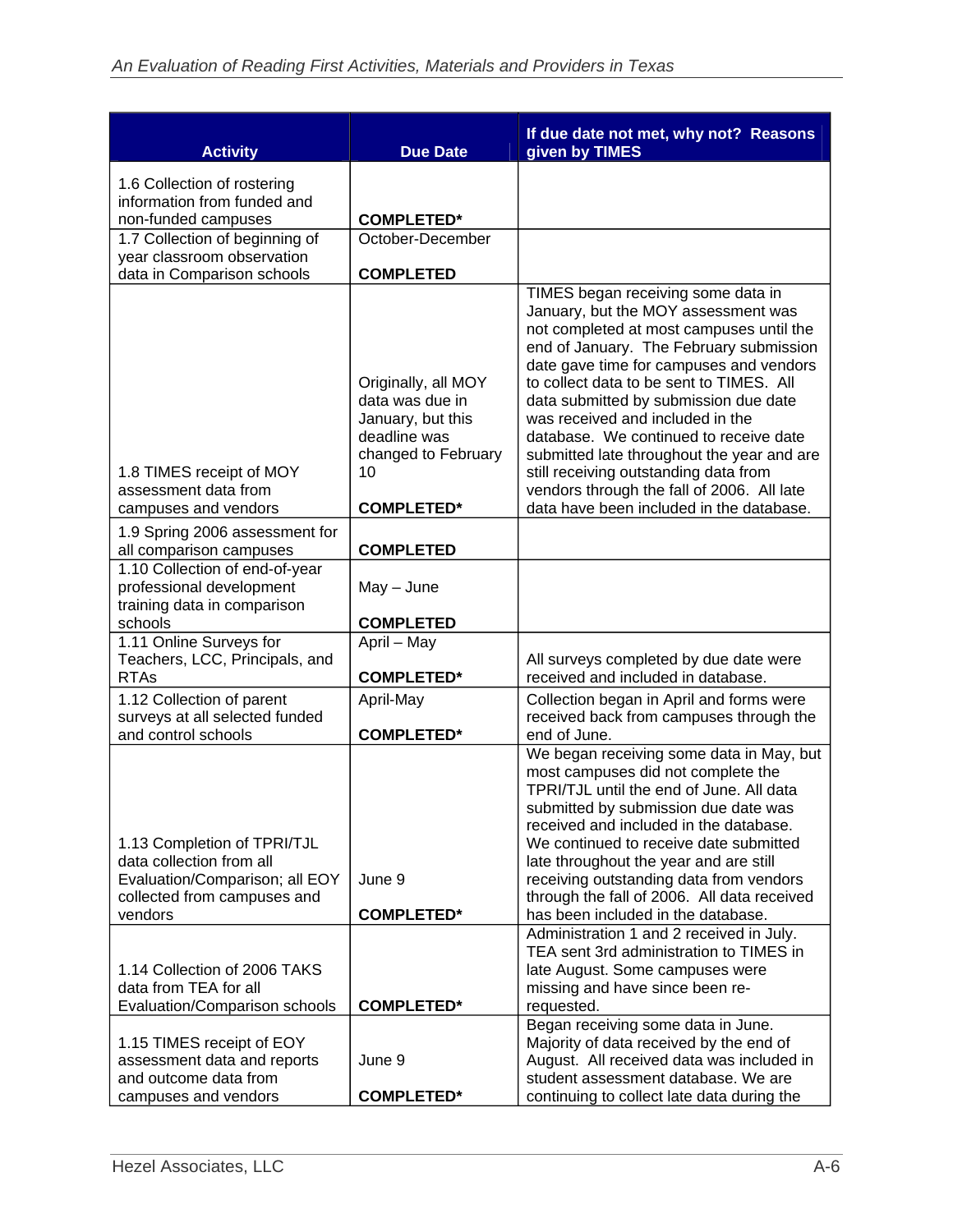| Activity | Due Date | If due date not met, why not? Reasons given by TIMES |
|---|---|---|
| 1.6 Collection of rostering information from funded and non-funded campuses | **COMPLETED*** | |
| 1.7 Collection of beginning of year classroom observation data in Comparison schools | October-December<br>**COMPLETED** | |
| 1.8 TIMES receipt of MOY assessment data from campuses and vendors | Originally, all MOY data was due in January, but this deadline was changed to February 10<br>**COMPLETED*** | TIMES began receiving some data in January, but the MOY assessment was not completed at most campuses until the end of January. The February submission date gave time for campuses and vendors to collect data to be sent to TIMES. All data submitted by submission due date was received and included in the database. We continued to receive date submitted late throughout the year and are still receiving outstanding data from vendors through the fall of 2006. All late data have been included in the database. |
| 1.9 Spring 2006 assessment for all comparison campuses | **COMPLETED** | |
| 1.10 Collection of end-of-year professional development training data in comparison schools | May – June<br>**COMPLETED** | |
| 1.11 Online Surveys for Teachers, LCC, Principals, and RTAs | April – May<br>**COMPLETED*** | All surveys completed by due date were received and included in database. |
| 1.12 Collection of parent surveys at all selected funded and control schools | April-May<br>**COMPLETED*** | Collection began in April and forms were received back from campuses through the end of June. |
| 1.13 Completion of TPRI/TJL data collection from all Evaluation/Comparison; all EOY collected from campuses and vendors | June 9<br>**COMPLETED*** | We began receiving some data in May, but most campuses did not complete the TPRI/TJL until the end of June. All data submitted by submission due date was received and included in the database. We continued to receive date submitted late throughout the year and are still receiving outstanding data from vendors through the fall of 2006. All data received has been included in the database. |
| 1.14 Collection of 2006 TAKS data from TEA for all Evaluation/Comparison schools | **COMPLETED*** | Administration 1 and 2 received in July. TEA sent 3rd administration to TIMES in late August. Some campuses were missing and have since been re-requested. |
| 1.15 TIMES receipt of EOY assessment data and reports and outcome data from campuses and vendors | June 9<br>**COMPLETED*** | Began receiving some data in June. Majority of data received by the end of August. All received data was included in student assessment database. We are continuing to collect late data during the |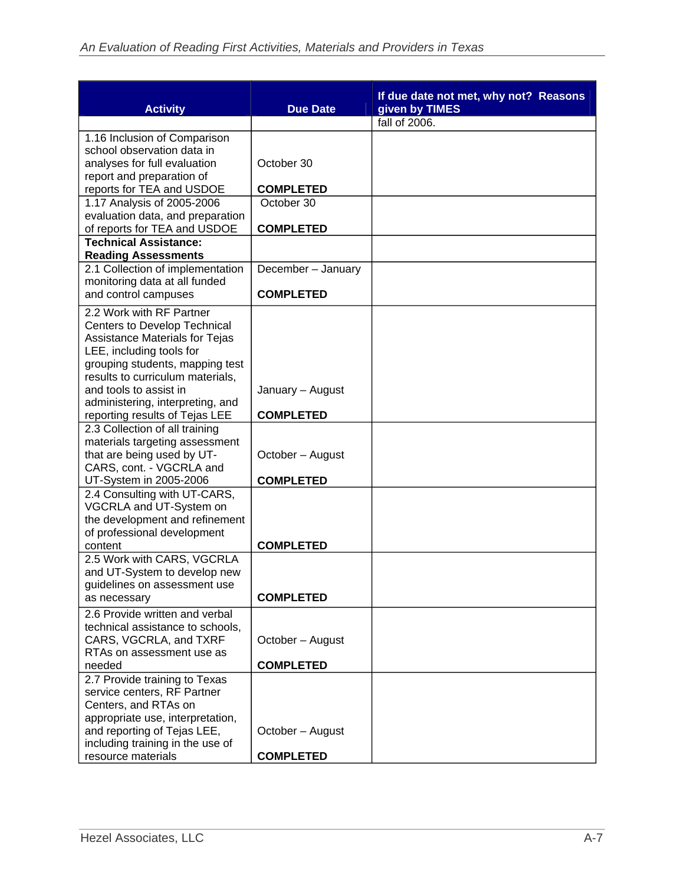| Activity | Due Date | If due date not met, why not? Reasons given by TIMES |
|---|---|---|
| | | fall of 2006. |
| 1.16 Inclusion of Comparison school observation data in analyses for full evaluation report and preparation of reports for TEA and USDOE | October 30 **COMPLETED** | |
| 1.17 Analysis of 2005-2006 evaluation data, and preparation of reports for TEA and USDOE | October 30 **COMPLETED** | |
| **Technical Assistance: Reading Assessments** | | |
| 2.1 Collection of implementation monitoring data at all funded and control campuses | December – January **COMPLETED** | |
| 2.2 Work with RF Partner Centers to Develop Technical Assistance Materials for Tejas LEE, including tools for grouping students, mapping test results to curriculum materials, and tools to assist in administering, interpreting, and reporting results of Tejas LEE | January – August **COMPLETED** | |
| 2.3 Collection of all training materials targeting assessment that are being used by UT-CARS, cont. - VGCRLA and UT-System in 2005-2006 | October – August **COMPLETED** | |
| 2.4 Consulting with UT-CARS, VGCRLA and UT-System on the development and refinement of professional development content | **COMPLETED** | |
| 2.5 Work with CARS, VGCRLA and UT-System to develop new guidelines on assessment use as necessary | **COMPLETED** | |
| 2.6 Provide written and verbal technical assistance to schools, CARS, VGCRLA, and TXRF RTAs on assessment use as needed | October – August **COMPLETED** | |
| 2.7 Provide training to Texas service centers, RF Partner Centers, and RTAs on appropriate use, interpretation, and reporting of Tejas LEE, including training in the use of resource materials | October – August **COMPLETED** | |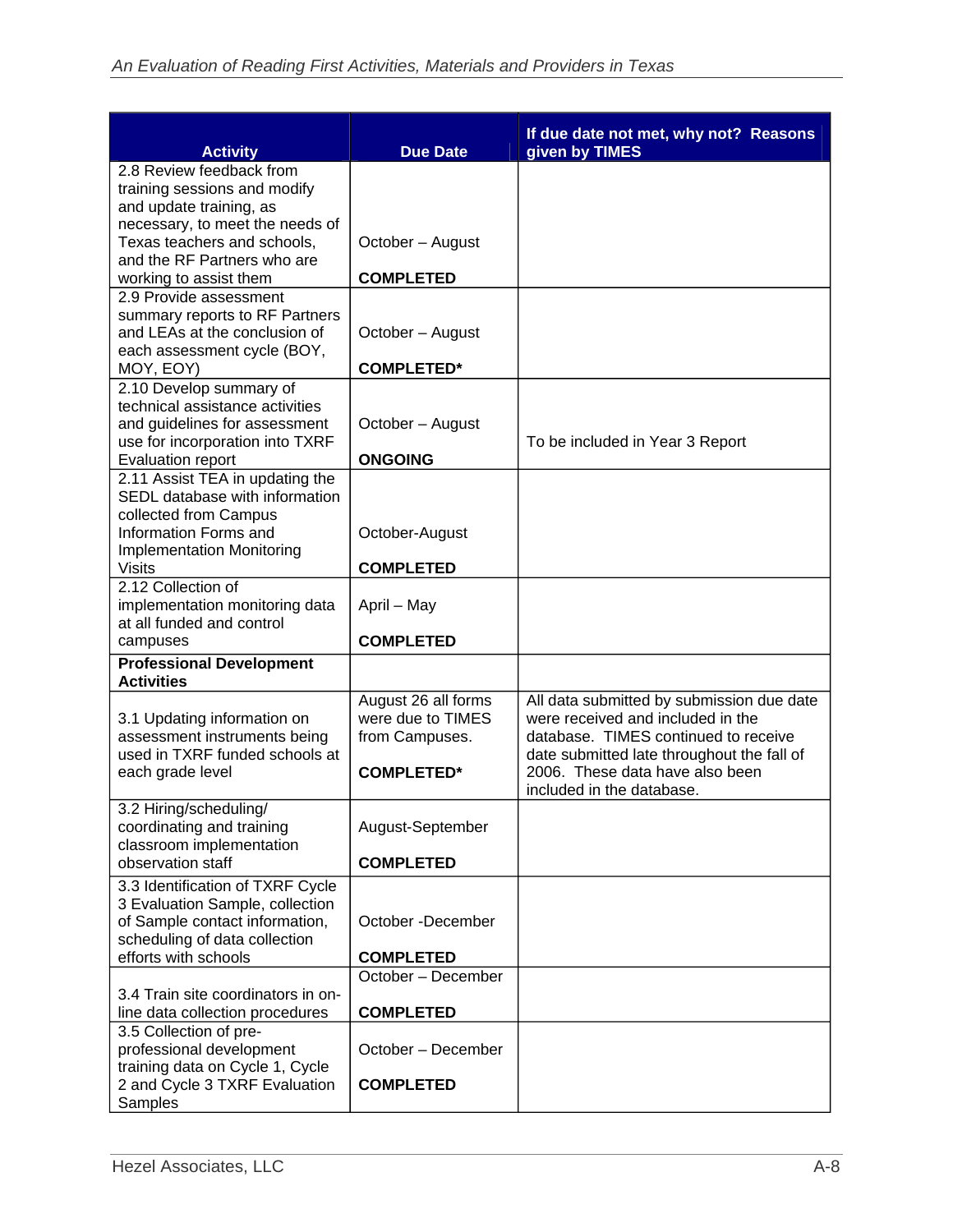| Activity | Due Date | If due date not met, why not? Reasons given by TIMES |
|---|---|---|
| 2.8 Review feedback from training sessions and modify and update training, as necessary, to meet the needs of Texas teachers and schools, and the RF Partners who are working to assist them | October – August<br><br>**COMPLETED** | |
| 2.9 Provide assessment summary reports to RF Partners and LEAs at the conclusion of each assessment cycle (BOY, MOY, EOY) | October – August<br><br>**COMPLETED*** | |
| 2.10 Develop summary of technical assistance activities and guidelines for assessment use for incorporation into TXRF Evaluation report | October – August<br><br>**ONGOING** | To be included in Year 3 Report |
| 2.11 Assist TEA in updating the SEDL database with information collected from Campus Information Forms and Implementation Monitoring Visits | October-August<br><br>**COMPLETED** | |
| 2.12 Collection of implementation monitoring data at all funded and control campuses | April – May<br><br>**COMPLETED** | |
| **Professional Development Activities** | | |
| 3.1 Updating information on assessment instruments being used in TXRF funded schools at each grade level | August 26 all forms were due to TIMES from Campuses.<br><br>**COMPLETED*** | All data submitted by submission due date were received and included in the database. TIMES continued to receive date submitted late throughout the fall of 2006. These data have also been included in the database. |
| 3.2 Hiring/scheduling/ coordinating and training classroom implementation observation staff | August-September<br><br>**COMPLETED** | |
| 3.3 Identification of TXRF Cycle 3 Evaluation Sample, collection of Sample contact information, scheduling of data collection efforts with schools | October -December<br><br>**COMPLETED** | |
| 3.4 Train site coordinators in on-line data collection procedures | October – December<br><br>**COMPLETED** | |
| 3.5 Collection of pre-professional development training data on Cycle 1, Cycle 2 and Cycle 3 TXRF Evaluation Samples | October – December<br><br>**COMPLETED** | |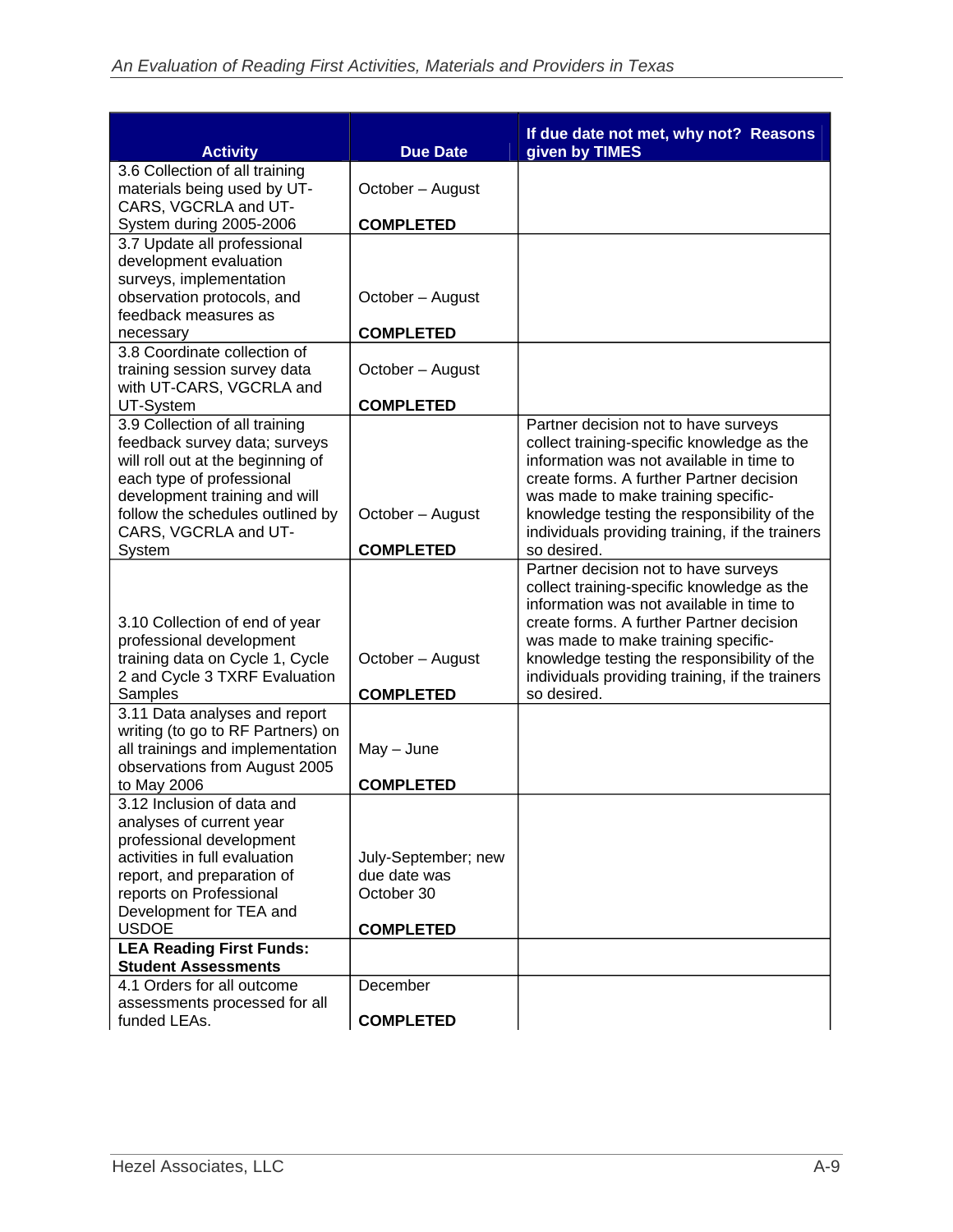| Activity | Due Date | If due date not met, why not? Reasons given by TIMES |
|---|---|---|
| 3.6 Collection of all training materials being used by UT-CARS, VGCRLA and UT-System during 2005-2006 | October – August **COMPLETED** | |
| 3.7 Update all professional development evaluation surveys, implementation observation protocols, and feedback measures as necessary | October – August **COMPLETED** | |
| 3.8 Coordinate collection of training session survey data with UT-CARS, VGCRLA and UT-System | October – August **COMPLETED** | |
| 3.9 Collection of all training feedback survey data; surveys will roll out at the beginning of each type of professional development training and will follow the schedules outlined by CARS, VGCRLA and UT-System | October – August **COMPLETED** | Partner decision not to have surveys collect training-specific knowledge as the information was not available in time to create forms. A further Partner decision was made to make training specific-knowledge testing the responsibility of the individuals providing training, if the trainers so desired. |
| 3.10 Collection of end of year professional development training data on Cycle 1, Cycle 2 and Cycle 3 TXRF Evaluation Samples | October – August **COMPLETED** | Partner decision not to have surveys collect training-specific knowledge as the information was not available in time to create forms. A further Partner decision was made to make training specific-knowledge testing the responsibility of the individuals providing training, if the trainers so desired. |
| 3.11 Data analyses and report writing (to go to RF Partners) on all trainings and implementation observations from August 2005 to May 2006 | May – June **COMPLETED** | |
| 3.12 Inclusion of data and analyses of current year professional development activities in full evaluation report, and preparation of reports on Professional Development for TEA and USDOE | July-September; new due date was October 30 **COMPLETED** | |
| **LEA Reading First Funds: Student Assessments** | | |
| 4.1 Orders for all outcome assessments processed for all funded LEAs. | December **COMPLETED** | |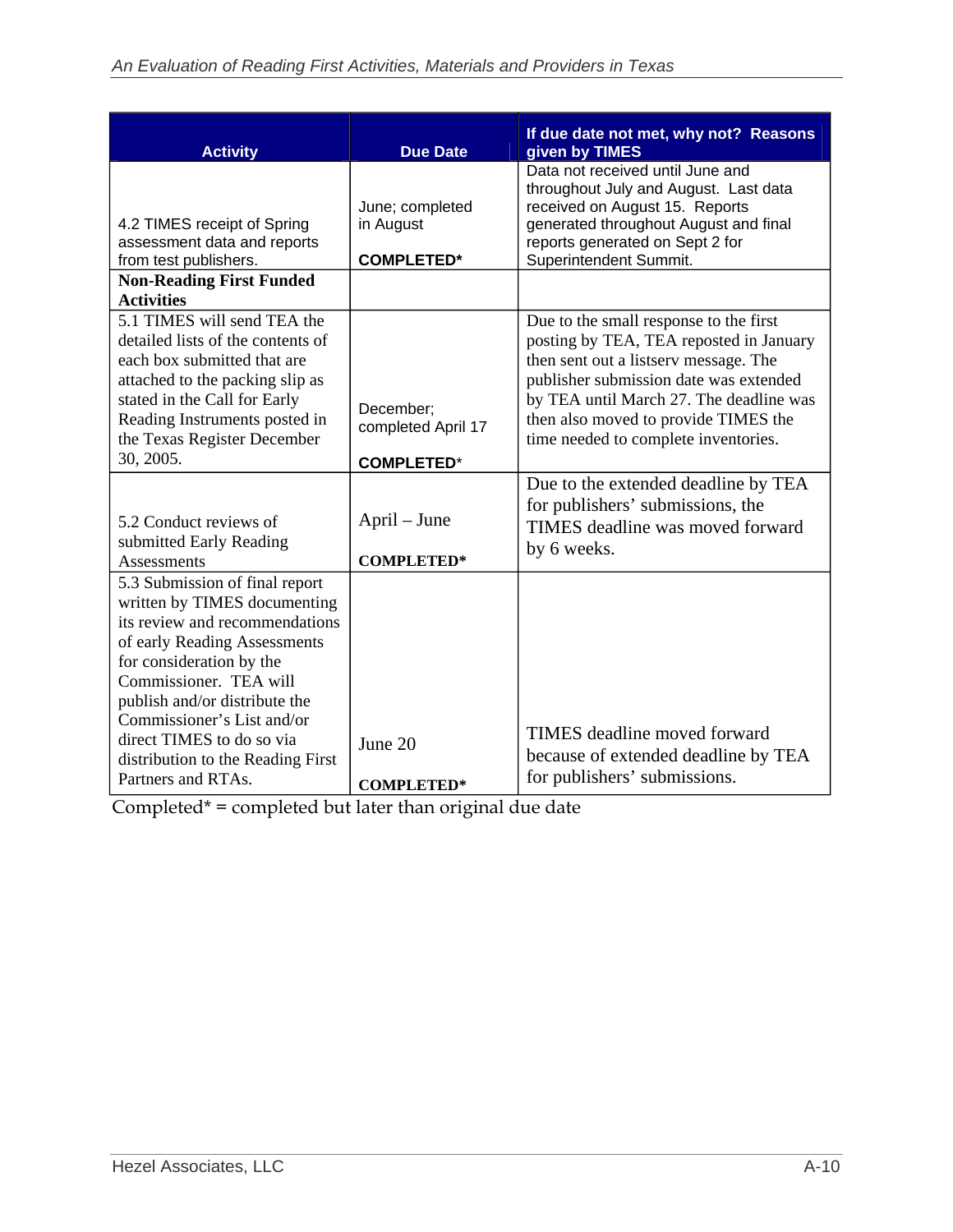| Activity | Due Date | If due date not met, why not? Reasons given by TIMES |
|---|---|---|
| 4.2 TIMES receipt of Spring assessment data and reports from test publishers. | June; completed in August **COMPLETED*** | Data not received until June and throughout July and August. Last data received on August 15. Reports generated throughout August and final reports generated on Sept 2 for Superintendent Summit. |
| **Non-Reading First Funded Activities** | | |
| 5.1 TIMES will send TEA the detailed lists of the contents of each box submitted that are attached to the packing slip as stated in the Call for Early Reading Instruments posted in the Texas Register December 30, 2005. | December; completed April 17 **COMPLETED*** | Due to the small response to the first posting by TEA, TEA reposted in January then sent out a listserv message. The publisher submission date was extended by TEA until March 27. The deadline was then also moved to provide TIMES the time needed to complete inventories. |
| 5.2 Conduct reviews of submitted Early Reading Assessments | April – June **COMPLETED*** | Due to the extended deadline by TEA for publishers' submissions, the TIMES deadline was moved forward by 6 weeks. |
| 5.3 Submission of final report written by TIMES documenting its review and recommendations of early Reading Assessments for consideration by the Commissioner. TEA will publish and/or distribute the Commissioner's List and/or direct TIMES to do so via distribution to the Reading First Partners and RTAs. | June 20 **COMPLETED*** | TIMES deadline moved forward because of extended deadline by TEA for publishers' submissions. |

Completed* = completed but later than original due date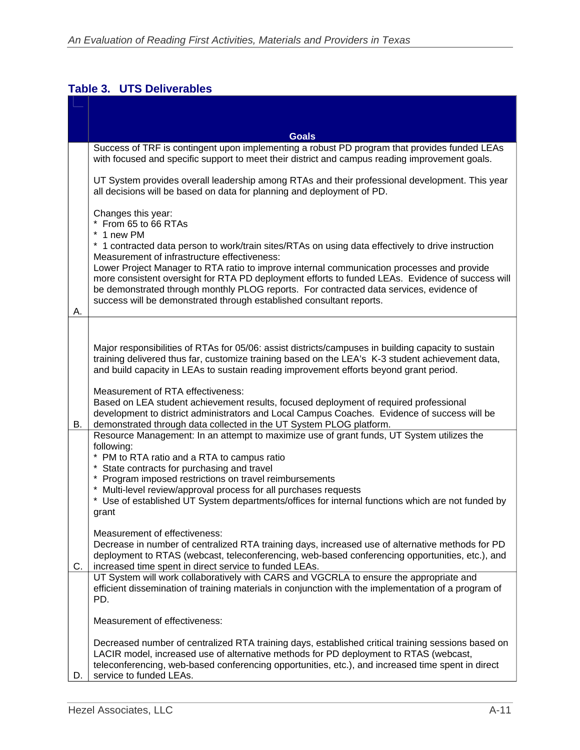## Table 3. UTS Deliverables

| | Goals |
|---|---|
| A. | Success of TRF is contingent upon implementing a robust PD program that provides funded LEAs with focused and specific support to meet their district and campus reading improvement goals.<br><br>UT System provides overall leadership among RTAs and their professional development. This year all decisions will be based on data for planning and deployment of PD.<br><br>Changes this year:<br>* From 65 to 66 RTAs<br>* 1 new PM<br>* 1 contracted data person to work/train sites/RTAs on using data effectively to drive instruction<br>Measurement of infrastructure effectiveness:<br>Lower Project Manager to RTA ratio to improve internal communication processes and provide more consistent oversight for RTA PD deployment efforts to funded LEAs. Evidence of success will be demonstrated through monthly PLOG reports. For contracted data services, evidence of success will be demonstrated through established consultant reports. |
| B. | Major responsibilities of RTAs for 05/06: assist districts/campuses in building capacity to sustain training delivered thus far, customize training based on the LEA's K-3 student achievement data, and build capacity in LEAs to sustain reading improvement efforts beyond grant period.<br><br>Measurement of RTA effectiveness:<br>Based on LEA student achievement results, focused deployment of required professional development to district administrators and Local Campus Coaches. Evidence of success will be demonstrated through data collected in the UT System PLOG platform. |
| C. | Resource Management: In an attempt to maximize use of grant funds, UT System utilizes the following:<br>* PM to RTA ratio and a RTA to campus ratio<br>* State contracts for purchasing and travel<br>* Program imposed restrictions on travel reimbursements<br>* Multi-level review/approval process for all purchases requests<br>* Use of established UT System departments/offices for internal functions which are not funded by grant<br><br>Measurement of effectiveness:<br>Decrease in number of centralized RTA training days, increased use of alternative methods for PD deployment to RTAS (webcast, teleconferencing, web-based conferencing opportunities, etc.), and increased time spent in direct service to funded LEAs. |
| D. | UT System will work collaboratively with CARS and VGCRLA to ensure the appropriate and efficient dissemination of training materials in conjunction with the implementation of a program of PD.<br><br>Measurement of effectiveness:<br><br>Decreased number of centralized RTA training days, established critical training sessions based on LACIR model, increased use of alternative methods for PD deployment to RTAS (webcast, teleconferencing, web-based conferencing opportunities, etc.), and increased time spent in direct service to funded LEAs. |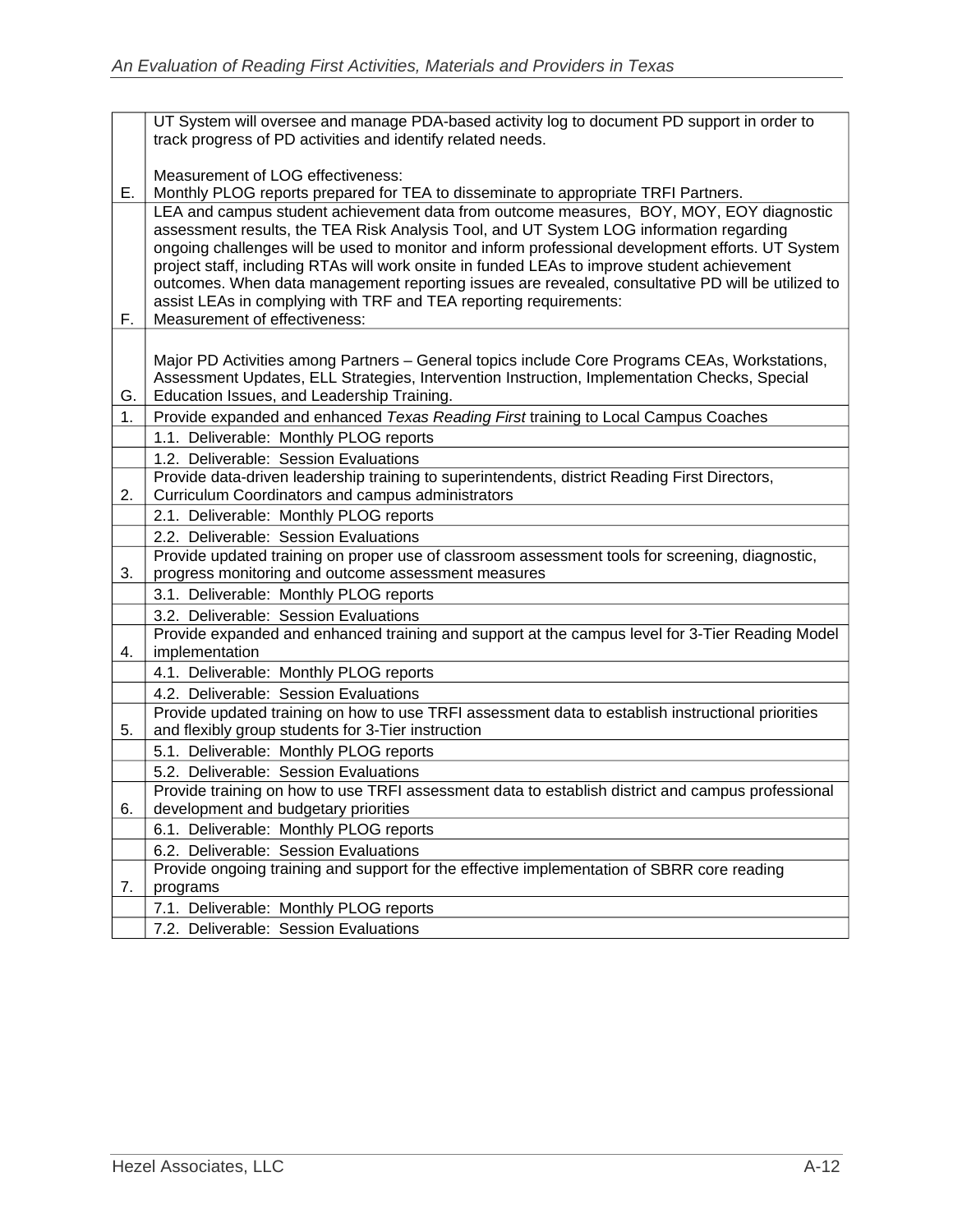| | |
|---|---|
| E. | UT System will oversee and manage PDA-based activity log to document PD support in order to track progress of PD activities and identify related needs.<br><br>Measurement of LOG effectiveness:<br>Monthly PLOG reports prepared for TEA to disseminate to appropriate TRFI Partners. |
| F. | LEA and campus student achievement data from outcome measures, BOY, MOY, EOY diagnostic assessment results, the TEA Risk Analysis Tool, and UT System LOG information regarding ongoing challenges will be used to monitor and inform professional development efforts. UT System project staff, including RTAs will work onsite in funded LEAs to improve student achievement outcomes. When data management reporting issues are revealed, consultative PD will be utilized to assist LEAs in complying with TRF and TEA reporting requirements:<br>Measurement of effectiveness: |
| G. | Major PD Activities among Partners – General topics include Core Programs CEAs, Workstations, Assessment Updates, ELL Strategies, Intervention Instruction, Implementation Checks, Special Education Issues, and Leadership Training. |
| 1. | Provide expanded and enhanced *Texas Reading First* training to Local Campus Coaches |
| | 1.1. Deliverable: Monthly PLOG reports |
| | 1.2. Deliverable: Session Evaluations |
| 2. | Provide data-driven leadership training to superintendents, district Reading First Directors, Curriculum Coordinators and campus administrators |
| | 2.1. Deliverable: Monthly PLOG reports |
| | 2.2. Deliverable: Session Evaluations |
| 3. | Provide updated training on proper use of classroom assessment tools for screening, diagnostic, progress monitoring and outcome assessment measures |
| | 3.1. Deliverable: Monthly PLOG reports |
| | 3.2. Deliverable: Session Evaluations |
| 4. | Provide expanded and enhanced training and support at the campus level for 3-Tier Reading Model implementation |
| | 4.1. Deliverable: Monthly PLOG reports |
| | 4.2. Deliverable: Session Evaluations |
| 5. | Provide updated training on how to use TRFI assessment data to establish instructional priorities and flexibly group students for 3-Tier instruction |
| | 5.1. Deliverable: Monthly PLOG reports |
| | 5.2. Deliverable: Session Evaluations |
| 6. | Provide training on how to use TRFI assessment data to establish district and campus professional development and budgetary priorities |
| | 6.1. Deliverable: Monthly PLOG reports |
| | 6.2. Deliverable: Session Evaluations |
| 7. | Provide ongoing training and support for the effective implementation of SBRR core reading programs |
| | 7.1. Deliverable: Monthly PLOG reports |
| | 7.2. Deliverable: Session Evaluations |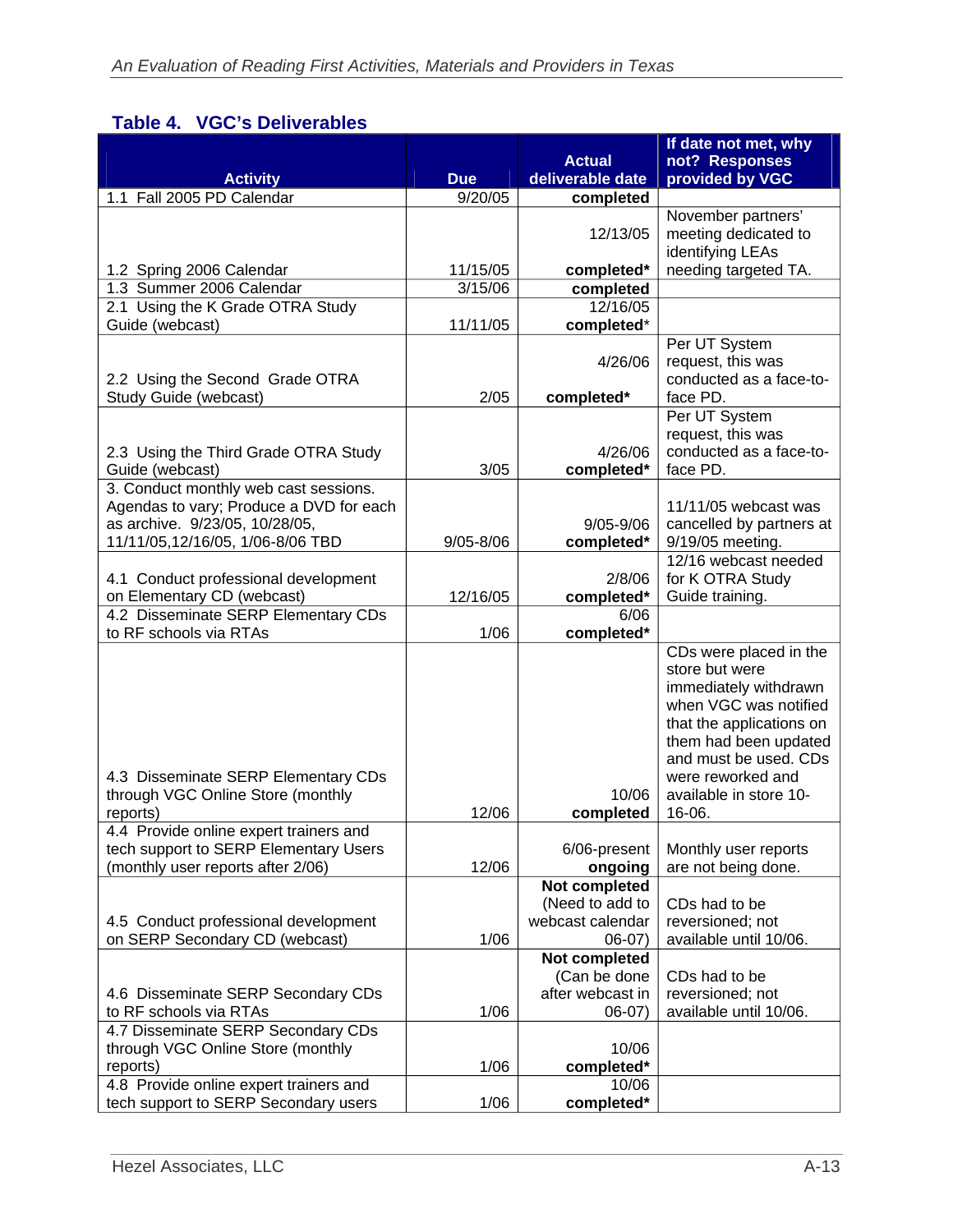### Table 4. VGC's Deliverables

| Activity | Due | Actual deliverable date | If date not met, why not? Responses provided by VGC |
|---|---|---|---|
| 1.1 Fall 2005 PD Calendar | 9/20/05 | **completed** | |
| 1.2 Spring 2006 Calendar | 11/15/05 | 12/13/05 **completed*** | November partners' meeting dedicated to identifying LEAs needing targeted TA. |
| 1.3 Summer 2006 Calendar | 3/15/06 | **completed** | |
| 2.1 Using the K Grade OTRA Study Guide (webcast) | 11/11/05 | 12/16/05 completed* | |
| 2.2 Using the Second Grade OTRA Study Guide (webcast) | 2/05 | 4/26/06 **completed*** | Per UT System request, this was conducted as a face-to-face PD. |
| 2.3 Using the Third Grade OTRA Study Guide (webcast) | 3/05 | 4/26/06 **completed*** | Per UT System request, this was conducted as a face-to-face PD. |
| 3. Conduct monthly web cast sessions. Agendas to vary; Produce a DVD for each as archive. 9/23/05, 10/28/05, 11/11/05,12/16/05, 1/06-8/06 TBD | 9/05-8/06 | 9/05-9/06 **completed*** | 11/11/05 webcast was cancelled by partners at 9/19/05 meeting. |
| 4.1 Conduct professional development on Elementary CD (webcast) | 12/16/05 | 2/8/06 **completed*** | 12/16 webcast needed for K OTRA Study Guide training. |
| 4.2 Disseminate SERP Elementary CDs to RF schools via RTAs | 1/06 | 6/06 **completed*** | |
| 4.3 Disseminate SERP Elementary CDs through VGC Online Store (monthly reports) | 12/06 | 10/06 **completed** | CDs were placed in the store but were immediately withdrawn when VGC was notified that the applications on them had been updated and must be used. CDs were reworked and available in store 10-16-06. |
| 4.4 Provide online expert trainers and tech support to SERP Elementary Users (monthly user reports after 2/06) | 12/06 | 6/06-present **ongoing** | Monthly user reports are not being done. |
| 4.5 Conduct professional development on SERP Secondary CD (webcast) | 1/06 | **Not completed** (Need to add to webcast calendar 06-07) | CDs had to be reversioned; not available until 10/06. |
| 4.6 Disseminate SERP Secondary CDs to RF schools via RTAs | 1/06 | **Not completed** (Can be done after webcast in 06-07) | CDs had to be reversioned; not available until 10/06. |
| 4.7 Disseminate SERP Secondary CDs through VGC Online Store (monthly reports) | 1/06 | 10/06 **completed*** | |
| 4.8 Provide online expert trainers and tech support to SERP Secondary users | 1/06 | 10/06 **completed*** | |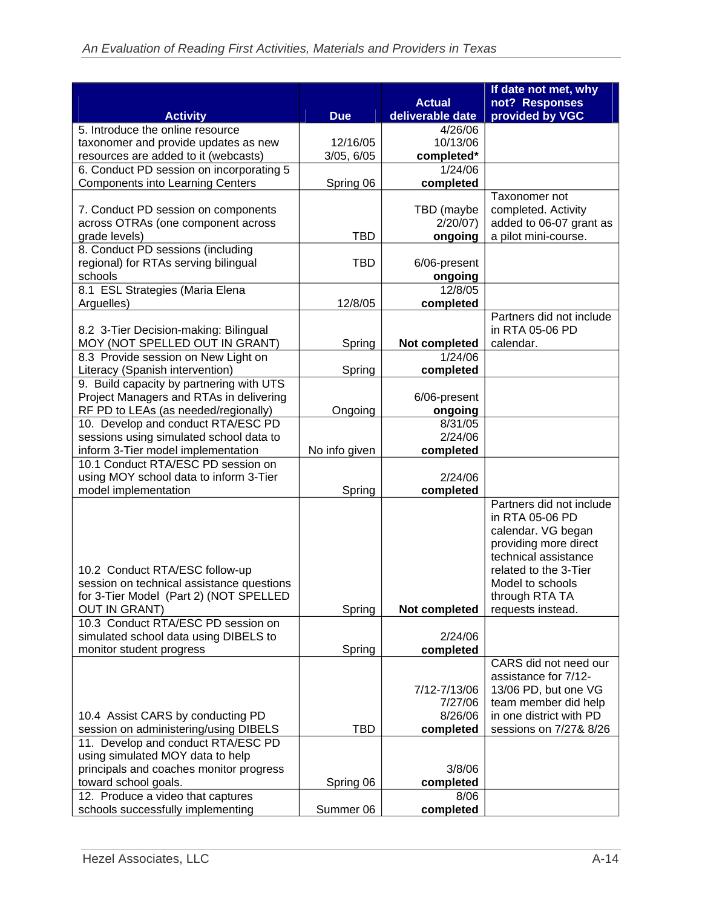| Activity | Due | Actual deliverable date | If date not met, why not? Responses provided by VGC |
|---|---|---|---|
| 5. Introduce the online resource taxonomer and provide updates as new resources are added to it (webcasts) | 12/16/05 3/05, 6/05 | 4/26/06 10/13/06 **completed*** | |
| 6. Conduct PD session on incorporating 5 Components into Learning Centers | Spring 06 | 1/24/06 **completed** | |
| 7. Conduct PD session on components across OTRAs (one component across grade levels) | TBD | TBD (maybe 2/20/07) **ongoing** | Taxonomer not completed. Activity added to 06-07 grant as a pilot mini-course. |
| 8. Conduct PD sessions (including regional) for RTAs serving bilingual schools | TBD | 6/06-present **ongoing** | |
| 8.1 ESL Strategies (Maria Elena Arguelles) | 12/8/05 | 12/8/05 **completed** | |
| 8.2 3-Tier Decision-making: Bilingual MOY (NOT SPELLED OUT IN GRANT) | Spring | **Not completed** | Partners did not include in RTA 05-06 PD calendar. |
| 8.3 Provide session on New Light on Literacy (Spanish intervention) | Spring | 1/24/06 **completed** | |
| 9. Build capacity by partnering with UTS Project Managers and RTAs in delivering RF PD to LEAs (as needed/regionally) | Ongoing | 6/06-present **ongoing** | |
| 10. Develop and conduct RTA/ESC PD sessions using simulated school data to inform 3-Tier model implementation | No info given | 8/31/05 2/24/06 **completed** | |
| 10.1 Conduct RTA/ESC PD session on using MOY school data to inform 3-Tier model implementation | Spring | 2/24/06 **completed** | |
| 10.2 Conduct RTA/ESC follow-up session on technical assistance questions for 3-Tier Model (Part 2) (NOT SPELLED OUT IN GRANT) | Spring | **Not completed** | Partners did not include in RTA 05-06 PD calendar. VG began providing more direct technical assistance related to the 3-Tier Model to schools through RTA TA requests instead. |
| 10.3 Conduct RTA/ESC PD session on simulated school data using DIBELS to monitor student progress | Spring | 2/24/06 **completed** | |
| 10.4 Assist CARS by conducting PD session on administering/using DIBELS | TBD | 7/12-7/13/06 7/27/06 8/26/06 **completed** | CARS did not need our assistance for 7/12-13/06 PD, but one VG team member did help in one district with PD sessions on 7/27& 8/26 |
| 11. Develop and conduct RTA/ESC PD using simulated MOY data to help principals and coaches monitor progress toward school goals. | Spring 06 | 3/8/06 **completed** | |
| 12. Produce a video that captures schools successfully implementing | Summer 06 | 8/06 **completed** | |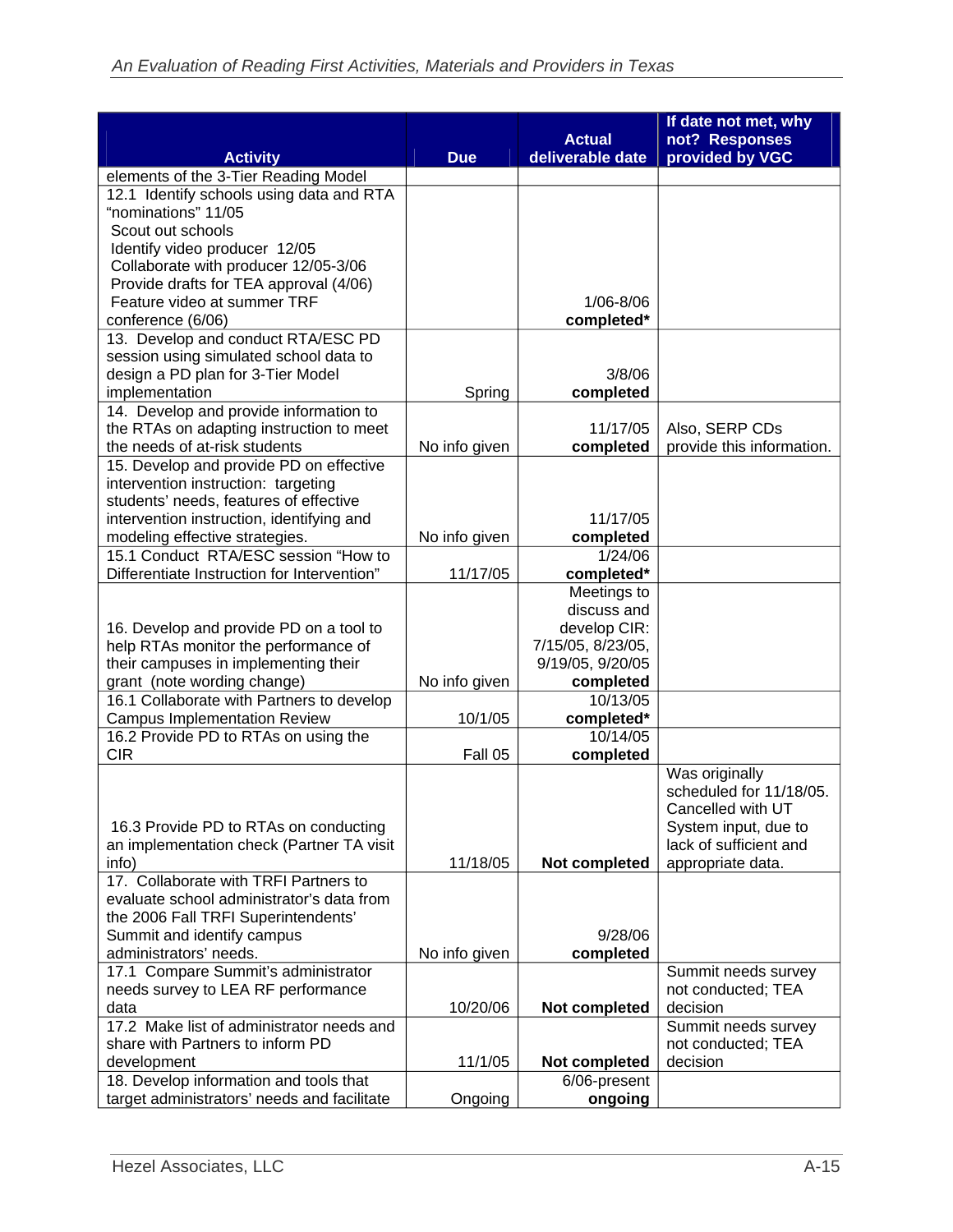| Activity | Due | Actual deliverable date | If date not met, why not? Responses provided by VGC |
|---|---|---|---|
| elements of the 3-Tier Reading Model | | | |
| 12.1 Identify schools using data and RTA "nominations" 11/05<br>Scout out schools<br>Identify video producer 12/05<br>Collaborate with producer 12/05-3/06<br>Provide drafts for TEA approval (4/06)<br>Feature video at summer TRF conference (6/06) | | 1/06-8/06 **completed*** | |
| 13. Develop and conduct RTA/ESC PD session using simulated school data to design a PD plan for 3-Tier Model implementation | Spring | 3/8/06 **completed** | |
| 14. Develop and provide information to the RTAs on adapting instruction to meet the needs of at-risk students | No info given | 11/17/05 **completed** | Also, SERP CDs provide this information. |
| 15. Develop and provide PD on effective intervention instruction: targeting students' needs, features of effective intervention instruction, identifying and modeling effective strategies. | No info given | 11/17/05 **completed** | |
| 15.1 Conduct RTA/ESC session "How to Differentiate Instruction for Intervention" | 11/17/05 | 1/24/06 **completed*** | |
| 16. Develop and provide PD on a tool to help RTAs monitor the performance of their campuses in implementing their grant (note wording change) | No info given | Meetings to discuss and develop CIR: 7/15/05, 8/23/05, 9/19/05, 9/20/05 **completed** | |
| 16.1 Collaborate with Partners to develop Campus Implementation Review | 10/1/05 | 10/13/05 **completed*** | |
| 16.2 Provide PD to RTAs on using the CIR | Fall 05 | 10/14/05 **completed** | |
| 16.3 Provide PD to RTAs on conducting an implementation check (Partner TA visit info) | 11/18/05 | **Not completed** | Was originally scheduled for 11/18/05. Cancelled with UT System input, due to lack of sufficient and appropriate data. |
| 17. Collaborate with TRFI Partners to evaluate school administrator's data from the 2006 Fall TRFI Superintendents' Summit and identify campus administrators' needs. | No info given | 9/28/06 **completed** | |
| 17.1 Compare Summit's administrator needs survey to LEA RF performance data | 10/20/06 | **Not completed** | Summit needs survey not conducted; TEA decision |
| 17.2 Make list of administrator needs and share with Partners to inform PD development | 11/1/05 | **Not completed** | Summit needs survey not conducted; TEA decision |
| 18. Develop information and tools that target administrators' needs and facilitate | Ongoing | 6/06-present **ongoing** | |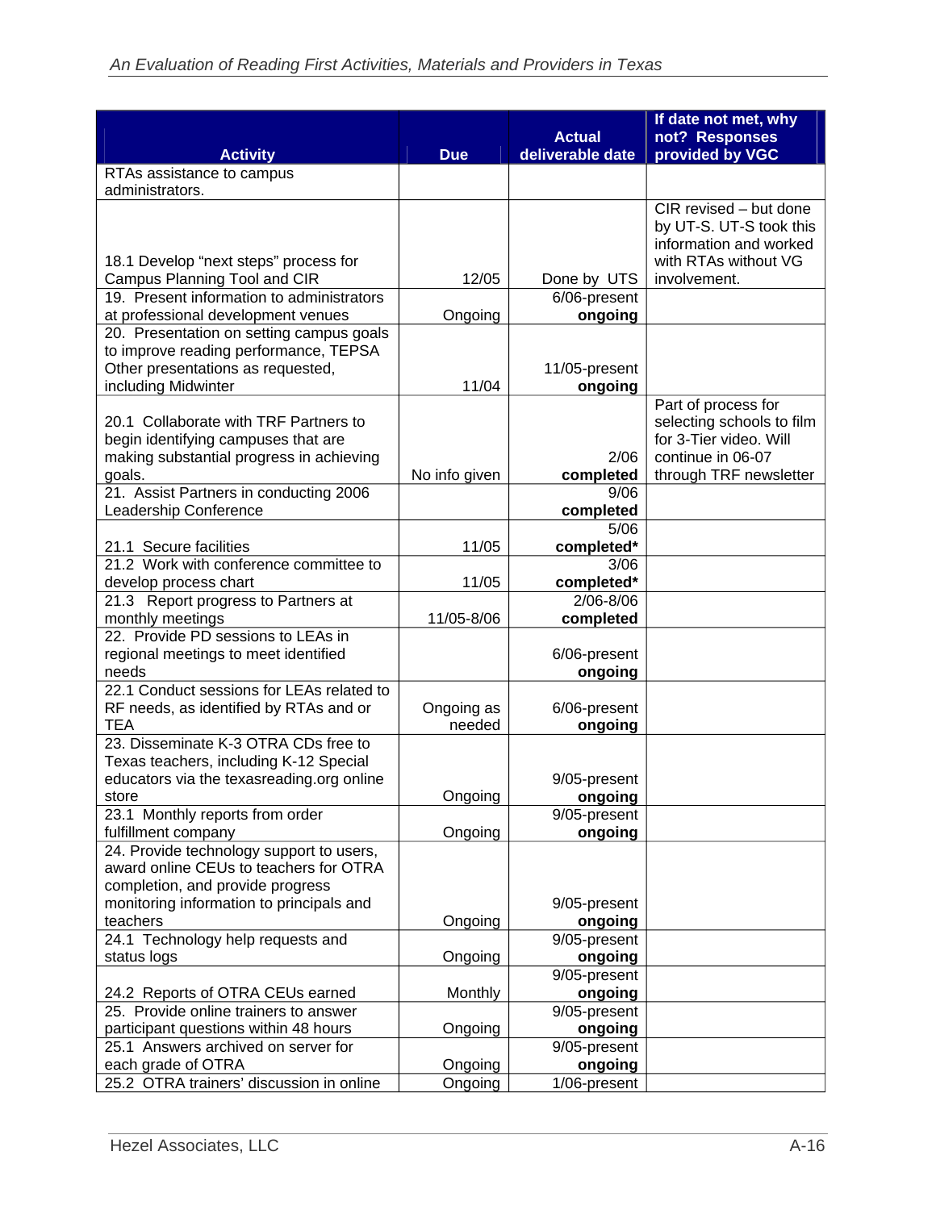| Activity | Due | Actual deliverable date | If date not met, why not? Responses provided by VGC |
|---|---|---|---|
| RTAs assistance to campus administrators. | | | |
| 18.1 Develop "next steps" process for Campus Planning Tool and CIR | 12/05 | Done by UTS | CIR revised – but done by UT-S. UT-S took this information and worked with RTAs without VG involvement. |
| 19. Present information to administrators at professional development venues | Ongoing | 6/06-present **ongoing** | |
| 20. Presentation on setting campus goals to improve reading performance, TEPSA Other presentations as requested, including Midwinter | 11/04 | 11/05-present **ongoing** | |
| 20.1 Collaborate with TRF Partners to begin identifying campuses that are making substantial progress in achieving goals. | No info given | 2/06 **completed** | Part of process for selecting schools to film for 3-Tier video. Will continue in 06-07 through TRF newsletter |
| 21. Assist Partners in conducting 2006 Leadership Conference | | 9/06 **completed** | |
| 21.1 Secure facilities | 11/05 | 5/06 **completed*** | |
| 21.2 Work with conference committee to develop process chart | 11/05 | 3/06 **completed*** | |
| 21.3 Report progress to Partners at monthly meetings | 11/05-8/06 | 2/06-8/06 **completed** | |
| 22. Provide PD sessions to LEAs in regional meetings to meet identified needs | | 6/06-present **ongoing** | |
| 22.1 Conduct sessions for LEAs related to RF needs, as identified by RTAs and or TEA | Ongoing as needed | 6/06-present **ongoing** | |
| 23. Disseminate K-3 OTRA CDs free to Texas teachers, including K-12 Special educators via the texasreading.org online store | Ongoing | 9/05-present **ongoing** | |
| 23.1 Monthly reports from order fulfillment company | Ongoing | 9/05-present **ongoing** | |
| 24. Provide technology support to users, award online CEUs to teachers for OTRA completion, and provide progress monitoring information to principals and teachers | Ongoing | 9/05-present **ongoing** | |
| 24.1 Technology help requests and status logs | Ongoing | 9/05-present **ongoing** | |
| 24.2 Reports of OTRA CEUs earned | Monthly | 9/05-present **ongoing** | |
| 25. Provide online trainers to answer participant questions within 48 hours | Ongoing | 9/05-present **ongoing** | |
| 25.1 Answers archived on server for each grade of OTRA | Ongoing | 9/05-present **ongoing** | |
| 25.2 OTRA trainers' discussion in online | Ongoing | 1/06-present | |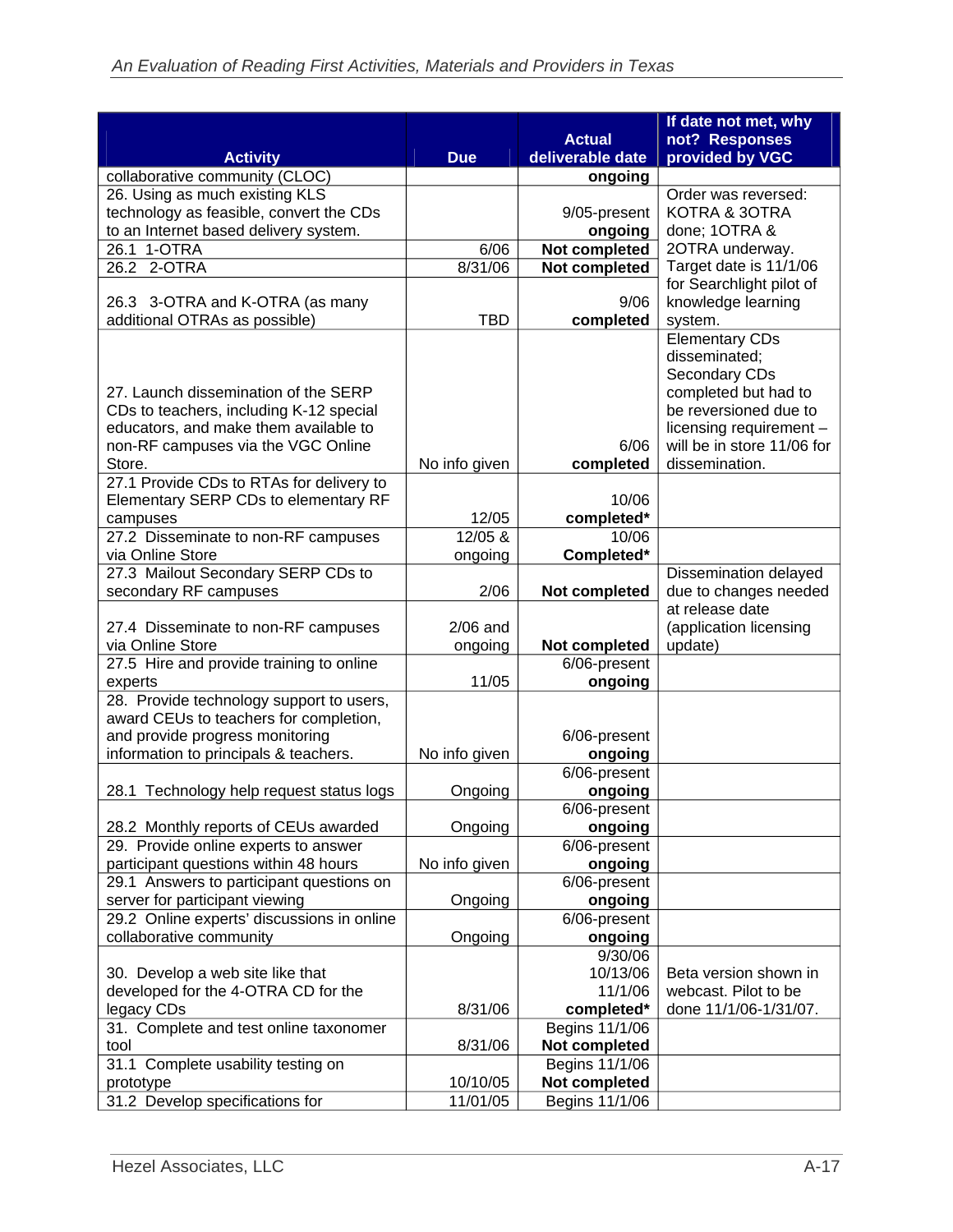| Activity | Due | Actual deliverable date | If date not met, why not? Responses provided by VGC |
|---|---|---|---|
| collaborative community (CLOC) | | **ongoing** | |
| 26. Using as much existing KLS technology as feasible, convert the CDs to an Internet based delivery system. | | 9/05-present **ongoing** | Order was reversed: KOTRA & 3OTRA done; 1OTRA & 2OTRA underway. Target date is 11/1/06 for Searchlight pilot of knowledge learning system. |
| 26.1 1-OTRA | 6/06 | **Not completed** | |
| 26.2 2-OTRA | 8/31/06 | **Not completed** | |
| 26.3 3-OTRA and K-OTRA (as many additional OTRAs as possible) | TBD | 9/06 **completed** | |
| 27. Launch dissemination of the SERP CDs to teachers, including K-12 special educators, and make them available to non-RF campuses via the VGC Online Store. | No info given | 6/06 **completed** | Elementary CDs disseminated; Secondary CDs completed but had to be reversioned due to licensing requirement – will be in store 11/06 for dissemination. |
| 27.1 Provide CDs to RTAs for delivery to Elementary SERP CDs to elementary RF campuses | 12/05 | 10/06 **completed*** | |
| 27.2 Disseminate to non-RF campuses via Online Store | 12/05 & ongoing | 10/06 **Completed*** | |
| 27.3 Mailout Secondary SERP CDs to secondary RF campuses | 2/06 | **Not completed** | Dissemination delayed due to changes needed at release date (application licensing update) |
| 27.4 Disseminate to non-RF campuses via Online Store | 2/06 and ongoing | **Not completed** | |
| 27.5 Hire and provide training to online experts | 11/05 | 6/06-present **ongoing** | |
| 28. Provide technology support to users, award CEUs to teachers for completion, and provide progress monitoring information to principals & teachers. | No info given | 6/06-present **ongoing** | |
| 28.1 Technology help request status logs | Ongoing | 6/06-present **ongoing** | |
| 28.2 Monthly reports of CEUs awarded | Ongoing | 6/06-present **ongoing** | |
| 29. Provide online experts to answer participant questions within 48 hours | No info given | 6/06-present **ongoing** | |
| 29.1 Answers to participant questions on server for participant viewing | Ongoing | 6/06-present **ongoing** | |
| 29.2 Online experts' discussions in online collaborative community | Ongoing | 6/06-present **ongoing** | |
| 30. Develop a web site like that developed for the 4-OTRA CD for the legacy CDs | 8/31/06 | 9/30/06 10/13/06 11/1/06 **completed*** | Beta version shown in webcast. Pilot to be done 11/1/06-1/31/07. |
| 31. Complete and test online taxonomer tool | 8/31/06 | Begins 11/1/06 **Not completed** | |
| 31.1 Complete usability testing on prototype | 10/10/05 | Begins 11/1/06 **Not completed** | |
| 31.2 Develop specifications for | 11/01/05 | Begins 11/1/06 | |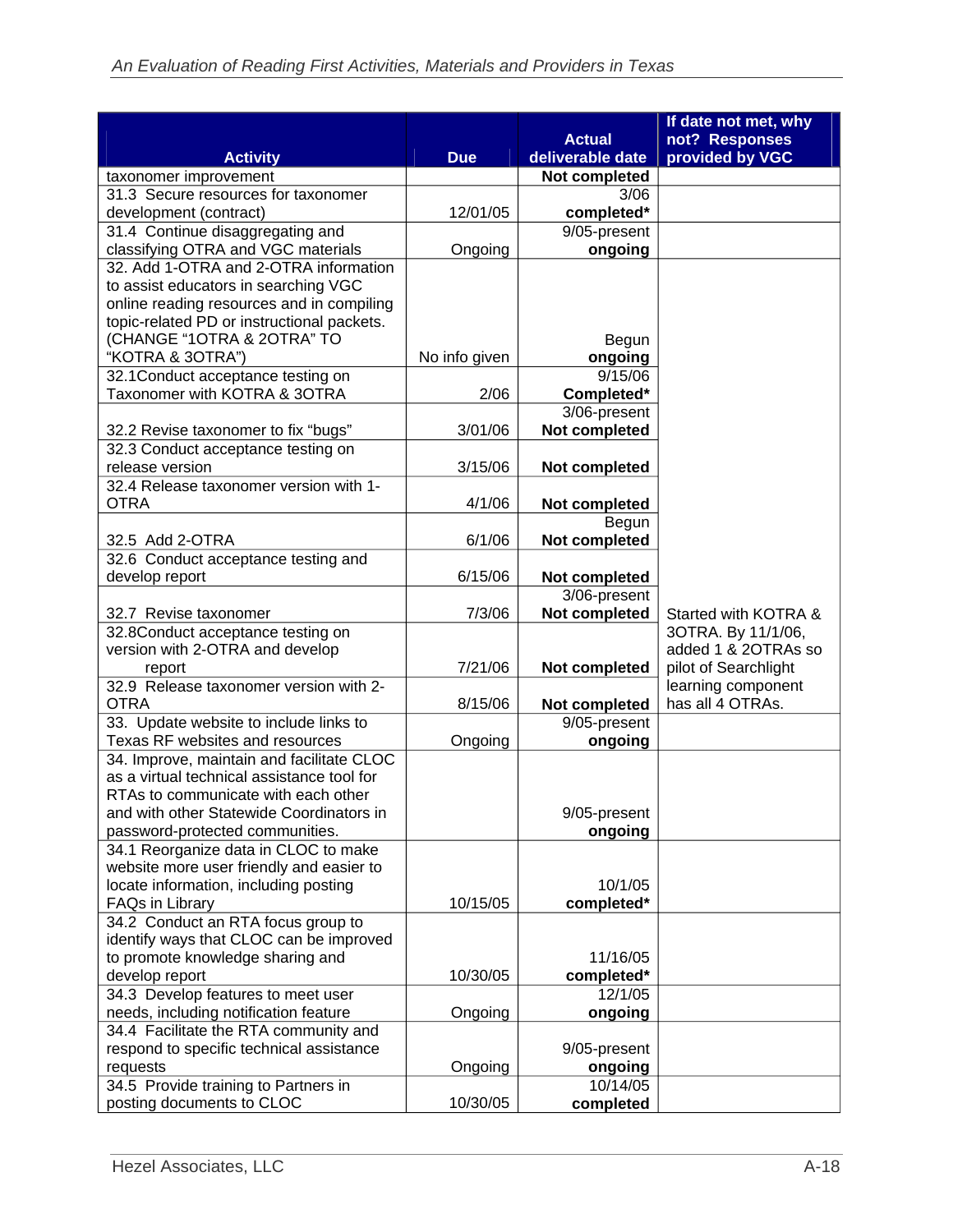| Activity | Due | Actual deliverable date | If date not met, why not? Responses provided by VGC |
|---|---|---|---|
| taxonomer improvement | | **Not completed** | |
| 31.3 Secure resources for taxonomer development (contract) | 12/01/05 | 3/06 **completed*** | |
| 31.4 Continue disaggregating and classifying OTRA and VGC materials | Ongoing | 9/05-present **ongoing** | |
| 32. Add 1-OTRA and 2-OTRA information to assist educators in searching VGC online reading resources and in compiling topic-related PD or instructional packets. (CHANGE "1OTRA & 2OTRA" TO "KOTRA & 3OTRA") | No info given | Begun **ongoing** | |
| 32.1Conduct acceptance testing on Taxonomer with KOTRA & 3OTRA | 2/06 | 9/15/06 **Completed*** | |
| 32.2 Revise taxonomer to fix "bugs" | 3/01/06 | 3/06-present **Not completed** | |
| 32.3 Conduct acceptance testing on release version | 3/15/06 | **Not completed** | |
| 32.4 Release taxonomer version with 1-OTRA | 4/1/06 | **Not completed** | |
| 32.5 Add 2-OTRA | 6/1/06 | Begun **Not completed** | |
| 32.6 Conduct acceptance testing and develop report | 6/15/06 | **Not completed** | |
| 32.7 Revise taxonomer | 7/3/06 | 3/06-present **Not completed** | Started with KOTRA & 3OTRA. By 11/1/06, added 1 & 2OTRAs so pilot of Searchlight learning component has all 4 OTRAs. |
| 32.8Conduct acceptance testing on version with 2-OTRA and develop report | 7/21/06 | **Not completed** | |
| 32.9 Release taxonomer version with 2-OTRA | 8/15/06 | **Not completed** | |
| 33. Update website to include links to Texas RF websites and resources | Ongoing | 9/05-present **ongoing** | |
| 34. Improve, maintain and facilitate CLOC as a virtual technical assistance tool for RTAs to communicate with each other and with other Statewide Coordinators in password-protected communities. | | 9/05-present **ongoing** | |
| 34.1 Reorganize data in CLOC to make website more user friendly and easier to locate information, including posting FAQs in Library | 10/15/05 | 10/1/05 **completed*** | |
| 34.2 Conduct an RTA focus group to identify ways that CLOC can be improved to promote knowledge sharing and develop report | 10/30/05 | 11/16/05 **completed*** | |
| 34.3 Develop features to meet user needs, including notification feature | Ongoing | 12/1/05 **ongoing** | |
| 34.4 Facilitate the RTA community and respond to specific technical assistance requests | Ongoing | 9/05-present **ongoing** | |
| 34.5 Provide training to Partners in posting documents to CLOC | 10/30/05 | 10/14/05 **completed** | |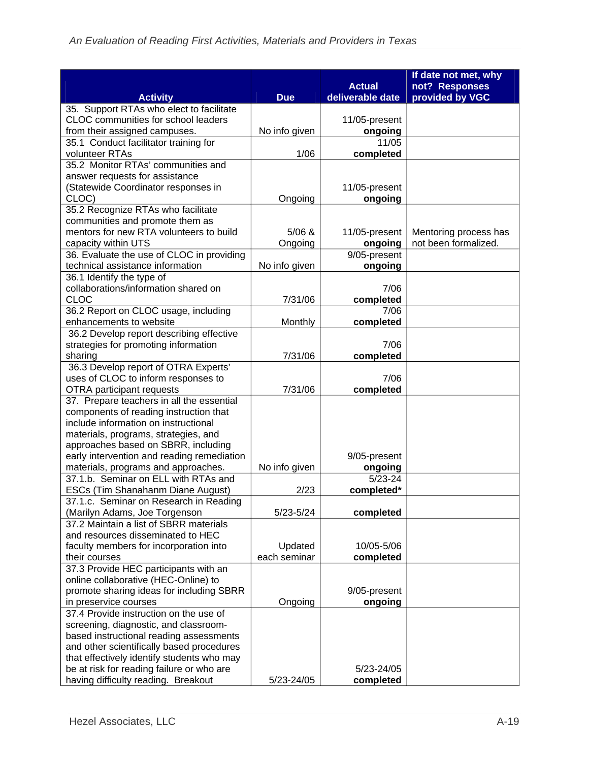| Activity | Due | Actual deliverable date | If date not met, why not? Responses provided by VGC |
|---|---|---|---|
| 35. Support RTAs who elect to facilitate CLOC communities for school leaders from their assigned campuses. | No info given | 11/05-present **ongoing** | |
| 35.1 Conduct facilitator training for volunteer RTAs | 1/06 | 11/05 **completed** | |
| 35.2 Monitor RTAs' communities and answer requests for assistance (Statewide Coordinator responses in CLOC) | Ongoing | 11/05-present **ongoing** | |
| 35.2 Recognize RTAs who facilitate communities and promote them as mentors for new RTA volunteers to build capacity within UTS | 5/06 & Ongoing | 11/05-present **ongoing** | Mentoring process has not been formalized. |
| 36. Evaluate the use of CLOC in providing technical assistance information | No info given | 9/05-present **ongoing** | |
| 36.1 Identify the type of collaborations/information shared on CLOC | 7/31/06 | 7/06 **completed** | |
| 36.2 Report on CLOC usage, including enhancements to website | Monthly | 7/06 **completed** | |
| 36.2 Develop report describing effective strategies for promoting information sharing | 7/31/06 | 7/06 **completed** | |
| 36.3 Develop report of OTRA Experts' uses of CLOC to inform responses to OTRA participant requests | 7/31/06 | 7/06 **completed** | |
| 37. Prepare teachers in all the essential components of reading instruction that include information on instructional materials, programs, strategies, and approaches based on SBRR, including early intervention and reading remediation materials, programs and approaches. | No info given | 9/05-present **ongoing** | |
| 37.1.b. Seminar on ELL with RTAs and ESCs (Tim Shanahanm Diane August) | 2/23 | 5/23-24 **completed*** | |
| 37.1.c. Seminar on Research in Reading (Marilyn Adams, Joe Torgenson | 5/23-5/24 | **completed** | |
| 37.2 Maintain a list of SBRR materials and resources disseminated to HEC faculty members for incorporation into their courses | Updated each seminar | 10/05-5/06 **completed** | |
| 37.3 Provide HEC participants with an online collaborative (HEC-Online) to promote sharing ideas for including SBRR in preservice courses | Ongoing | 9/05-present **ongoing** | |
| 37.4 Provide instruction on the use of screening, diagnostic, and classroom-based instructional reading assessments and other scientifically based procedures that effectively identify students who may be at risk for reading failure or who are having difficulty reading. Breakout | 5/23-24/05 | 5/23-24/05 **completed** | |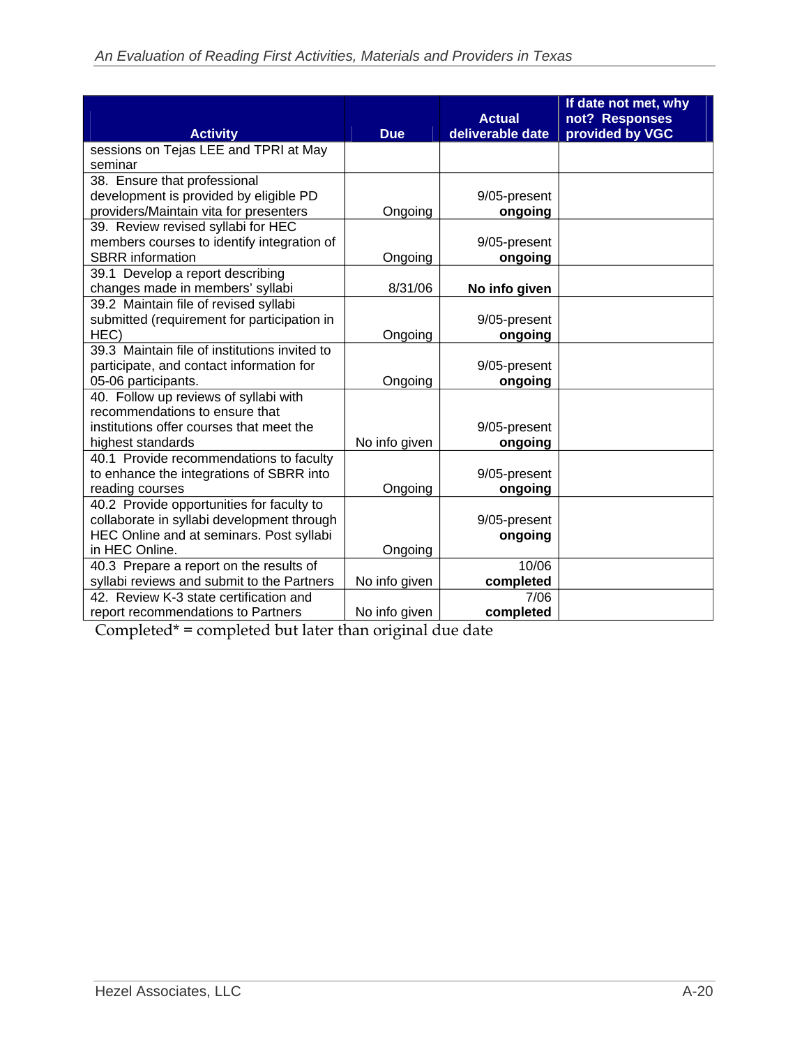| Activity | Due | Actual deliverable date | If date not met, why not? Responses provided by VGC |
|---|---|---|---|
| sessions on Tejas LEE and TPRI at May seminar | | | |
| 38. Ensure that professional development is provided by eligible PD providers/Maintain vita for presenters | Ongoing | 9/05-present **ongoing** | |
| 39. Review revised syllabi for HEC members courses to identify integration of SBRR information | Ongoing | 9/05-present **ongoing** | |
| 39.1 Develop a report describing changes made in members' syllabi | 8/31/06 | **No info given** | |
| 39.2 Maintain file of revised syllabi submitted (requirement for participation in HEC) | Ongoing | 9/05-present **ongoing** | |
| 39.3 Maintain file of institutions invited to participate, and contact information for 05-06 participants. | Ongoing | 9/05-present **ongoing** | |
| 40. Follow up reviews of syllabi with recommendations to ensure that institutions offer courses that meet the highest standards | No info given | 9/05-present **ongoing** | |
| 40.1 Provide recommendations to faculty to enhance the integrations of SBRR into reading courses | Ongoing | 9/05-present **ongoing** | |
| 40.2 Provide opportunities for faculty to collaborate in syllabi development through HEC Online and at seminars. Post syllabi in HEC Online. | Ongoing | 9/05-present **ongoing** | |
| 40.3 Prepare a report on the results of syllabi reviews and submit to the Partners | No info given | 10/06 **completed** | |
| 42. Review K-3 state certification and report recommendations to Partners | No info given | 7/06 **completed** | |

Completed* = completed but later than original due date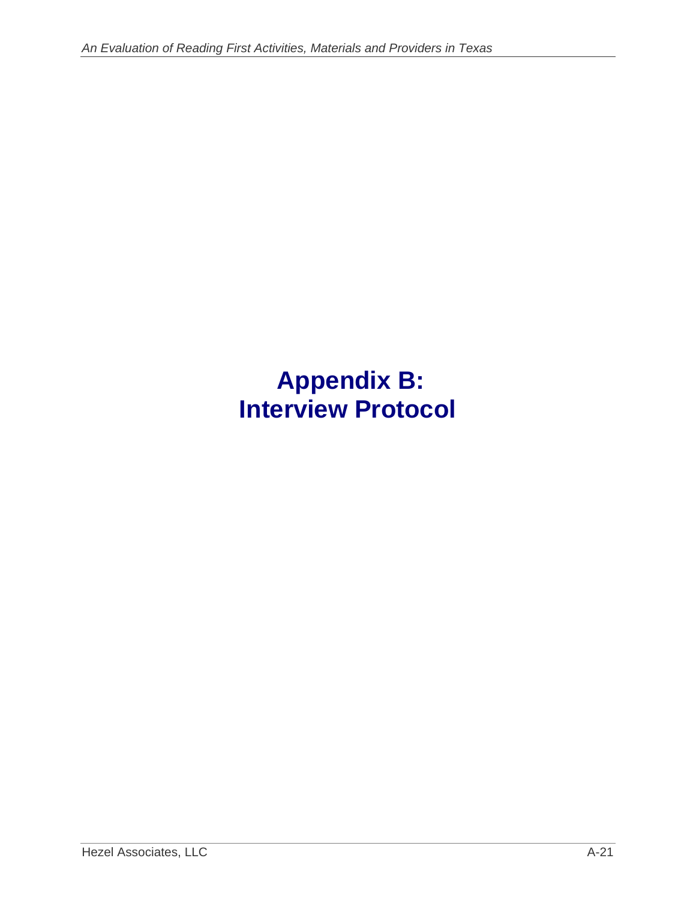# Appendix B: Interview Protocol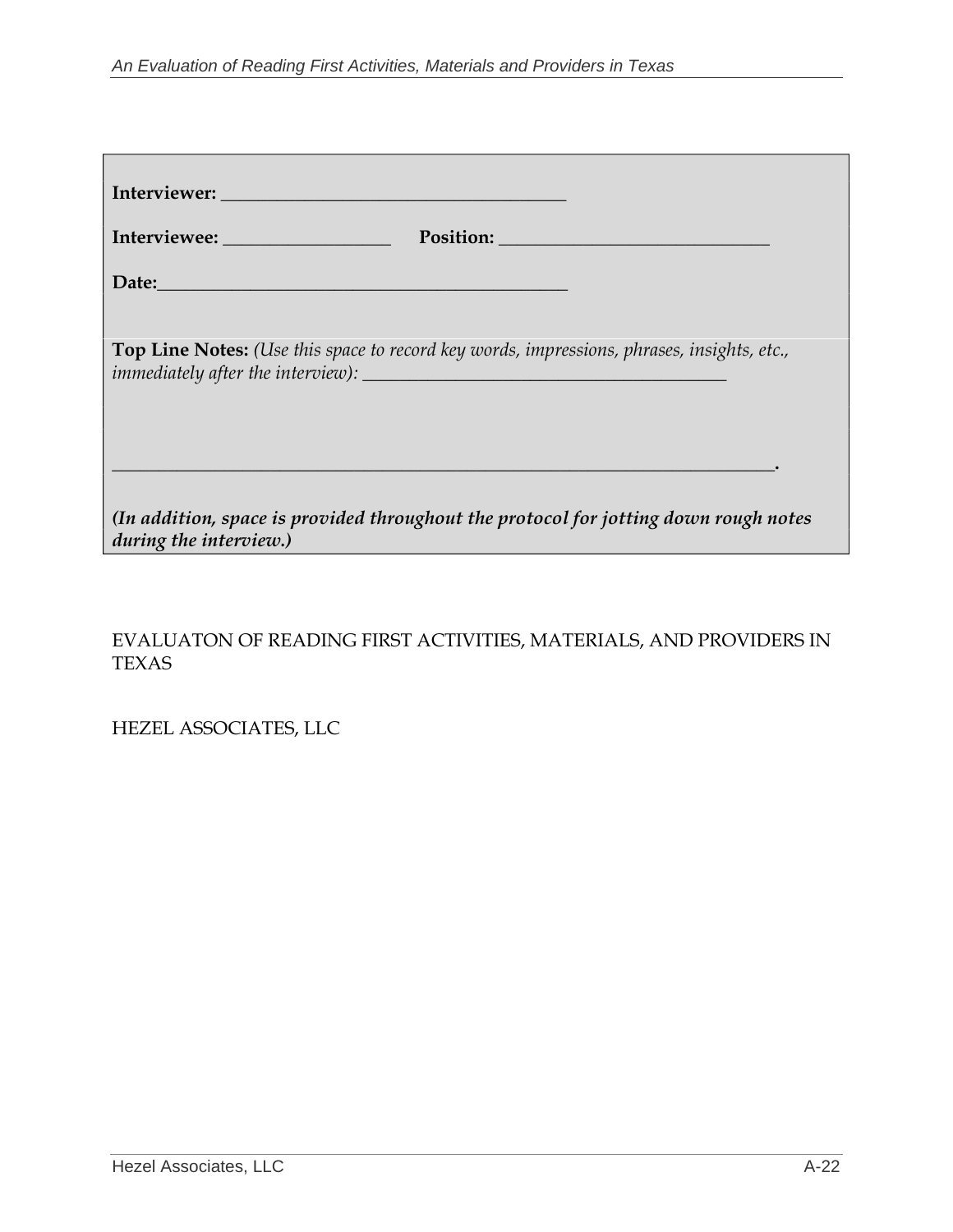**Interviewer:** ______________________________________

**Interviewee:** __________________ **Position:** ______________________________

**Date:**_____________________________________________

**Top Line Notes:** *(Use this space to record key words, impressions, phrases, insights, etc., immediately after the interview):* ________________________________________

_____________________________________________________________________________.

***(In addition, space is provided throughout the protocol for jotting down rough notes during the interview.)***

EVALUATON OF READING FIRST ACTIVITIES, MATERIALS, AND PROVIDERS IN TEXAS

HEZEL ASSOCIATES, LLC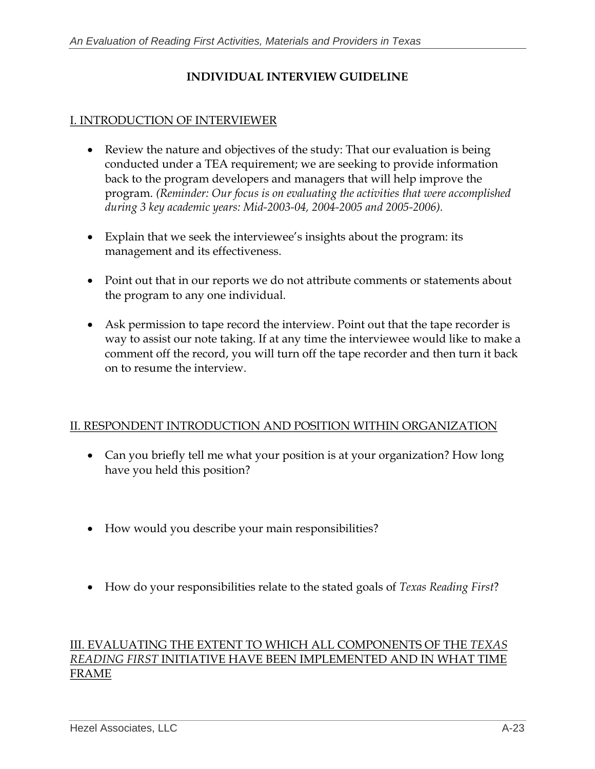## INDIVIDUAL INTERVIEW GUIDELINE

### I. INTRODUCTION OF INTERVIEWER

- Review the nature and objectives of the study: That our evaluation is being conducted under a TEA requirement; we are seeking to provide information back to the program developers and managers that will help improve the program. *(Reminder: Our focus is on evaluating the activities that were accomplished during 3 key academic years: Mid-2003-04, 2004-2005 and 2005-2006).*

- Explain that we seek the interviewee's insights about the program: its management and its effectiveness.

- Point out that in our reports we do not attribute comments or statements about the program to any one individual.

- Ask permission to tape record the interview. Point out that the tape recorder is way to assist our note taking. If at any time the interviewee would like to make a comment off the record, you will turn off the tape recorder and then turn it back on to resume the interview.

### II. RESPONDENT INTRODUCTION AND POSITION WITHIN ORGANIZATION

- Can you briefly tell me what your position is at your organization? How long have you held this position?

- How would you describe your main responsibilities?

- How do your responsibilities relate to the stated goals of *Texas Reading First*?

### III. EVALUATING THE EXTENT TO WHICH ALL COMPONENTS OF THE *TEXAS READING FIRST* INITIATIVE HAVE BEEN IMPLEMENTED AND IN WHAT TIME FRAME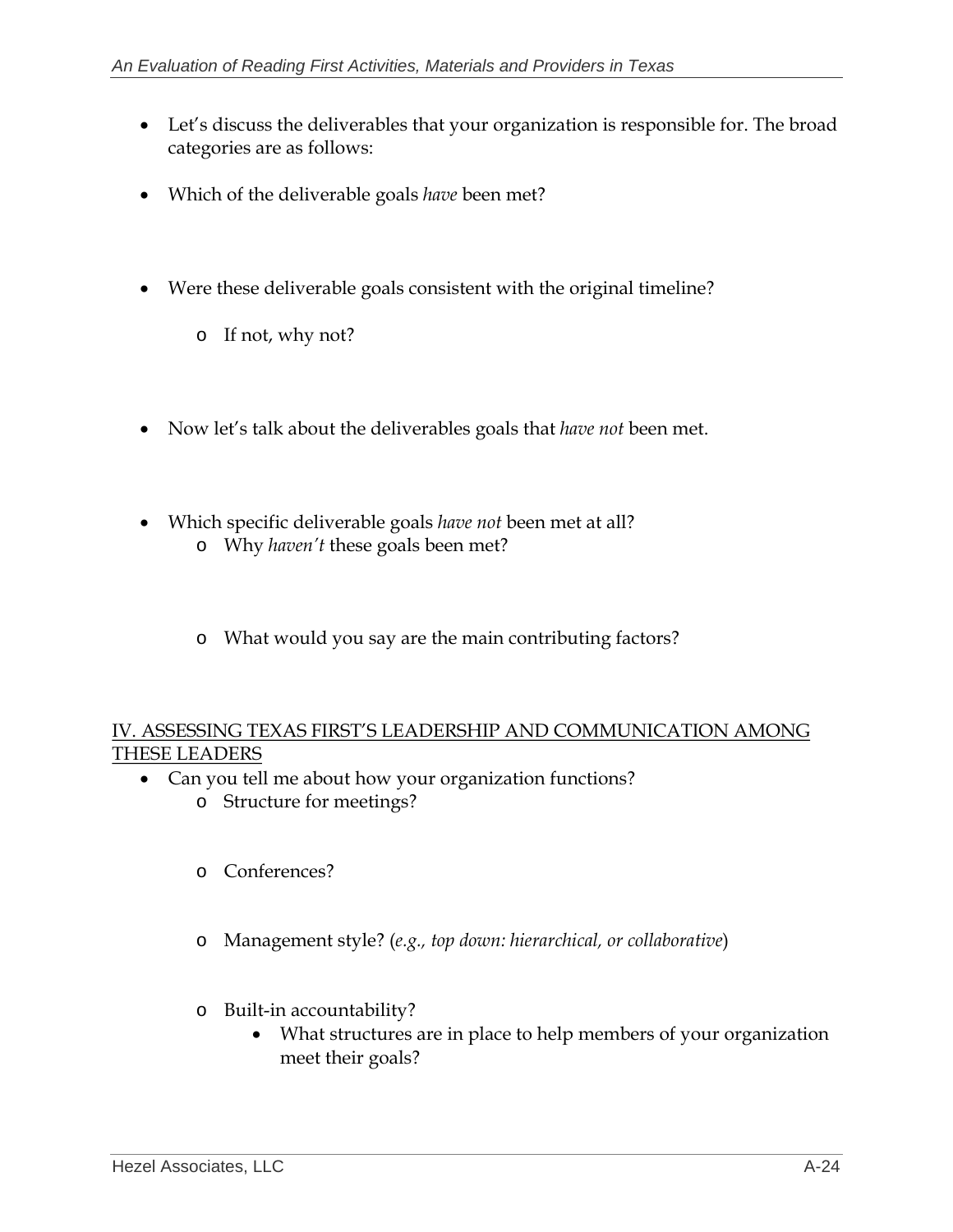- Let's discuss the deliverables that your organization is responsible for. The broad categories are as follows:

- Which of the deliverable goals *have* been met?

- Were these deliverable goals consistent with the original timeline?
    - If not, why not?

- Now let's talk about the deliverables goals that *have not* been met.

- Which specific deliverable goals *have not* been met at all?
    - Why *haven't* these goals been met?

    - What would you say are the main contributing factors?

## IV. ASSESSING TEXAS FIRST'S LEADERSHIP AND COMMUNICATION AMONG THESE LEADERS

- Can you tell me about how your organization functions?
    - Structure for meetings?

    - Conferences?

    - Management style? (*e.g., top down: hierarchical, or collaborative*)

    - Built-in accountability?
        - What structures are in place to help members of your organization meet their goals?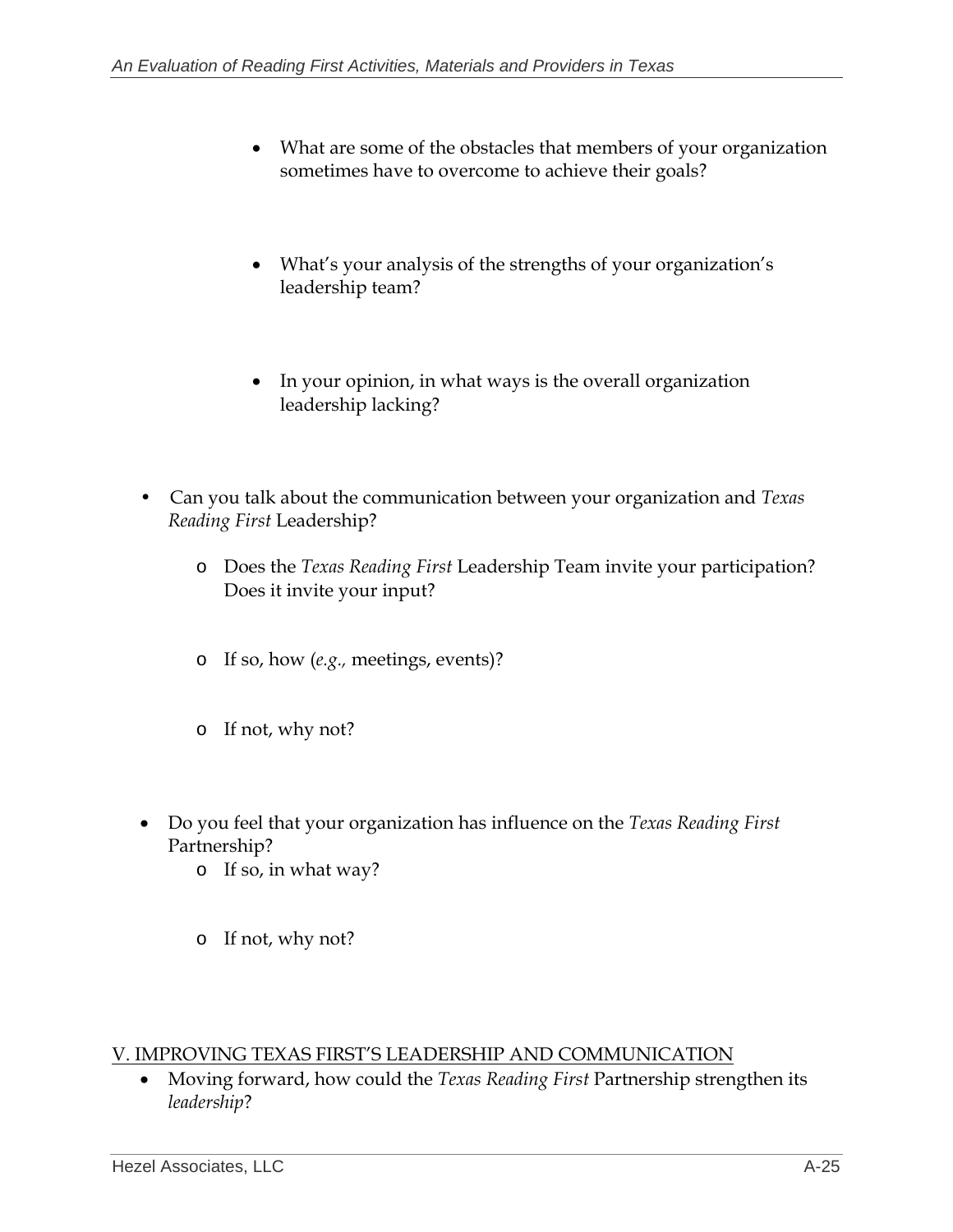- What are some of the obstacles that members of your organization sometimes have to overcome to achieve their goals?

- What's your analysis of the strengths of your organization's leadership team?

- In your opinion, in what ways is the overall organization leadership lacking?

- Can you talk about the communication between your organization and *Texas Reading First* Leadership?
  - Does the *Texas Reading First* Leadership Team invite your participation? Does it invite your input?
  - If so, how (*e.g.,* meetings, events)?
  - If not, why not?

- Do you feel that your organization has influence on the *Texas Reading First* Partnership?
  - If so, in what way?
  - If not, why not?

## V. IMPROVING TEXAS FIRST'S LEADERSHIP AND COMMUNICATION

- Moving forward, how could the *Texas Reading First* Partnership strengthen its *leadership*?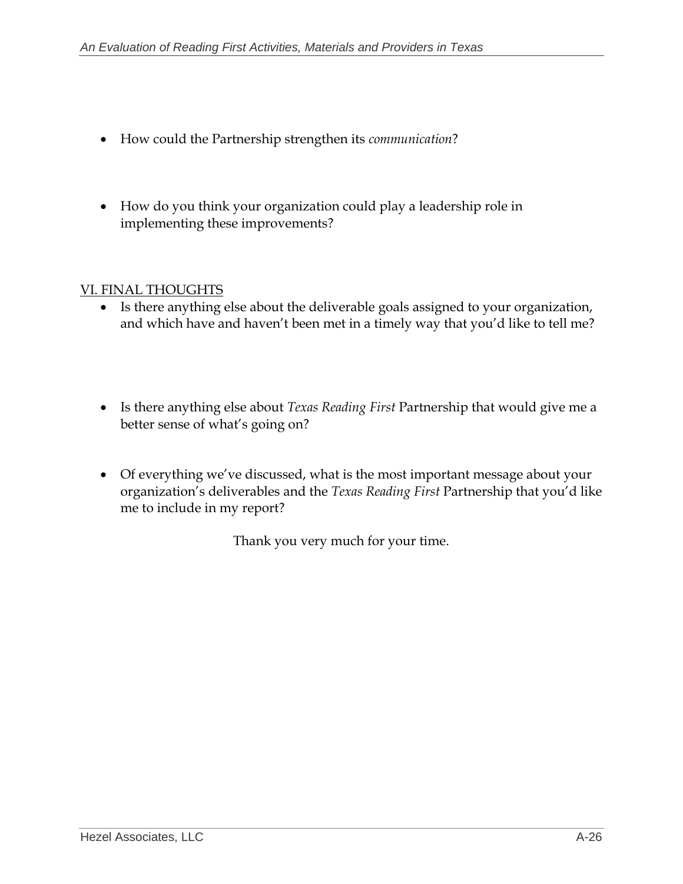- How could the Partnership strengthen its *communication*?

- How do you think your organization could play a leadership role in implementing these improvements?

VI. FINAL THOUGHTS

- Is there anything else about the deliverable goals assigned to your organization, and which have and haven't been met in a timely way that you'd like to tell me?

- Is there anything else about *Texas Reading First* Partnership that would give me a better sense of what's going on?

- Of everything we've discussed, what is the most important message about your organization's deliverables and the *Texas Reading First* Partnership that you'd like me to include in my report?

Thank you very much for your time.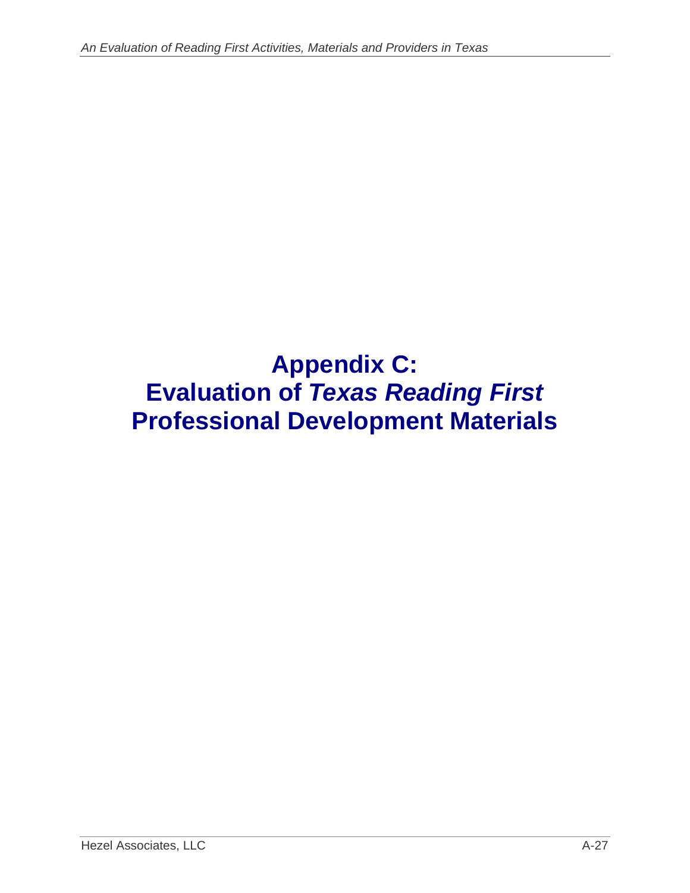# Appendix C: Evaluation of *Texas Reading First* Professional Development Materials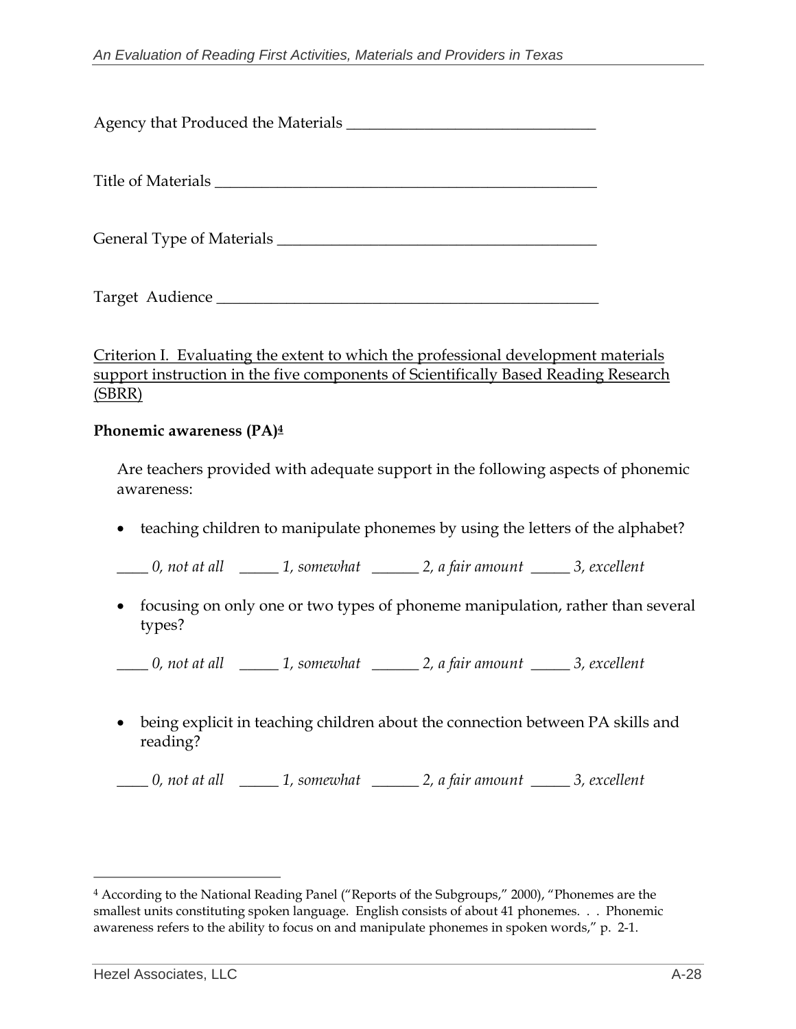Agency that Produced the Materials ________________________________

Title of Materials __________________________________________________

General Type of Materials ________________________________________

Target Audience ____________________________________________________

Criterion I. Evaluating the extent to which the professional development materials support instruction in the five components of Scientifically Based Reading Research (SBRR)

**Phonemic awareness (PA)[4]**

Are teachers provided with adequate support in the following aspects of phonemic awareness:

- teaching children to manipulate phonemes by using the letters of the alphabet?

*____ 0, not at all  _____ 1, somewhat  ______ 2, a fair amount  _____ 3, excellent*

- focusing on only one or two types of phoneme manipulation, rather than several types?

*____ 0, not at all  _____ 1, somewhat  ______ 2, a fair amount  _____ 3, excellent*

- being explicit in teaching children about the connection between PA skills and reading?

*____ 0, not at all  _____ 1, somewhat  ______ 2, a fair amount  _____ 3, excellent*

---

[4] According to the National Reading Panel ("Reports of the Subgroups," 2000), "Phonemes are the smallest units constituting spoken language. English consists of about 41 phonemes. . . Phonemic awareness refers to the ability to focus on and manipulate phonemes in spoken words," p. 2-1.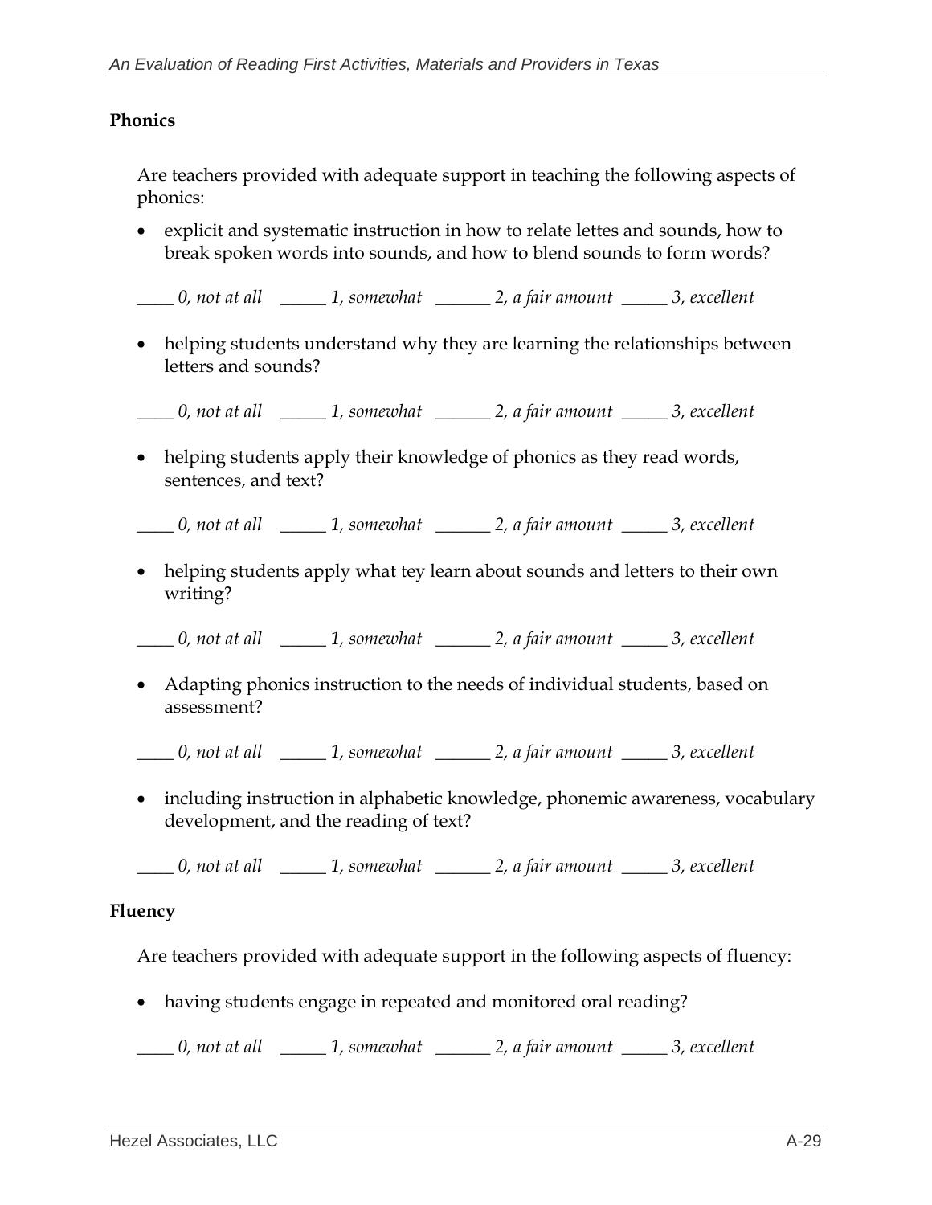**Phonics**

Are teachers provided with adequate support in teaching the following aspects of phonics:

- explicit and systematic instruction in how to relate lettes and sounds, how to break spoken words into sounds, and how to blend sounds to form words?

*____ 0, not at all   _____ 1, somewhat   ______ 2, a fair amount   _____ 3, excellent*

- helping students understand why they are learning the relationships between letters and sounds?

*____ 0, not at all   _____ 1, somewhat   ______ 2, a fair amount   _____ 3, excellent*

- helping students apply their knowledge of phonics as they read words, sentences, and text?

*____ 0, not at all   _____ 1, somewhat   ______ 2, a fair amount   _____ 3, excellent*

- helping students apply what tey learn about sounds and letters to their own writing?

*____ 0, not at all   _____ 1, somewhat   ______ 2, a fair amount   _____ 3, excellent*

- Adapting phonics instruction to the needs of individual students, based on assessment?

*____ 0, not at all   _____ 1, somewhat   ______ 2, a fair amount   _____ 3, excellent*

- including instruction in alphabetic knowledge, phonemic awareness, vocabulary development, and the reading of text?

*____ 0, not at all   _____ 1, somewhat   ______ 2, a fair amount   _____ 3, excellent*

**Fluency**

Are teachers provided with adequate support in the following aspects of fluency:

- having students engage in repeated and monitored oral reading?

*____ 0, not at all   _____ 1, somewhat   ______ 2, a fair amount   _____ 3, excellent*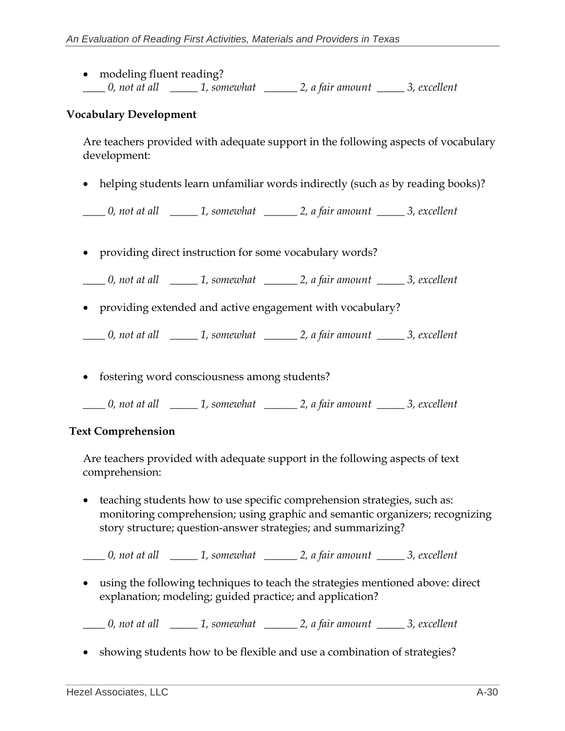- modeling fluent reading?

  *____ 0, not at all   _____ 1, somewhat   ______ 2, a fair amount   _____ 3, excellent*

**Vocabulary Development**

Are teachers provided with adequate support in the following aspects of vocabulary development:

- helping students learn unfamiliar words indirectly (such as by reading books)?

  *____ 0, not at all   _____ 1, somewhat   ______ 2, a fair amount   _____ 3, excellent*

- providing direct instruction for some vocabulary words?

  *____ 0, not at all   _____ 1, somewhat   ______ 2, a fair amount   _____ 3, excellent*

- providing extended and active engagement with vocabulary?

  *____ 0, not at all   _____ 1, somewhat   ______ 2, a fair amount   _____ 3, excellent*

- fostering word consciousness among students?

  *____ 0, not at all   _____ 1, somewhat   ______ 2, a fair amount   _____ 3, excellent*

**Text Comprehension**

Are teachers provided with adequate support in the following aspects of text comprehension:

- teaching students how to use specific comprehension strategies, such as: monitoring comprehension; using graphic and semantic organizers; recognizing story structure; question-answer strategies; and summarizing?

  *____ 0, not at all   _____ 1, somewhat   ______ 2, a fair amount   _____ 3, excellent*

- using the following techniques to teach the strategies mentioned above: direct explanation; modeling; guided practice; and application?

  *____ 0, not at all   _____ 1, somewhat   ______ 2, a fair amount   _____ 3, excellent*

- showing students how to be flexible and use a combination of strategies?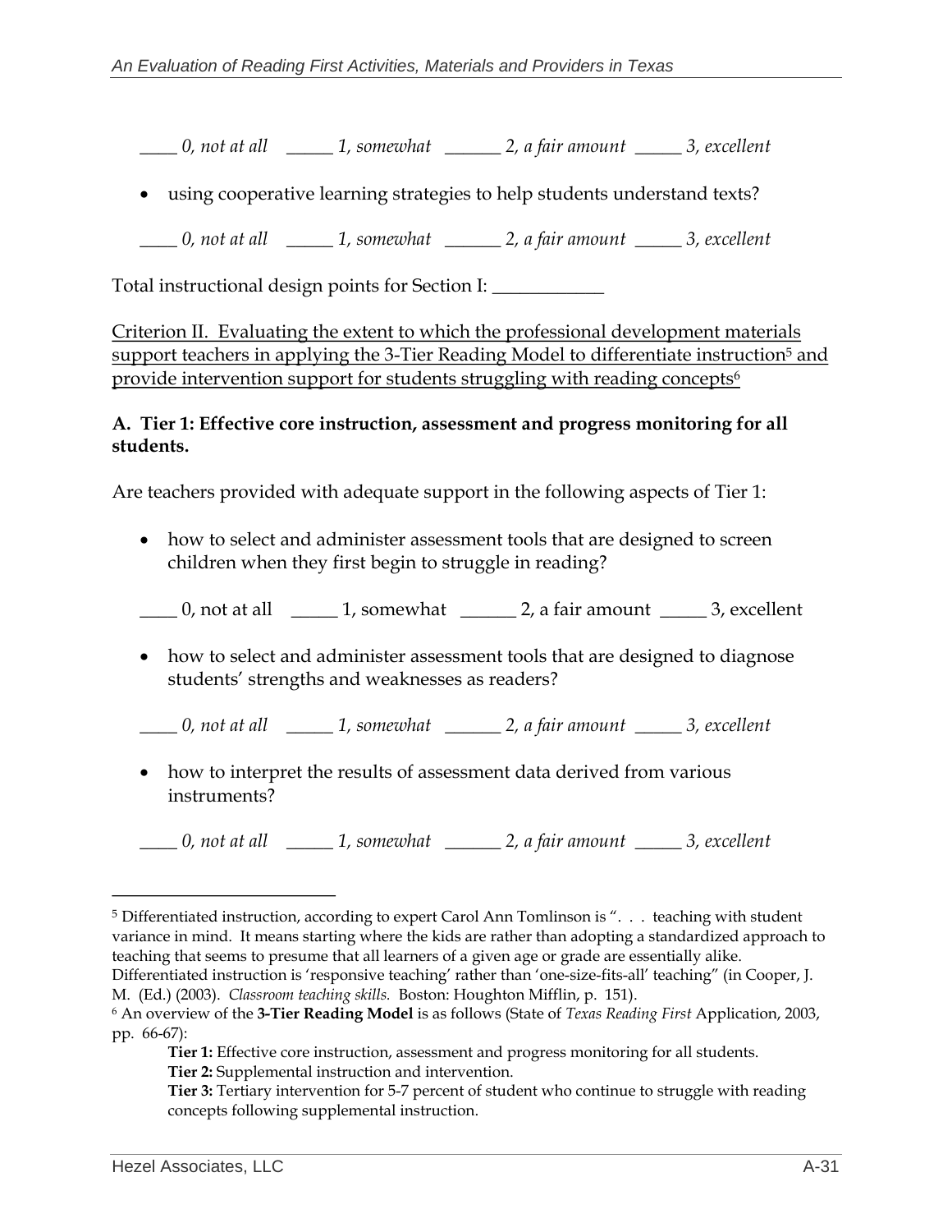*____ 0, not at all _____ 1, somewhat ______ 2, a fair amount _____ 3, excellent*

- using cooperative learning strategies to help students understand texts?

*____ 0, not at all _____ 1, somewhat ______ 2, a fair amount _____ 3, excellent*

Total instructional design points for Section I: ____________

<u>Criterion II. Evaluating the extent to which the professional development materials support teachers in applying the 3-Tier Reading Model to differentiate instruction[5] and provide intervention support for students struggling with reading concepts[6]</u>

**A. Tier 1: Effective core instruction, assessment and progress monitoring for all students.**

Are teachers provided with adequate support in the following aspects of Tier 1:

- how to select and administer assessment tools that are designed to screen children when they first begin to struggle in reading?

____ 0, not at all _____ 1, somewhat ______ 2, a fair amount _____ 3, excellent

- how to select and administer assessment tools that are designed to diagnose students' strengths and weaknesses as readers?

*____ 0, not at all _____ 1, somewhat ______ 2, a fair amount _____ 3, excellent*

- how to interpret the results of assessment data derived from various instruments?

*____ 0, not at all _____ 1, somewhat ______ 2, a fair amount _____ 3, excellent*

---

[5] Differentiated instruction, according to expert Carol Ann Tomlinson is ". . . teaching with student variance in mind. It means starting where the kids are rather than adopting a standardized approach to teaching that seems to presume that all learners of a given age or grade are essentially alike. Differentiated instruction is 'responsive teaching' rather than 'one-size-fits-all' teaching" (in Cooper, J. M. (Ed.) (2003). *Classroom teaching skills.* Boston: Houghton Mifflin, p. 151).

[6] An overview of the **3-Tier Reading Model** is as follows (State of *Texas Reading First* Application, 2003, pp. 66-67):

**Tier 1:** Effective core instruction, assessment and progress monitoring for all students.
**Tier 2:** Supplemental instruction and intervention.
**Tier 3:** Tertiary intervention for 5-7 percent of student who continue to struggle with reading concepts following supplemental instruction.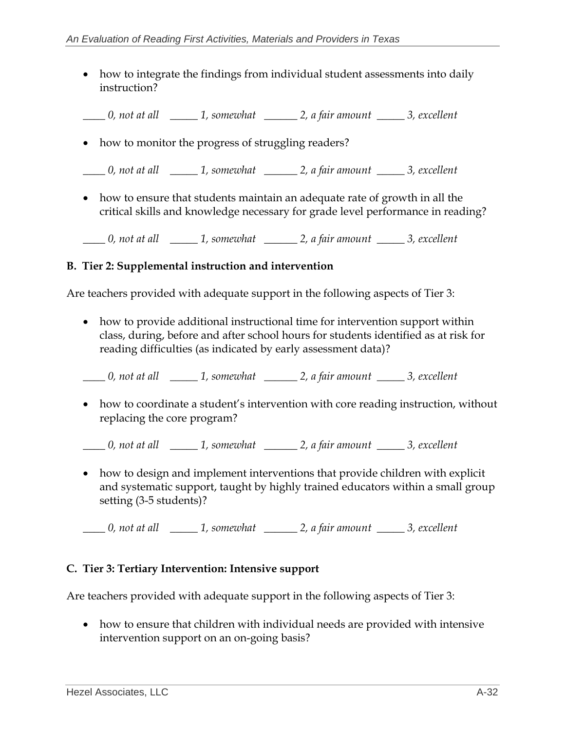- how to integrate the findings from individual student assessments into daily instruction?

*____ 0, not at all  _____ 1, somewhat  ______ 2, a fair amount  _____ 3, excellent*

- how to monitor the progress of struggling readers?

*____ 0, not at all  _____ 1, somewhat  ______ 2, a fair amount  _____ 3, excellent*

- how to ensure that students maintain an adequate rate of growth in all the critical skills and knowledge necessary for grade level performance in reading?

*____ 0, not at all  _____ 1, somewhat  ______ 2, a fair amount  _____ 3, excellent*

**B. Tier 2: Supplemental instruction and intervention**

Are teachers provided with adequate support in the following aspects of Tier 3:

- how to provide additional instructional time for intervention support within class, during, before and after school hours for students identified as at risk for reading difficulties (as indicated by early assessment data)?

*____ 0, not at all  _____ 1, somewhat  ______ 2, a fair amount  _____ 3, excellent*

- how to coordinate a student's intervention with core reading instruction, without replacing the core program?

*____ 0, not at all  _____ 1, somewhat  ______ 2, a fair amount  _____ 3, excellent*

- how to design and implement interventions that provide children with explicit and systematic support, taught by highly trained educators within a small group setting (3-5 students)?

*____ 0, not at all  _____ 1, somewhat  ______ 2, a fair amount  _____ 3, excellent*

**C. Tier 3: Tertiary Intervention: Intensive support**

Are teachers provided with adequate support in the following aspects of Tier 3:

- how to ensure that children with individual needs are provided with intensive intervention support on an on-going basis?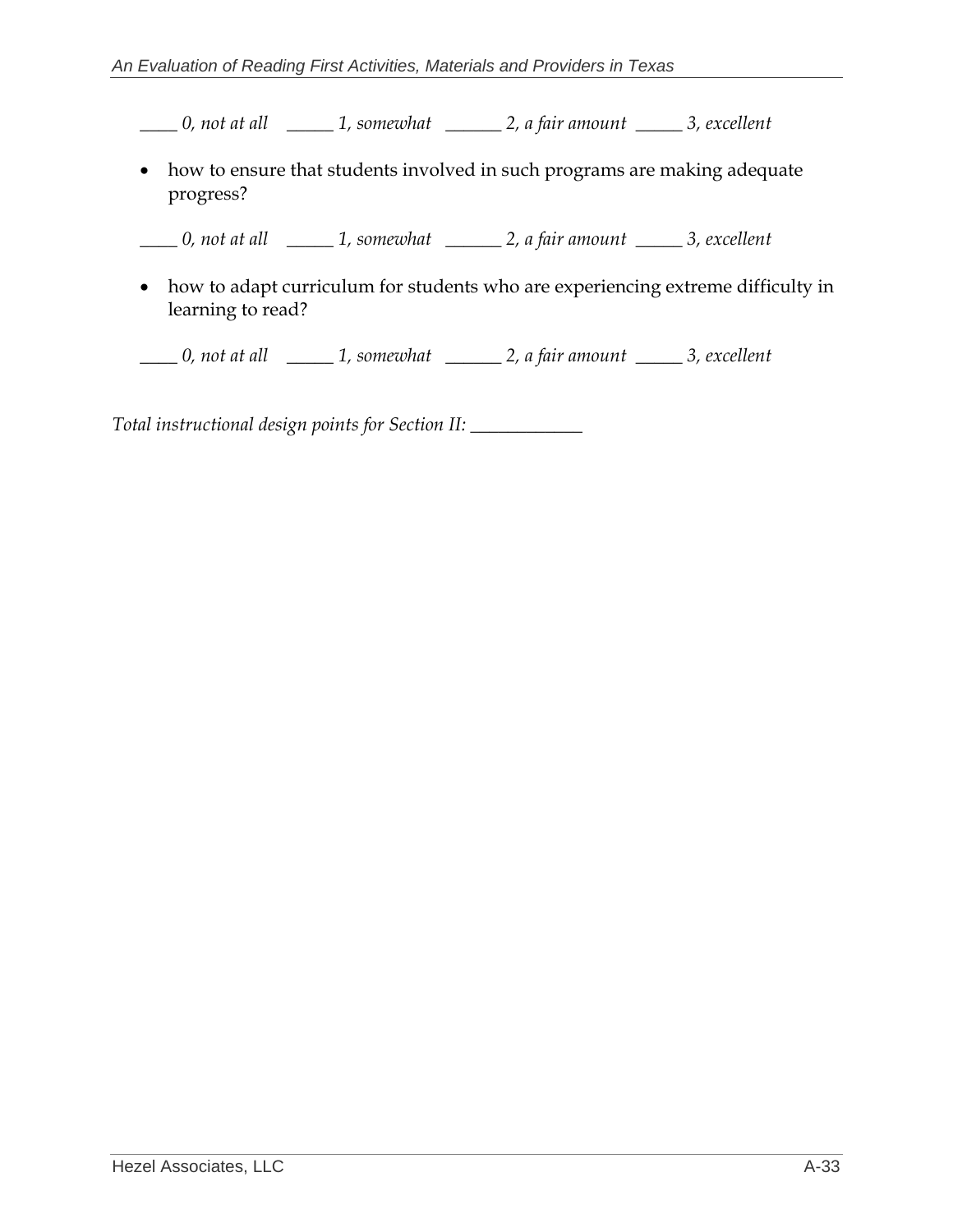*____ 0, not at all   _____ 1, somewhat   ______ 2, a fair amount  _____ 3, excellent*

- how to ensure that students involved in such programs are making adequate progress?

*____ 0, not at all   _____ 1, somewhat   ______ 2, a fair amount  _____ 3, excellent*

- how to adapt curriculum for students who are experiencing extreme difficulty in learning to read?

*____ 0, not at all   _____ 1, somewhat   ______ 2, a fair amount  _____ 3, excellent*

*Total instructional design points for Section II: ____________*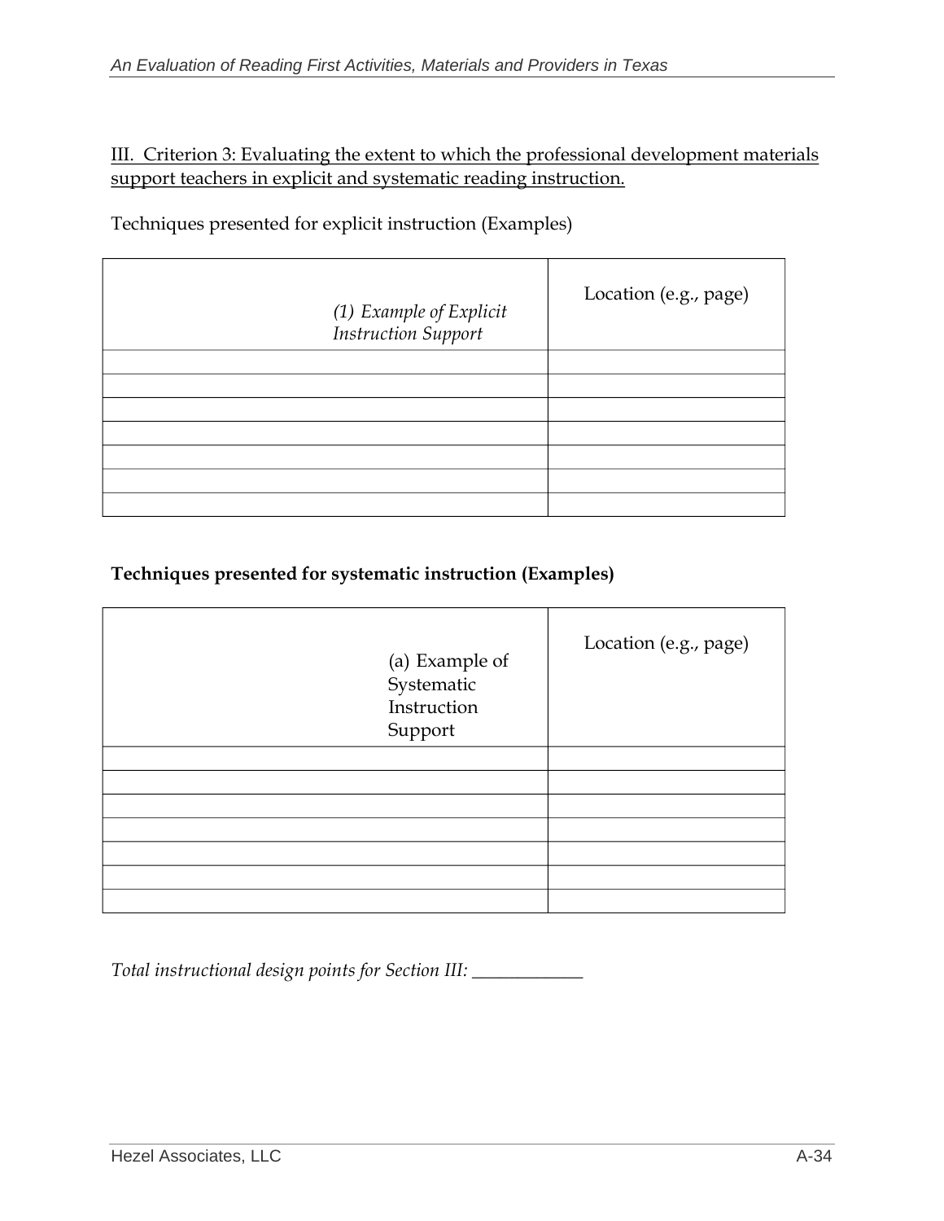III. Criterion 3: Evaluating the extent to which the professional development materials support teachers in explicit and systematic reading instruction.

Techniques presented for explicit instruction (Examples)

| *(1) Example of Explicit Instruction Support* | Location (e.g., page) |
|---|---|
| | |
| | |
| | |
| | |
| | |
| | |
| | |

**Techniques presented for systematic instruction (Examples)**

| (a) Example of Systematic Instruction Support | Location (e.g., page) |
|---|---|
| | |
| | |
| | |
| | |
| | |
| | |
| | |

*Total instructional design points for Section III:* ____________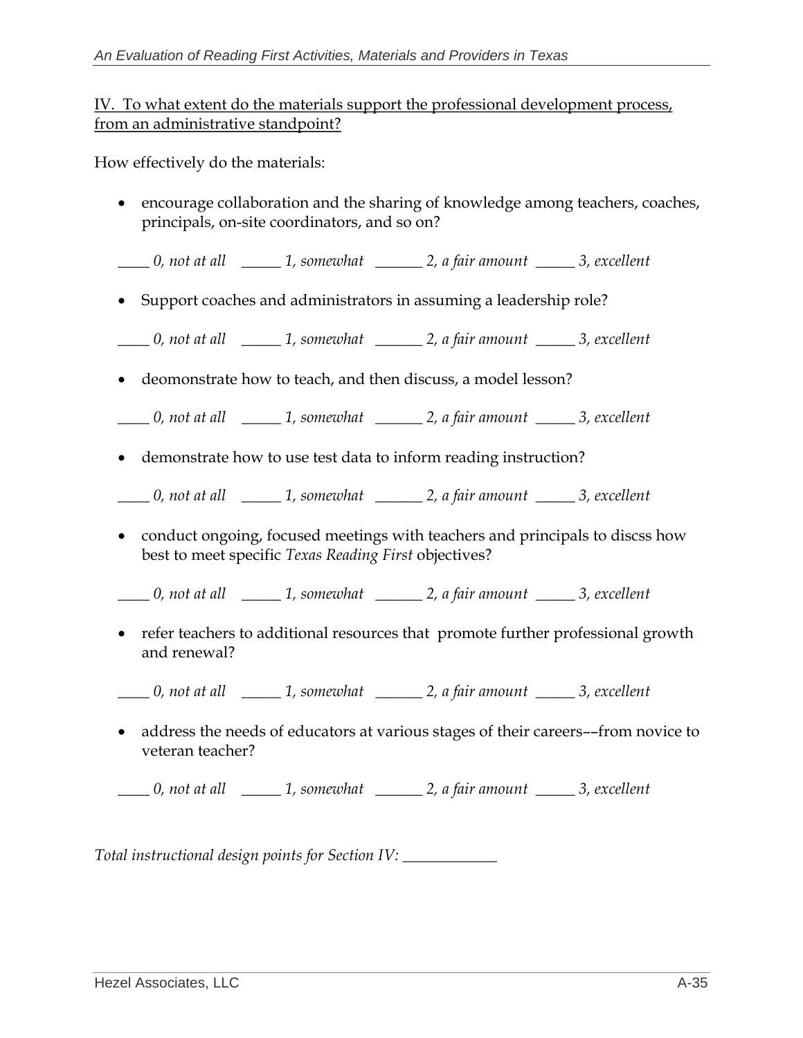IV. To what extent do the materials support the professional development process, from an administrative standpoint?

How effectively do the materials:

- encourage collaboration and the sharing of knowledge among teachers, coaches, principals, on-site coordinators, and so on?

*____ 0, not at all _____ 1, somewhat ______ 2, a fair amount _____ 3, excellent*

- Support coaches and administrators in assuming a leadership role?

*____ 0, not at all _____ 1, somewhat ______ 2, a fair amount _____ 3, excellent*

- deomonstrate how to teach, and then discuss, a model lesson?

*____ 0, not at all _____ 1, somewhat ______ 2, a fair amount _____ 3, excellent*

- demonstrate how to use test data to inform reading instruction?

*____ 0, not at all _____ 1, somewhat ______ 2, a fair amount _____ 3, excellent*

- conduct ongoing, focused meetings with teachers and principals to discss how best to meet specific *Texas Reading First* objectives?

*____ 0, not at all _____ 1, somewhat ______ 2, a fair amount _____ 3, excellent*

- refer teachers to additional resources that promote further professional growth and renewal?

*____ 0, not at all _____ 1, somewhat ______ 2, a fair amount _____ 3, excellent*

- address the needs of educators at various stages of their careers––from novice to veteran teacher?

*____ 0, not at all _____ 1, somewhat ______ 2, a fair amount _____ 3, excellent*

*Total instructional design points for Section IV:* ____________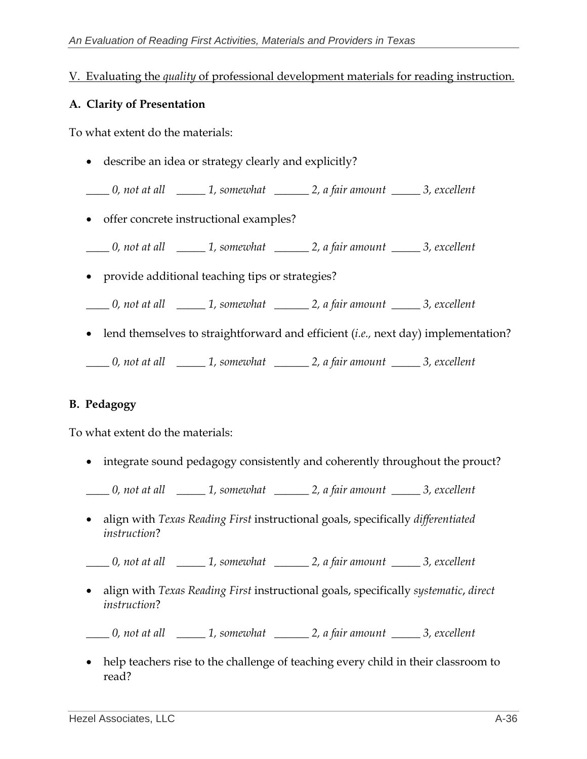V. Evaluating the *quality* of professional development materials for reading instruction.

**A. Clarity of Presentation**

To what extent do the materials:

- describe an idea or strategy clearly and explicitly?

____ *0, not at all* _____ *1, somewhat* ______ *2, a fair amount* _____ *3, excellent*

- offer concrete instructional examples?

____ *0, not at all* _____ *1, somewhat* ______ *2, a fair amount* _____ *3, excellent*

- provide additional teaching tips or strategies?

____ *0, not at all* _____ *1, somewhat* ______ *2, a fair amount* _____ *3, excellent*

- lend themselves to straightforward and efficient (*i.e.,* next day) implementation?

____ *0, not at all* _____ *1, somewhat* ______ *2, a fair amount* _____ *3, excellent*

**B. Pedagogy**

To what extent do the materials:

- integrate sound pedagogy consistently and coherently throughout the prouct?

____ *0, not at all* _____ *1, somewhat* ______ *2, a fair amount* _____ *3, excellent*

- align with *Texas Reading First* instructional goals, specifically *differentiated instruction*?

____ *0, not at all* _____ *1, somewhat* ______ *2, a fair amount* _____ *3, excellent*

- align with *Texas Reading First* instructional goals, specifically *systematic*, *direct instruction*?

____ *0, not at all* _____ *1, somewhat* ______ *2, a fair amount* _____ *3, excellent*

- help teachers rise to the challenge of teaching every child in their classroom to read?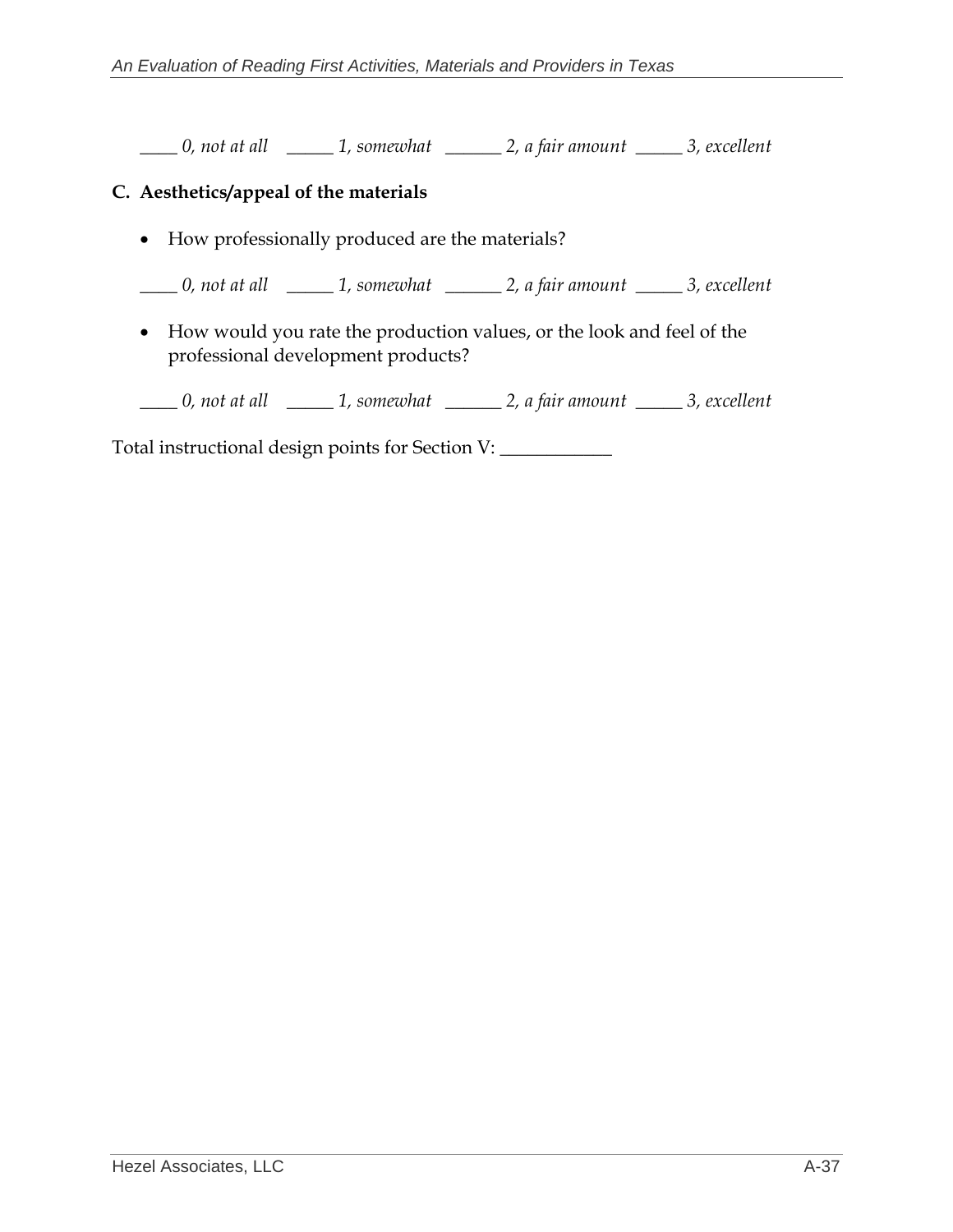*____ 0, not at all  _____ 1, somewhat  ______ 2, a fair amount  _____ 3, excellent*

**C. Aesthetics/appeal of the materials**

- How professionally produced are the materials?

*____ 0, not at all  _____ 1, somewhat  ______ 2, a fair amount  _____ 3, excellent*

- How would you rate the production values, or the look and feel of the professional development products?

*____ 0, not at all  _____ 1, somewhat  ______ 2, a fair amount  _____ 3, excellent*

Total instructional design points for Section V: ____________